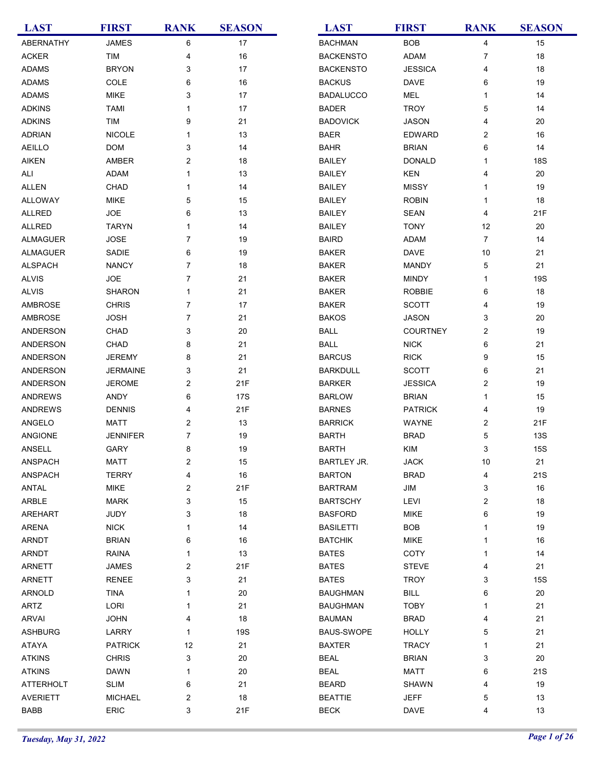| LAST | FIRST | RANK | SEASON |
|---|---|---|---|
| ABERNATHY | JAMES | 6 | 17 |
| ACKER | TIM | 4 | 16 |
| ADAMS | BRYON | 3 | 17 |
| ADAMS | COLE | 6 | 16 |
| ADAMS | MIKE | 3 | 17 |
| ADKINS | TAMI | 1 | 17 |
| ADKINS | TIM | 9 | 21 |
| ADRIAN | NICOLE | 1 | 13 |
| AEILLO | DOM | 3 | 14 |
| AIKEN | AMBER | 2 | 18 |
| ALI | ADAM | 1 | 13 |
| ALLEN | CHAD | 1 | 14 |
| ALLOWAY | MIKE | 5 | 15 |
| ALLRED | JOE | 6 | 13 |
| ALLRED | TARYN | 1 | 14 |
| ALMAGUER | JOSE | 7 | 19 |
| ALMAGUER | SADIE | 6 | 19 |
| ALSPACH | NANCY | 7 | 18 |
| ALVIS | JOE | 7 | 21 |
| ALVIS | SHARON | 1 | 21 |
| AMBROSE | CHRIS | 7 | 17 |
| AMBROSE | JOSH | 7 | 21 |
| ANDERSON | CHAD | 3 | 20 |
| ANDERSON | CHAD | 8 | 21 |
| ANDERSON | JEREMY | 8 | 21 |
| ANDERSON | JERMAINE | 3 | 21 |
| ANDERSON | JEROME | 2 | 21F |
| ANDREWS | ANDY | 6 | 17S |
| ANDREWS | DENNIS | 4 | 21F |
| ANGELO | MATT | 2 | 13 |
| ANGIONE | JENNIFER | 7 | 19 |
| ANSELL | GARY | 8 | 19 |
| ANSPACH | MATT | 2 | 15 |
| ANSPACH | TERRY | 4 | 16 |
| ANTAL | MIKE | 2 | 21F |
| ARBLE | MARK | 3 | 15 |
| AREHART | JUDY | 3 | 18 |
| ARENA | NICK | 1 | 14 |
| ARNDT | BRIAN | 6 | 16 |
| ARNDT | RAINA | 1 | 13 |
| ARNETT | JAMES | 2 | 21F |
| ARNETT | RENEE | 3 | 21 |
| ARNOLD | TINA | 1 | 20 |
| ARTZ | LORI | 1 | 21 |
| ARVAI | JOHN | 4 | 18 |
| ASHBURG | LARRY | 1 | 19S |
| ATAYA | PATRICK | 12 | 21 |
| ATKINS | CHRIS | 3 | 20 |
| ATKINS | DAWN | 1 | 20 |
| ATTERHOLT | SLIM | 6 | 21 |
| AVERIETT | MICHAEL | 2 | 18 |
| BABB | ERIC | 3 | 21F |
| BACHMAN | BOB | 4 | 15 |
| BACKENSTO | ADAM | 7 | 18 |
| BACKENSTO | JESSICA | 4 | 18 |
| BACKUS | DAVE | 6 | 19 |
| BADALUCCO | MEL | 1 | 14 |
| BADER | TROY | 5 | 14 |
| BADOVICK | JASON | 4 | 20 |
| BAER | EDWARD | 2 | 16 |
| BAHR | BRIAN | 6 | 14 |
| BAILEY | DONALD | 1 | 18S |
| BAILEY | KEN | 4 | 20 |
| BAILEY | MISSY | 1 | 19 |
| BAILEY | ROBIN | 1 | 18 |
| BAILEY | SEAN | 4 | 21F |
| BAILEY | TONY | 12 | 20 |
| BAIRD | ADAM | 7 | 14 |
| BAKER | DAVE | 10 | 21 |
| BAKER | MANDY | 5 | 21 |
| BAKER | MINDY | 1 | 19S |
| BAKER | ROBBIE | 6 | 18 |
| BAKER | SCOTT | 4 | 19 |
| BAKOS | JASON | 3 | 20 |
| BALL | COURTNEY | 2 | 19 |
| BALL | NICK | 6 | 21 |
| BARCUS | RICK | 9 | 15 |
| BARKDULL | SCOTT | 6 | 21 |
| BARKER | JESSICA | 2 | 19 |
| BARLOW | BRIAN | 1 | 15 |
| BARNES | PATRICK | 4 | 19 |
| BARRICK | WAYNE | 2 | 21F |
| BARTH | BRAD | 5 | 13S |
| BARTH | KIM | 3 | 15S |
| BARTLEY JR. | JACK | 10 | 21 |
| BARTON | BRAD | 4 | 21S |
| BARTRAM | JIM | 3 | 16 |
| BARTSCHY | LEVI | 2 | 18 |
| BASFORD | MIKE | 6 | 19 |
| BASILETTI | BOB | 1 | 19 |
| BATCHIK | MIKE | 1 | 16 |
| BATES | COTY | 1 | 14 |
| BATES | STEVE | 4 | 21 |
| BATES | TROY | 3 | 15S |
| BAUGHMAN | BILL | 6 | 20 |
| BAUGHMAN | TOBY | 1 | 21 |
| BAUMAN | BRAD | 4 | 21 |
| BAUS-SWOPE | HOLLY | 5 | 21 |
| BAXTER | TRACY | 1 | 21 |
| BEAL | BRIAN | 3 | 20 |
| BEAL | MATT | 6 | 21S |
| BEARD | SHAWN | 4 | 19 |
| BEATTIE | JEFF | 5 | 13 |
| BECK | DAVE | 4 | 13 |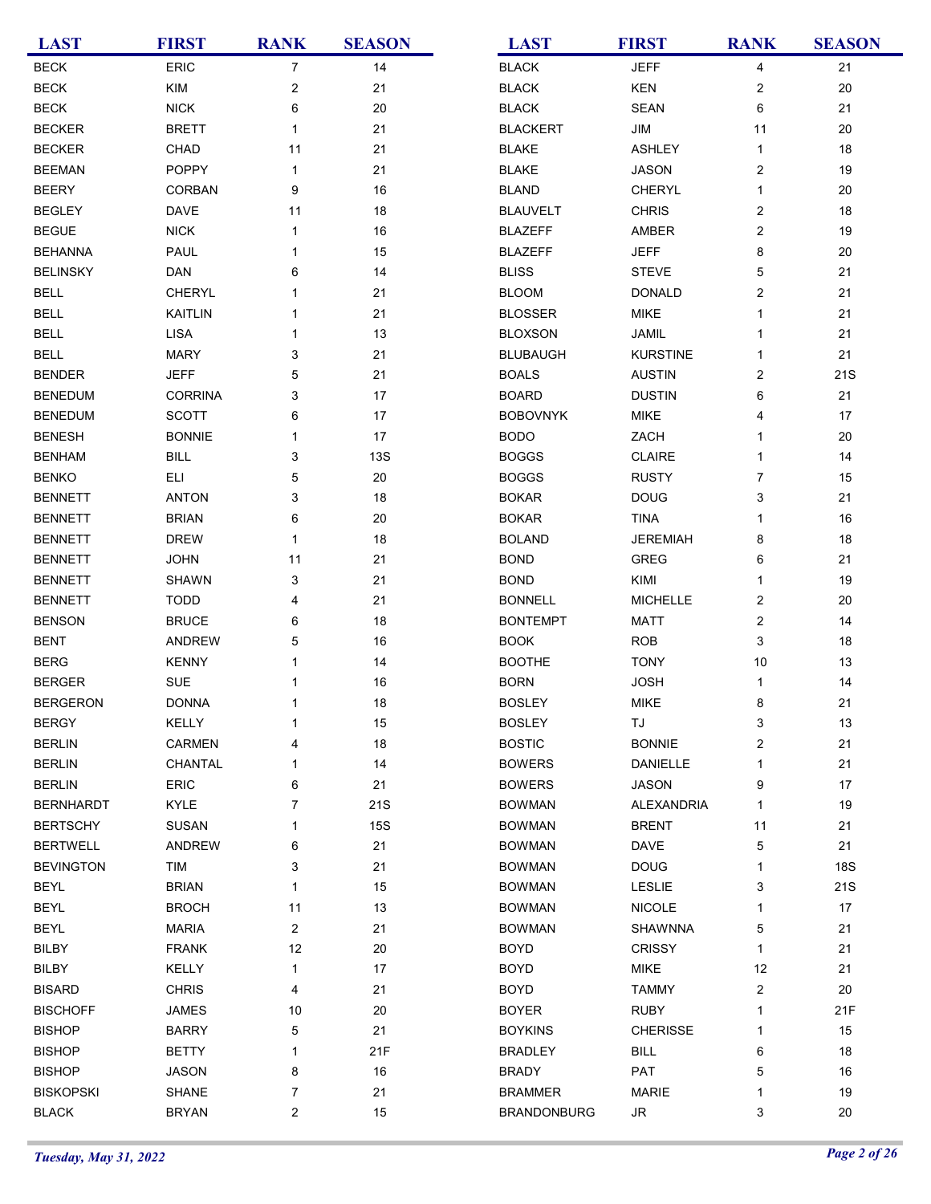| LAST | FIRST | RANK | SEASON |
|---|---|---|---|
| BECK | ERIC | 7 | 14 |
| BECK | KIM | 2 | 21 |
| BECK | NICK | 6 | 20 |
| BECKER | BRETT | 1 | 21 |
| BECKER | CHAD | 11 | 21 |
| BEEMAN | POPPY | 1 | 21 |
| BEERY | CORBAN | 9 | 16 |
| BEGLEY | DAVE | 11 | 18 |
| BEGUE | NICK | 1 | 16 |
| BEHANNA | PAUL | 1 | 15 |
| BELINSKY | DAN | 6 | 14 |
| BELL | CHERYL | 1 | 21 |
| BELL | KAITLIN | 1 | 21 |
| BELL | LISA | 1 | 13 |
| BELL | MARY | 3 | 21 |
| BENDER | JEFF | 5 | 21 |
| BENEDUM | CORRINA | 3 | 17 |
| BENEDUM | SCOTT | 6 | 17 |
| BENESH | BONNIE | 1 | 17 |
| BENHAM | BILL | 3 | 13S |
| BENKO | ELI | 5 | 20 |
| BENNETT | ANTON | 3 | 18 |
| BENNETT | BRIAN | 6 | 20 |
| BENNETT | DREW | 1 | 18 |
| BENNETT | JOHN | 11 | 21 |
| BENNETT | SHAWN | 3 | 21 |
| BENNETT | TODD | 4 | 21 |
| BENSON | BRUCE | 6 | 18 |
| BENT | ANDREW | 5 | 16 |
| BERG | KENNY | 1 | 14 |
| BERGER | SUE | 1 | 16 |
| BERGERON | DONNA | 1 | 18 |
| BERGY | KELLY | 1 | 15 |
| BERLIN | CARMEN | 4 | 18 |
| BERLIN | CHANTAL | 1 | 14 |
| BERLIN | ERIC | 6 | 21 |
| BERNHARDT | KYLE | 7 | 21S |
| BERTSCHY | SUSAN | 1 | 15S |
| BERTWELL | ANDREW | 6 | 21 |
| BEVINGTON | TIM | 3 | 21 |
| BEYL | BRIAN | 1 | 15 |
| BEYL | BROCH | 11 | 13 |
| BEYL | MARIA | 2 | 21 |
| BILBY | FRANK | 12 | 20 |
| BILBY | KELLY | 1 | 17 |
| BISARD | CHRIS | 4 | 21 |
| BISCHOFF | JAMES | 10 | 20 |
| BISHOP | BARRY | 5 | 21 |
| BISHOP | BETTY | 1 | 21F |
| BISHOP | JASON | 8 | 16 |
| BISKOPSKI | SHANE | 7 | 21 |
| BLACK | BRYAN | 2 | 15 |
| BLACK | JEFF | 4 | 21 |
| BLACK | KEN | 2 | 20 |
| BLACK | SEAN | 6 | 21 |
| BLACKERT | JIM | 11 | 20 |
| BLAKE | ASHLEY | 1 | 18 |
| BLAKE | JASON | 2 | 19 |
| BLAND | CHERYL | 1 | 20 |
| BLAUVELT | CHRIS | 2 | 18 |
| BLAZEFF | AMBER | 2 | 19 |
| BLAZEFF | JEFF | 8 | 20 |
| BLISS | STEVE | 5 | 21 |
| BLOOM | DONALD | 2 | 21 |
| BLOSSER | MIKE | 1 | 21 |
| BLOXSON | JAMIL | 1 | 21 |
| BLUBAUGH | KURSTINE | 1 | 21 |
| BOALS | AUSTIN | 2 | 21S |
| BOARD | DUSTIN | 6 | 21 |
| BOBOVNYK | MIKE | 4 | 17 |
| BODO | ZACH | 1 | 20 |
| BOGGS | CLAIRE | 1 | 14 |
| BOGGS | RUSTY | 7 | 15 |
| BOKAR | DOUG | 3 | 21 |
| BOKAR | TINA | 1 | 16 |
| BOLAND | JEREMIAH | 8 | 18 |
| BOND | GREG | 6 | 21 |
| BOND | KIMI | 1 | 19 |
| BONNELL | MICHELLE | 2 | 20 |
| BONTEMPT | MATT | 2 | 14 |
| BOOK | ROB | 3 | 18 |
| BOOTHE | TONY | 10 | 13 |
| BORN | JOSH | 1 | 14 |
| BOSLEY | MIKE | 8 | 21 |
| BOSLEY | TJ | 3 | 13 |
| BOSTIC | BONNIE | 2 | 21 |
| BOWERS | DANIELLE | 1 | 21 |
| BOWERS | JASON | 9 | 17 |
| BOWMAN | ALEXANDRIA | 1 | 19 |
| BOWMAN | BRENT | 11 | 21 |
| BOWMAN | DAVE | 5 | 21 |
| BOWMAN | DOUG | 1 | 18S |
| BOWMAN | LESLIE | 3 | 21S |
| BOWMAN | NICOLE | 1 | 17 |
| BOWMAN | SHAWNNA | 5 | 21 |
| BOYD | CRISSY | 1 | 21 |
| BOYD | MIKE | 12 | 21 |
| BOYD | TAMMY | 2 | 20 |
| BOYER | RUBY | 1 | 21F |
| BOYKINS | CHERISSE | 1 | 15 |
| BRADLEY | BILL | 6 | 18 |
| BRADY | PAT | 5 | 16 |
| BRAMMER | MARIE | 1 | 19 |
| BRANDONBURG | JR | 3 | 20 |

*Tuesday, May 31, 2022*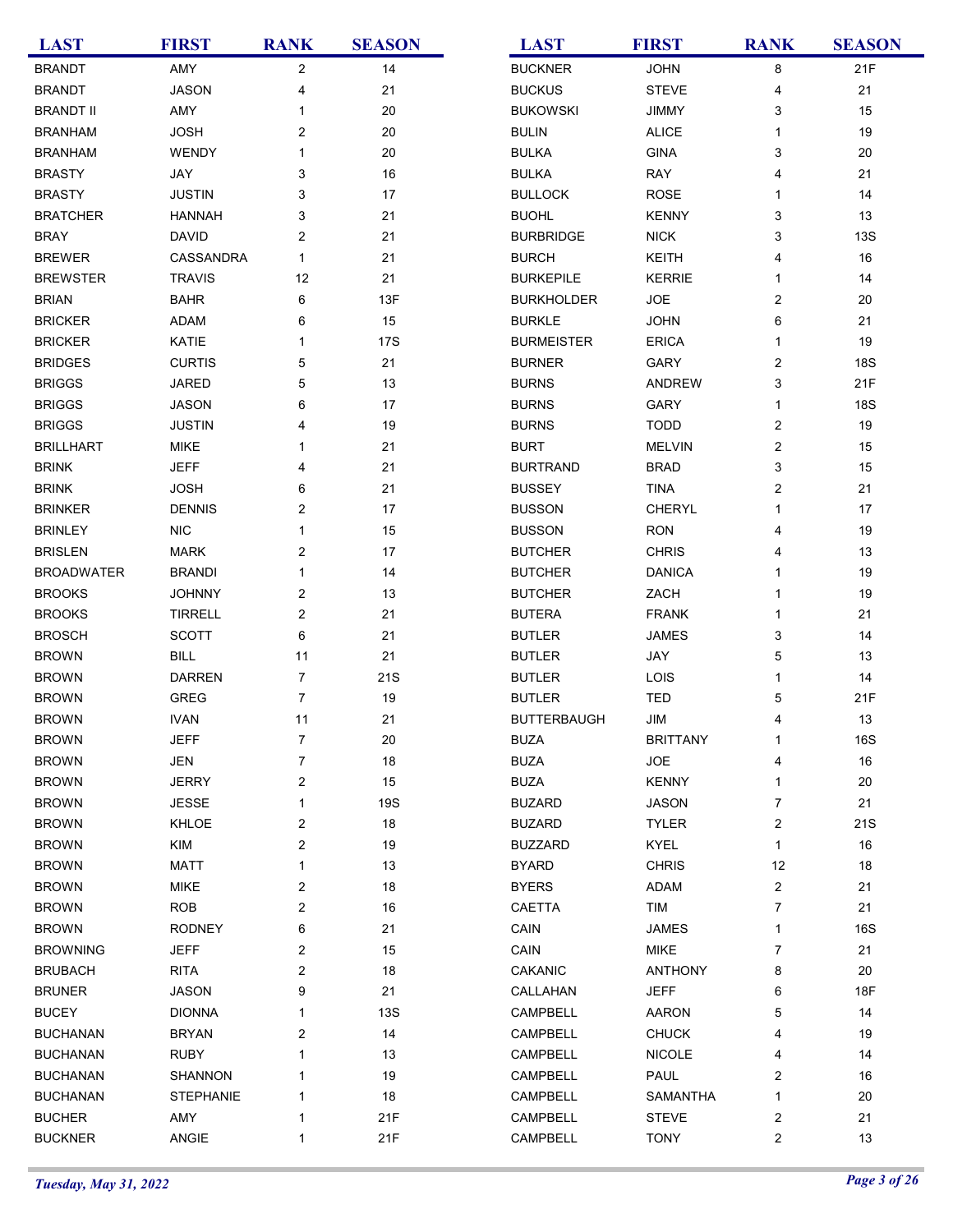| LAST | FIRST | RANK | SEASON |
|---|---|---|---|
| BRANDT | AMY | 2 | 14 |
| BRANDT | JASON | 4 | 21 |
| BRANDT II | AMY | 1 | 20 |
| BRANHAM | JOSH | 2 | 20 |
| BRANHAM | WENDY | 1 | 20 |
| BRASTY | JAY | 3 | 16 |
| BRASTY | JUSTIN | 3 | 17 |
| BRATCHER | HANNAH | 3 | 21 |
| BRAY | DAVID | 2 | 21 |
| BREWER | CASSANDRA | 1 | 21 |
| BREWSTER | TRAVIS | 12 | 21 |
| BRIAN | BAHR | 6 | 13F |
| BRICKER | ADAM | 6 | 15 |
| BRICKER | KATIE | 1 | 17S |
| BRIDGES | CURTIS | 5 | 21 |
| BRIGGS | JARED | 5 | 13 |
| BRIGGS | JASON | 6 | 17 |
| BRIGGS | JUSTIN | 4 | 19 |
| BRILLHART | MIKE | 1 | 21 |
| BRINK | JEFF | 4 | 21 |
| BRINK | JOSH | 6 | 21 |
| BRINKER | DENNIS | 2 | 17 |
| BRINLEY | NIC | 1 | 15 |
| BRISLEN | MARK | 2 | 17 |
| BROADWATER | BRANDI | 1 | 14 |
| BROOKS | JOHNNY | 2 | 13 |
| BROOKS | TIRRELL | 2 | 21 |
| BROSCH | SCOTT | 6 | 21 |
| BROWN | BILL | 11 | 21 |
| BROWN | DARREN | 7 | 21S |
| BROWN | GREG | 7 | 19 |
| BROWN | IVAN | 11 | 21 |
| BROWN | JEFF | 7 | 20 |
| BROWN | JEN | 7 | 18 |
| BROWN | JERRY | 2 | 15 |
| BROWN | JESSE | 1 | 19S |
| BROWN | KHLOE | 2 | 18 |
| BROWN | KIM | 2 | 19 |
| BROWN | MATT | 1 | 13 |
| BROWN | MIKE | 2 | 18 |
| BROWN | ROB | 2 | 16 |
| BROWN | RODNEY | 6 | 21 |
| BROWNING | JEFF | 2 | 15 |
| BRUBACH | RITA | 2 | 18 |
| BRUNER | JASON | 9 | 21 |
| BUCEY | DIONNA | 1 | 13S |
| BUCHANAN | BRYAN | 2 | 14 |
| BUCHANAN | RUBY | 1 | 13 |
| BUCHANAN | SHANNON | 1 | 19 |
| BUCHANAN | STEPHANIE | 1 | 18 |
| BUCHER | AMY | 1 | 21F |
| BUCKNER | ANGIE | 1 | 21F |
| BUCKNER | JOHN | 8 | 21F |
| BUCKUS | STEVE | 4 | 21 |
| BUKOWSKI | JIMMY | 3 | 15 |
| BULIN | ALICE | 1 | 19 |
| BULKA | GINA | 3 | 20 |
| BULKA | RAY | 4 | 21 |
| BULLOCK | ROSE | 1 | 14 |
| BUOHL | KENNY | 3 | 13 |
| BURBRIDGE | NICK | 3 | 13S |
| BURCH | KEITH | 4 | 16 |
| BURKEPILE | KERRIE | 1 | 14 |
| BURKHOLDER | JOE | 2 | 20 |
| BURKLE | JOHN | 6 | 21 |
| BURMEISTER | ERICA | 1 | 19 |
| BURNER | GARY | 2 | 18S |
| BURNS | ANDREW | 3 | 21F |
| BURNS | GARY | 1 | 18S |
| BURNS | TODD | 2 | 19 |
| BURT | MELVIN | 2 | 15 |
| BURTRAND | BRAD | 3 | 15 |
| BUSSEY | TINA | 2 | 21 |
| BUSSON | CHERYL | 1 | 17 |
| BUSSON | RON | 4 | 19 |
| BUTCHER | CHRIS | 4 | 13 |
| BUTCHER | DANICA | 1 | 19 |
| BUTCHER | ZACH | 1 | 19 |
| BUTERA | FRANK | 1 | 21 |
| BUTLER | JAMES | 3 | 14 |
| BUTLER | JAY | 5 | 13 |
| BUTLER | LOIS | 1 | 14 |
| BUTLER | TED | 5 | 21F |
| BUTTERBAUGH | JIM | 4 | 13 |
| BUZA | BRITTANY | 1 | 16S |
| BUZA | JOE | 4 | 16 |
| BUZA | KENNY | 1 | 20 |
| BUZARD | JASON | 7 | 21 |
| BUZARD | TYLER | 2 | 21S |
| BUZZARD | KYEL | 1 | 16 |
| BYARD | CHRIS | 12 | 18 |
| BYERS | ADAM | 2 | 21 |
| CAETTA | TIM | 7 | 21 |
| CAIN | JAMES | 1 | 16S |
| CAIN | MIKE | 7 | 21 |
| CAKANIC | ANTHONY | 8 | 20 |
| CALLAHAN | JEFF | 6 | 18F |
| CAMPBELL | AARON | 5 | 14 |
| CAMPBELL | CHUCK | 4 | 19 |
| CAMPBELL | NICOLE | 4 | 14 |
| CAMPBELL | PAUL | 2 | 16 |
| CAMPBELL | SAMANTHA | 1 | 20 |
| CAMPBELL | STEVE | 2 | 21 |
| CAMPBELL | TONY | 2 | 13 |

*Tuesday, May 31, 2022*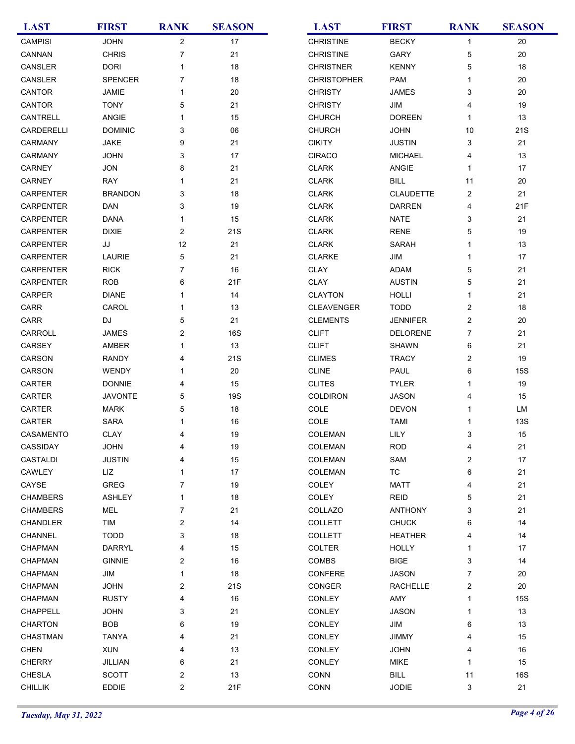| LAST | FIRST | RANK | SEASON |
|---|---|---|---|
| CAMPISI | JOHN | 2 | 17 |
| CANNAN | CHRIS | 7 | 21 |
| CANSLER | DORI | 1 | 18 |
| CANSLER | SPENCER | 7 | 18 |
| CANTOR | JAMIE | 1 | 20 |
| CANTOR | TONY | 5 | 21 |
| CANTRELL | ANGIE | 1 | 15 |
| CARDERELLI | DOMINIC | 3 | 06 |
| CARMANY | JAKE | 9 | 21 |
| CARMANY | JOHN | 3 | 17 |
| CARNEY | JON | 8 | 21 |
| CARNEY | RAY | 1 | 21 |
| CARPENTER | BRANDON | 3 | 18 |
| CARPENTER | DAN | 3 | 19 |
| CARPENTER | DANA | 1 | 15 |
| CARPENTER | DIXIE | 2 | 21S |
| CARPENTER | JJ | 12 | 21 |
| CARPENTER | LAURIE | 5 | 21 |
| CARPENTER | RICK | 7 | 16 |
| CARPENTER | ROB | 6 | 21F |
| CARPER | DIANE | 1 | 14 |
| CARR | CAROL | 1 | 13 |
| CARR | DJ | 5 | 21 |
| CARROLL | JAMES | 2 | 16S |
| CARSEY | AMBER | 1 | 13 |
| CARSON | RANDY | 4 | 21S |
| CARSON | WENDY | 1 | 20 |
| CARTER | DONNIE | 4 | 15 |
| CARTER | JAVONTE | 5 | 19S |
| CARTER | MARK | 5 | 18 |
| CARTER | SARA | 1 | 16 |
| CASAMENTO | CLAY | 4 | 19 |
| CASSIDAY | JOHN | 4 | 19 |
| CASTALDI | JUSTIN | 4 | 15 |
| CAWLEY | LIZ | 1 | 17 |
| CAYSE | GREG | 7 | 19 |
| CHAMBERS | ASHLEY | 1 | 18 |
| CHAMBERS | MEL | 7 | 21 |
| CHANDLER | TIM | 2 | 14 |
| CHANNEL | TODD | 3 | 18 |
| CHAPMAN | DARRYL | 4 | 15 |
| CHAPMAN | GINNIE | 2 | 16 |
| CHAPMAN | JIM | 1 | 18 |
| CHAPMAN | JOHN | 2 | 21S |
| CHAPMAN | RUSTY | 4 | 16 |
| CHAPPELL | JOHN | 3 | 21 |
| CHARTON | BOB | 6 | 19 |
| CHASTMAN | TANYA | 4 | 21 |
| CHEN | XUN | 4 | 13 |
| CHERRY | JILLIAN | 6 | 21 |
| CHESLA | SCOTT | 2 | 13 |
| CHILLIK | EDDIE | 2 | 21F |
| CHRISTINE | BECKY | 1 | 20 |
| CHRISTINE | GARY | 5 | 20 |
| CHRISTNER | KENNY | 5 | 18 |
| CHRISTOPHER | PAM | 1 | 20 |
| CHRISTY | JAMES | 3 | 20 |
| CHRISTY | JIM | 4 | 19 |
| CHURCH | DOREEN | 1 | 13 |
| CHURCH | JOHN | 10 | 21S |
| CIKITY | JUSTIN | 3 | 21 |
| CIRACO | MICHAEL | 4 | 13 |
| CLARK | ANGIE | 1 | 17 |
| CLARK | BILL | 11 | 20 |
| CLARK | CLAUDETTE | 2 | 21 |
| CLARK | DARREN | 4 | 21F |
| CLARK | NATE | 3 | 21 |
| CLARK | RENE | 5 | 19 |
| CLARK | SARAH | 1 | 13 |
| CLARKE | JIM | 1 | 17 |
| CLAY | ADAM | 5 | 21 |
| CLAY | AUSTIN | 5 | 21 |
| CLAYTON | HOLLI | 1 | 21 |
| CLEAVENGER | TODD | 2 | 18 |
| CLEMENTS | JENNIFER | 2 | 20 |
| CLIFT | DELORENE | 7 | 21 |
| CLIFT | SHAWN | 6 | 21 |
| CLIMES | TRACY | 2 | 19 |
| CLINE | PAUL | 6 | 15S |
| CLITES | TYLER | 1 | 19 |
| COLDIRON | JASON | 4 | 15 |
| COLE | DEVON | 1 | LM |
| COLE | TAMI | 1 | 13S |
| COLEMAN | LILY | 3 | 15 |
| COLEMAN | ROD | 4 | 21 |
| COLEMAN | SAM | 2 | 17 |
| COLEMAN | TC | 6 | 21 |
| COLEY | MATT | 4 | 21 |
| COLEY | REID | 5 | 21 |
| COLLAZO | ANTHONY | 3 | 21 |
| COLLETT | CHUCK | 6 | 14 |
| COLLETT | HEATHER | 4 | 14 |
| COLTER | HOLLY | 1 | 17 |
| COMBS | BIGE | 3 | 14 |
| CONFERE | JASON | 7 | 20 |
| CONGER | RACHELLE | 2 | 20 |
| CONLEY | AMY | 1 | 15S |
| CONLEY | JASON | 1 | 13 |
| CONLEY | JIM | 6 | 13 |
| CONLEY | JIMMY | 4 | 15 |
| CONLEY | JOHN | 4 | 16 |
| CONLEY | MIKE | 1 | 15 |
| CONN | BILL | 11 | 16S |
| CONN | JODIE | 3 | 21 |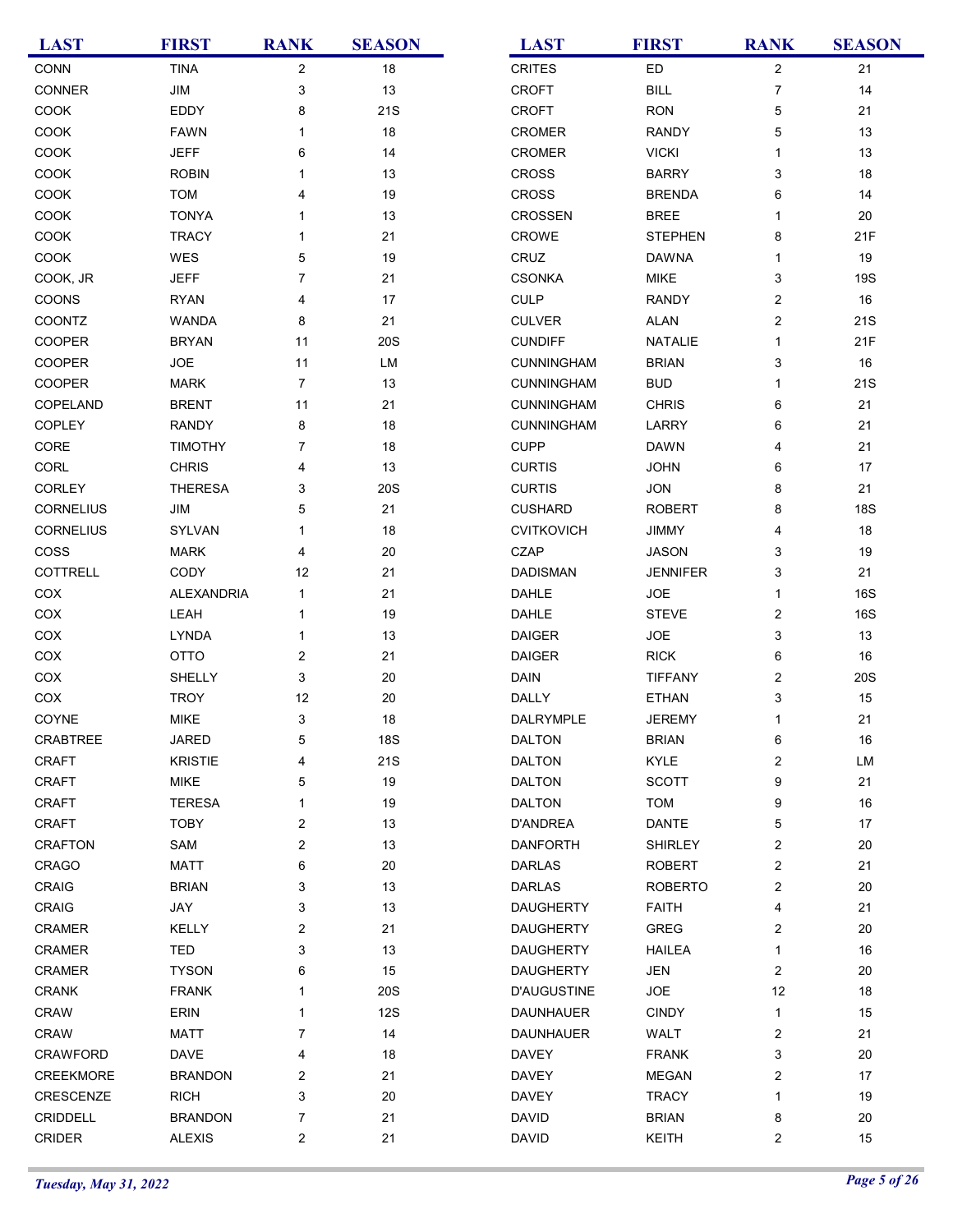| LAST | FIRST | RANK | SEASON |
|---|---|---|---|
| CONN | TINA | 2 | 18 |
| CONNER | JIM | 3 | 13 |
| COOK | EDDY | 8 | 21S |
| COOK | FAWN | 1 | 18 |
| COOK | JEFF | 6 | 14 |
| COOK | ROBIN | 1 | 13 |
| COOK | TOM | 4 | 19 |
| COOK | TONYA | 1 | 13 |
| COOK | TRACY | 1 | 21 |
| COOK | WES | 5 | 19 |
| COOK, JR | JEFF | 7 | 21 |
| COONS | RYAN | 4 | 17 |
| COONTZ | WANDA | 8 | 21 |
| COOPER | BRYAN | 11 | 20S |
| COOPER | JOE | 11 | LM |
| COOPER | MARK | 7 | 13 |
| COPELAND | BRENT | 11 | 21 |
| COPLEY | RANDY | 8 | 18 |
| CORE | TIMOTHY | 7 | 18 |
| CORL | CHRIS | 4 | 13 |
| CORLEY | THERESA | 3 | 20S |
| CORNELIUS | JIM | 5 | 21 |
| CORNELIUS | SYLVAN | 1 | 18 |
| COSS | MARK | 4 | 20 |
| COTTRELL | CODY | 12 | 21 |
| COX | ALEXANDRIA | 1 | 21 |
| COX | LEAH | 1 | 19 |
| COX | LYNDA | 1 | 13 |
| COX | OTTO | 2 | 21 |
| COX | SHELLY | 3 | 20 |
| COX | TROY | 12 | 20 |
| COYNE | MIKE | 3 | 18 |
| CRABTREE | JARED | 5 | 18S |
| CRAFT | KRISTIE | 4 | 21S |
| CRAFT | MIKE | 5 | 19 |
| CRAFT | TERESA | 1 | 19 |
| CRAFT | TOBY | 2 | 13 |
| CRAFTON | SAM | 2 | 13 |
| CRAGO | MATT | 6 | 20 |
| CRAIG | BRIAN | 3 | 13 |
| CRAIG | JAY | 3 | 13 |
| CRAMER | KELLY | 2 | 21 |
| CRAMER | TED | 3 | 13 |
| CRAMER | TYSON | 6 | 15 |
| CRANK | FRANK | 1 | 20S |
| CRAW | ERIN | 1 | 12S |
| CRAW | MATT | 7 | 14 |
| CRAWFORD | DAVE | 4 | 18 |
| CREEKMORE | BRANDON | 2 | 21 |
| CRESCENZE | RICH | 3 | 20 |
| CRIDDELL | BRANDON | 7 | 21 |
| CRIDER | ALEXIS | 2 | 21 |
| CRITES | ED | 2 | 21 |
| CROFT | BILL | 7 | 14 |
| CROFT | RON | 5 | 21 |
| CROMER | RANDY | 5 | 13 |
| CROMER | VICKI | 1 | 13 |
| CROSS | BARRY | 3 | 18 |
| CROSS | BRENDA | 6 | 14 |
| CROSSEN | BREE | 1 | 20 |
| CROWE | STEPHEN | 8 | 21F |
| CRUZ | DAWNA | 1 | 19 |
| CSONKA | MIKE | 3 | 19S |
| CULP | RANDY | 2 | 16 |
| CULVER | ALAN | 2 | 21S |
| CUNDIFF | NATALIE | 1 | 21F |
| CUNNINGHAM | BRIAN | 3 | 16 |
| CUNNINGHAM | BUD | 1 | 21S |
| CUNNINGHAM | CHRIS | 6 | 21 |
| CUNNINGHAM | LARRY | 6 | 21 |
| CUPP | DAWN | 4 | 21 |
| CURTIS | JOHN | 6 | 17 |
| CURTIS | JON | 8 | 21 |
| CUSHARD | ROBERT | 8 | 18S |
| CVITKOVICH | JIMMY | 4 | 18 |
| CZAP | JASON | 3 | 19 |
| DADISMAN | JENNIFER | 3 | 21 |
| DAHLE | JOE | 1 | 16S |
| DAHLE | STEVE | 2 | 16S |
| DAIGER | JOE | 3 | 13 |
| DAIGER | RICK | 6 | 16 |
| DAIN | TIFFANY | 2 | 20S |
| DALLY | ETHAN | 3 | 15 |
| DALRYMPLE | JEREMY | 1 | 21 |
| DALTON | BRIAN | 6 | 16 |
| DALTON | KYLE | 2 | LM |
| DALTON | SCOTT | 9 | 21 |
| DALTON | TOM | 9 | 16 |
| D'ANDREA | DANTE | 5 | 17 |
| DANFORTH | SHIRLEY | 2 | 20 |
| DARLAS | ROBERT | 2 | 21 |
| DARLAS | ROBERTO | 2 | 20 |
| DAUGHERTY | FAITH | 4 | 21 |
| DAUGHERTY | GREG | 2 | 20 |
| DAUGHERTY | HAILEA | 1 | 16 |
| DAUGHERTY | JEN | 2 | 20 |
| D'AUGUSTINE | JOE | 12 | 18 |
| DAUNHAUER | CINDY | 1 | 15 |
| DAUNHAUER | WALT | 2 | 21 |
| DAVEY | FRANK | 3 | 20 |
| DAVEY | MEGAN | 2 | 17 |
| DAVEY | TRACY | 1 | 19 |
| DAVID | BRIAN | 8 | 20 |
| DAVID | KEITH | 2 | 15 |

*Tuesday, May 31, 2022*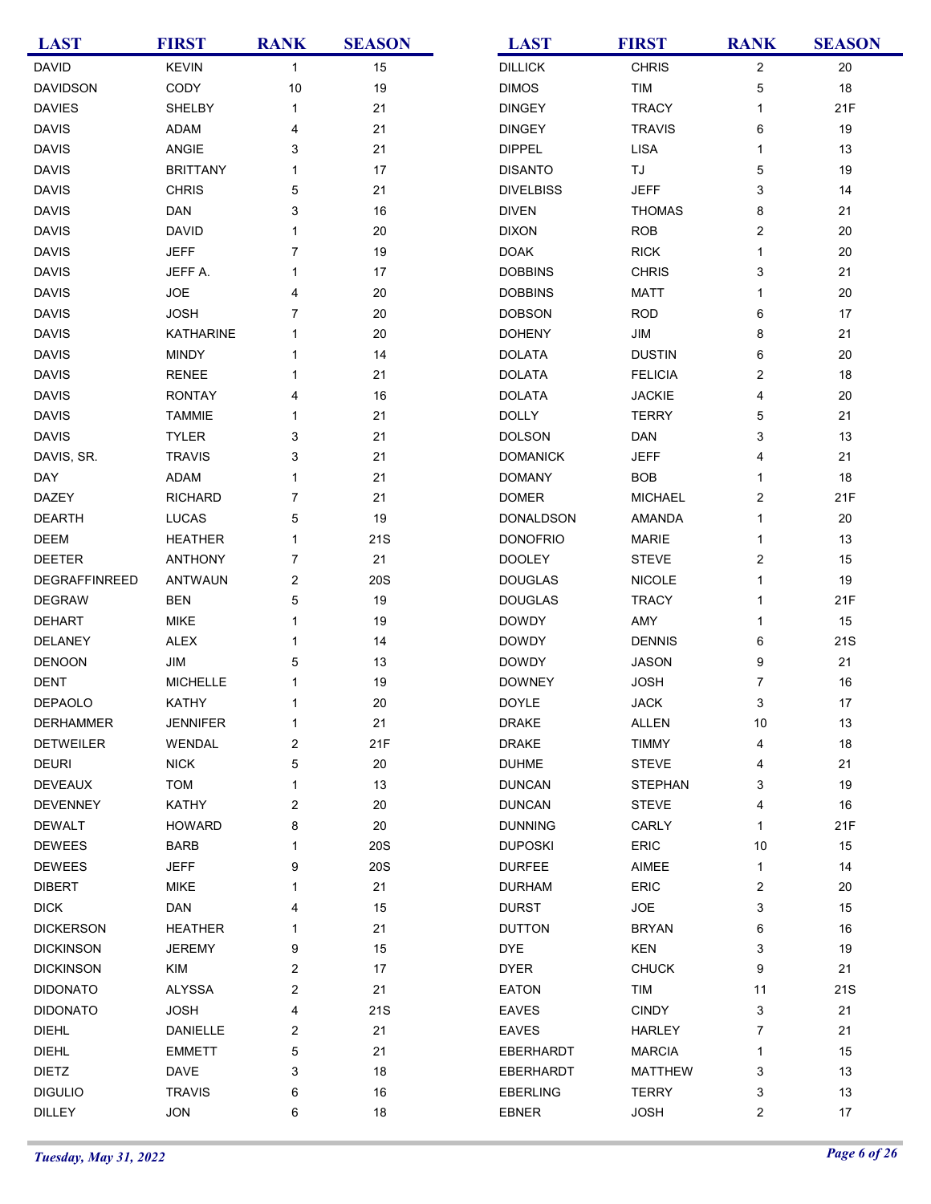| LAST | FIRST | RANK | SEASON |
|---|---|---|---|
| DAVID | KEVIN | 1 | 15 |
| DAVIDSON | CODY | 10 | 19 |
| DAVIES | SHELBY | 1 | 21 |
| DAVIS | ADAM | 4 | 21 |
| DAVIS | ANGIE | 3 | 21 |
| DAVIS | BRITTANY | 1 | 17 |
| DAVIS | CHRIS | 5 | 21 |
| DAVIS | DAN | 3 | 16 |
| DAVIS | DAVID | 1 | 20 |
| DAVIS | JEFF | 7 | 19 |
| DAVIS | JEFF A. | 1 | 17 |
| DAVIS | JOE | 4 | 20 |
| DAVIS | JOSH | 7 | 20 |
| DAVIS | KATHARINE | 1 | 20 |
| DAVIS | MINDY | 1 | 14 |
| DAVIS | RENEE | 1 | 21 |
| DAVIS | RONTAY | 4 | 16 |
| DAVIS | TAMMIE | 1 | 21 |
| DAVIS | TYLER | 3 | 21 |
| DAVIS, SR. | TRAVIS | 3 | 21 |
| DAY | ADAM | 1 | 21 |
| DAZEY | RICHARD | 7 | 21 |
| DEARTH | LUCAS | 5 | 19 |
| DEEM | HEATHER | 1 | 21S |
| DEETER | ANTHONY | 7 | 21 |
| DEGRAFFINREED | ANTWAUN | 2 | 20S |
| DEGRAW | BEN | 5 | 19 |
| DEHART | MIKE | 1 | 19 |
| DELANEY | ALEX | 1 | 14 |
| DENOON | JIM | 5 | 13 |
| DENT | MICHELLE | 1 | 19 |
| DEPAOLO | KATHY | 1 | 20 |
| DERHAMMER | JENNIFER | 1 | 21 |
| DETWEILER | WENDAL | 2 | 21F |
| DEURI | NICK | 5 | 20 |
| DEVEAUX | TOM | 1 | 13 |
| DEVENNEY | KATHY | 2 | 20 |
| DEWALT | HOWARD | 8 | 20 |
| DEWEES | BARB | 1 | 20S |
| DEWEES | JEFF | 9 | 20S |
| DIBERT | MIKE | 1 | 21 |
| DICK | DAN | 4 | 15 |
| DICKERSON | HEATHER | 1 | 21 |
| DICKINSON | JEREMY | 9 | 15 |
| DICKINSON | KIM | 2 | 17 |
| DIDONATO | ALYSSA | 2 | 21 |
| DIDONATO | JOSH | 4 | 21S |
| DIEHL | DANIELLE | 2 | 21 |
| DIEHL | EMMETT | 5 | 21 |
| DIETZ | DAVE | 3 | 18 |
| DIGULIO | TRAVIS | 6 | 16 |
| DILLEY | JON | 6 | 18 |
| DILLICK | CHRIS | 2 | 20 |
| DIMOS | TIM | 5 | 18 |
| DINGEY | TRACY | 1 | 21F |
| DINGEY | TRAVIS | 6 | 19 |
| DIPPEL | LISA | 1 | 13 |
| DISANTO | TJ | 5 | 19 |
| DIVELBISS | JEFF | 3 | 14 |
| DIVEN | THOMAS | 8 | 21 |
| DIXON | ROB | 2 | 20 |
| DOAK | RICK | 1 | 20 |
| DOBBINS | CHRIS | 3 | 21 |
| DOBBINS | MATT | 1 | 20 |
| DOBSON | ROD | 6 | 17 |
| DOHENY | JIM | 8 | 21 |
| DOLATA | DUSTIN | 6 | 20 |
| DOLATA | FELICIA | 2 | 18 |
| DOLATA | JACKIE | 4 | 20 |
| DOLLY | TERRY | 5 | 21 |
| DOLSON | DAN | 3 | 13 |
| DOMANICK | JEFF | 4 | 21 |
| DOMANY | BOB | 1 | 18 |
| DOMER | MICHAEL | 2 | 21F |
| DONALDSON | AMANDA | 1 | 20 |
| DONOFRIO | MARIE | 1 | 13 |
| DOOLEY | STEVE | 2 | 15 |
| DOUGLAS | NICOLE | 1 | 19 |
| DOUGLAS | TRACY | 1 | 21F |
| DOWDY | AMY | 1 | 15 |
| DOWDY | DENNIS | 6 | 21S |
| DOWDY | JASON | 9 | 21 |
| DOWNEY | JOSH | 7 | 16 |
| DOYLE | JACK | 3 | 17 |
| DRAKE | ALLEN | 10 | 13 |
| DRAKE | TIMMY | 4 | 18 |
| DUHME | STEVE | 4 | 21 |
| DUNCAN | STEPHAN | 3 | 19 |
| DUNCAN | STEVE | 4 | 16 |
| DUNNING | CARLY | 1 | 21F |
| DUPOSKI | ERIC | 10 | 15 |
| DURFEE | AIMEE | 1 | 14 |
| DURHAM | ERIC | 2 | 20 |
| DURST | JOE | 3 | 15 |
| DUTTON | BRYAN | 6 | 16 |
| DYE | KEN | 3 | 19 |
| DYER | CHUCK | 9 | 21 |
| EATON | TIM | 11 | 21S |
| EAVES | CINDY | 3 | 21 |
| EAVES | HARLEY | 7 | 21 |
| EBERHARDT | MARCIA | 1 | 15 |
| EBERHARDT | MATTHEW | 3 | 13 |
| EBERLING | TERRY | 3 | 13 |
| EBNER | JOSH | 2 | 17 |

*Tuesday, May 31, 2022*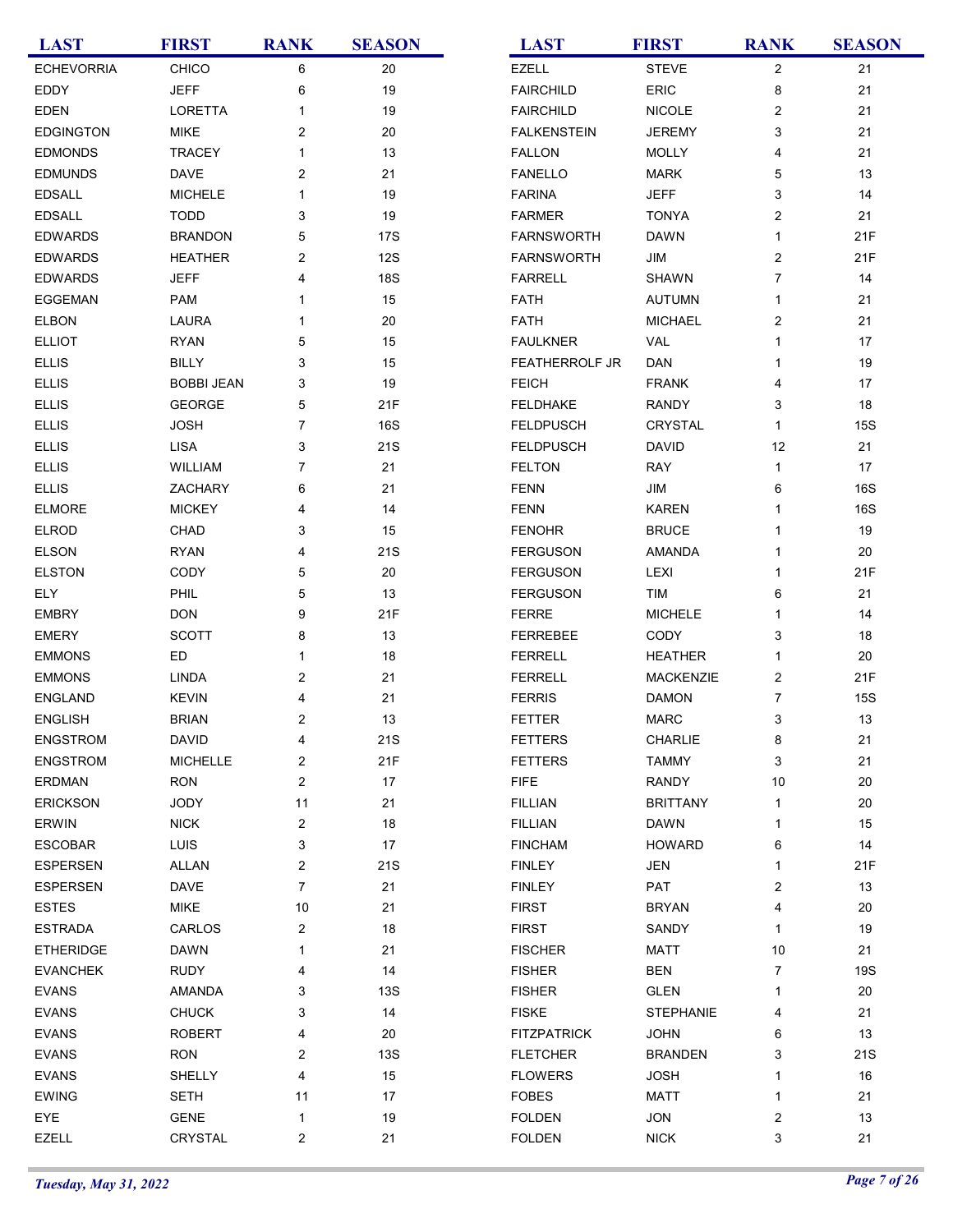| LAST | FIRST | RANK | SEASON |
|---|---|---|---|
| ECHEVORRIA | CHICO | 6 | 20 |
| EDDY | JEFF | 6 | 19 |
| EDEN | LORETTA | 1 | 19 |
| EDGINGTON | MIKE | 2 | 20 |
| EDMONDS | TRACEY | 1 | 13 |
| EDMUNDS | DAVE | 2 | 21 |
| EDSALL | MICHELE | 1 | 19 |
| EDSALL | TODD | 3 | 19 |
| EDWARDS | BRANDON | 5 | 17S |
| EDWARDS | HEATHER | 2 | 12S |
| EDWARDS | JEFF | 4 | 18S |
| EGGEMAN | PAM | 1 | 15 |
| ELBON | LAURA | 1 | 20 |
| ELLIOT | RYAN | 5 | 15 |
| ELLIS | BILLY | 3 | 15 |
| ELLIS | BOBBI JEAN | 3 | 19 |
| ELLIS | GEORGE | 5 | 21F |
| ELLIS | JOSH | 7 | 16S |
| ELLIS | LISA | 3 | 21S |
| ELLIS | WILLIAM | 7 | 21 |
| ELLIS | ZACHARY | 6 | 21 |
| ELMORE | MICKEY | 4 | 14 |
| ELROD | CHAD | 3 | 15 |
| ELSON | RYAN | 4 | 21S |
| ELSTON | CODY | 5 | 20 |
| ELY | PHIL | 5 | 13 |
| EMBRY | DON | 9 | 21F |
| EMERY | SCOTT | 8 | 13 |
| EMMONS | ED | 1 | 18 |
| EMMONS | LINDA | 2 | 21 |
| ENGLAND | KEVIN | 4 | 21 |
| ENGLISH | BRIAN | 2 | 13 |
| ENGSTROM | DAVID | 4 | 21S |
| ENGSTROM | MICHELLE | 2 | 21F |
| ERDMAN | RON | 2 | 17 |
| ERICKSON | JODY | 11 | 21 |
| ERWIN | NICK | 2 | 18 |
| ESCOBAR | LUIS | 3 | 17 |
| ESPERSEN | ALLAN | 2 | 21S |
| ESPERSEN | DAVE | 7 | 21 |
| ESTES | MIKE | 10 | 21 |
| ESTRADA | CARLOS | 2 | 18 |
| ETHERIDGE | DAWN | 1 | 21 |
| EVANCHEK | RUDY | 4 | 14 |
| EVANS | AMANDA | 3 | 13S |
| EVANS | CHUCK | 3 | 14 |
| EVANS | ROBERT | 4 | 20 |
| EVANS | RON | 2 | 13S |
| EVANS | SHELLY | 4 | 15 |
| EWING | SETH | 11 | 17 |
| EYE | GENE | 1 | 19 |
| EZELL | CRYSTAL | 2 | 21 |
| EZELL | STEVE | 2 | 21 |
| FAIRCHILD | ERIC | 8 | 21 |
| FAIRCHILD | NICOLE | 2 | 21 |
| FALKENSTEIN | JEREMY | 3 | 21 |
| FALLON | MOLLY | 4 | 21 |
| FANELLO | MARK | 5 | 13 |
| FARINA | JEFF | 3 | 14 |
| FARMER | TONYA | 2 | 21 |
| FARNSWORTH | DAWN | 1 | 21F |
| FARNSWORTH | JIM | 2 | 21F |
| FARRELL | SHAWN | 7 | 14 |
| FATH | AUTUMN | 1 | 21 |
| FATH | MICHAEL | 2 | 21 |
| FAULKNER | VAL | 1 | 17 |
| FEATHERROLF JR | DAN | 1 | 19 |
| FEICH | FRANK | 4 | 17 |
| FELDHAKE | RANDY | 3 | 18 |
| FELDPUSCH | CRYSTAL | 1 | 15S |
| FELDPUSCH | DAVID | 12 | 21 |
| FELTON | RAY | 1 | 17 |
| FENN | JIM | 6 | 16S |
| FENN | KAREN | 1 | 16S |
| FENOHR | BRUCE | 1 | 19 |
| FERGUSON | AMANDA | 1 | 20 |
| FERGUSON | LEXI | 1 | 21F |
| FERGUSON | TIM | 6 | 21 |
| FERRE | MICHELE | 1 | 14 |
| FERREBEE | CODY | 3 | 18 |
| FERRELL | HEATHER | 1 | 20 |
| FERRELL | MACKENZIE | 2 | 21F |
| FERRIS | DAMON | 7 | 15S |
| FETTER | MARC | 3 | 13 |
| FETTERS | CHARLIE | 8 | 21 |
| FETTERS | TAMMY | 3 | 21 |
| FIFE | RANDY | 10 | 20 |
| FILLIAN | BRITTANY | 1 | 20 |
| FILLIAN | DAWN | 1 | 15 |
| FINCHAM | HOWARD | 6 | 14 |
| FINLEY | JEN | 1 | 21F |
| FINLEY | PAT | 2 | 13 |
| FIRST | BRYAN | 4 | 20 |
| FIRST | SANDY | 1 | 19 |
| FISCHER | MATT | 10 | 21 |
| FISHER | BEN | 7 | 19S |
| FISHER | GLEN | 1 | 20 |
| FISKE | STEPHANIE | 4 | 21 |
| FITZPATRICK | JOHN | 6 | 13 |
| FLETCHER | BRANDEN | 3 | 21S |
| FLOWERS | JOSH | 1 | 16 |
| FOBES | MATT | 1 | 21 |
| FOLDEN | JON | 2 | 13 |
| FOLDEN | NICK | 3 | 21 |

*Tuesday, May 31, 2022*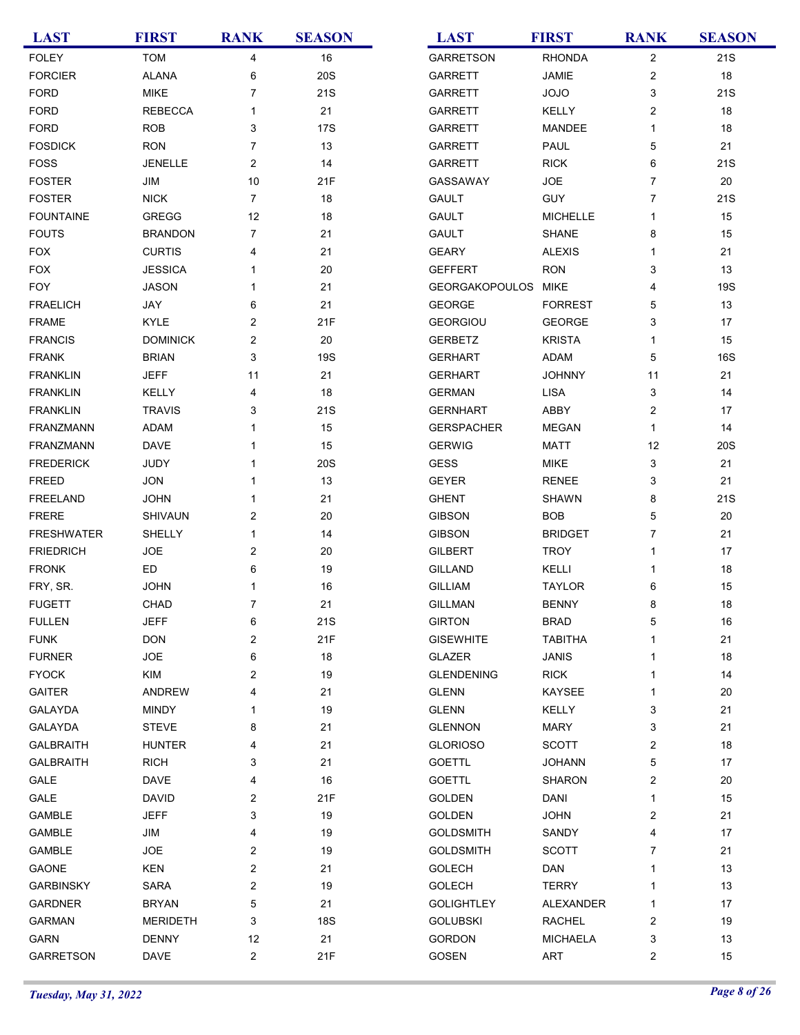| LAST | FIRST | RANK | SEASON |
|---|---|---|---|
| FOLEY | TOM | 4 | 16 |
| FORCIER | ALANA | 6 | 20S |
| FORD | MIKE | 7 | 21S |
| FORD | REBECCA | 1 | 21 |
| FORD | ROB | 3 | 17S |
| FOSDICK | RON | 7 | 13 |
| FOSS | JENELLE | 2 | 14 |
| FOSTER | JIM | 10 | 21F |
| FOSTER | NICK | 7 | 18 |
| FOUNTAINE | GREGG | 12 | 18 |
| FOUTS | BRANDON | 7 | 21 |
| FOX | CURTIS | 4 | 21 |
| FOX | JESSICA | 1 | 20 |
| FOY | JASON | 1 | 21 |
| FRAELICH | JAY | 6 | 21 |
| FRAME | KYLE | 2 | 21F |
| FRANCIS | DOMINICK | 2 | 20 |
| FRANK | BRIAN | 3 | 19S |
| FRANKLIN | JEFF | 11 | 21 |
| FRANKLIN | KELLY | 4 | 18 |
| FRANKLIN | TRAVIS | 3 | 21S |
| FRANZMANN | ADAM | 1 | 15 |
| FRANZMANN | DAVE | 1 | 15 |
| FREDERICK | JUDY | 1 | 20S |
| FREED | JON | 1 | 13 |
| FREELAND | JOHN | 1 | 21 |
| FRERE | SHIVAUN | 2 | 20 |
| FRESHWATER | SHELLY | 1 | 14 |
| FRIEDRICH | JOE | 2 | 20 |
| FRONK | ED | 6 | 19 |
| FRY, SR. | JOHN | 1 | 16 |
| FUGETT | CHAD | 7 | 21 |
| FULLEN | JEFF | 6 | 21S |
| FUNK | DON | 2 | 21F |
| FURNER | JOE | 6 | 18 |
| FYOCK | KIM | 2 | 19 |
| GAITER | ANDREW | 4 | 21 |
| GALAYDA | MINDY | 1 | 19 |
| GALAYDA | STEVE | 8 | 21 |
| GALBRAITH | HUNTER | 4 | 21 |
| GALBRAITH | RICH | 3 | 21 |
| GALE | DAVE | 4 | 16 |
| GALE | DAVID | 2 | 21F |
| GAMBLE | JEFF | 3 | 19 |
| GAMBLE | JIM | 4 | 19 |
| GAMBLE | JOE | 2 | 19 |
| GAONE | KEN | 2 | 21 |
| GARBINSKY | SARA | 2 | 19 |
| GARDNER | BRYAN | 5 | 21 |
| GARMAN | MERIDETH | 3 | 18S |
| GARN | DENNY | 12 | 21 |
| GARRETSON | DAVE | 2 | 21F |
| GARRETSON | RHONDA | 2 | 21S |
| GARRETT | JAMIE | 2 | 18 |
| GARRETT | JOJO | 3 | 21S |
| GARRETT | KELLY | 2 | 18 |
| GARRETT | MANDEE | 1 | 18 |
| GARRETT | PAUL | 5 | 21 |
| GARRETT | RICK | 6 | 21S |
| GASSAWAY | JOE | 7 | 20 |
| GAULT | GUY | 7 | 21S |
| GAULT | MICHELLE | 1 | 15 |
| GAULT | SHANE | 8 | 15 |
| GEARY | ALEXIS | 1 | 21 |
| GEFFERT | RON | 3 | 13 |
| GEORGAKOPOULOS | MIKE | 4 | 19S |
| GEORGE | FORREST | 5 | 13 |
| GEORGIOU | GEORGE | 3 | 17 |
| GERBETZ | KRISTA | 1 | 15 |
| GERHART | ADAM | 5 | 16S |
| GERHART | JOHNNY | 11 | 21 |
| GERMAN | LISA | 3 | 14 |
| GERNHART | ABBY | 2 | 17 |
| GERSPACHER | MEGAN | 1 | 14 |
| GERWIG | MATT | 12 | 20S |
| GESS | MIKE | 3 | 21 |
| GEYER | RENEE | 3 | 21 |
| GHENT | SHAWN | 8 | 21S |
| GIBSON | BOB | 5 | 20 |
| GIBSON | BRIDGET | 7 | 21 |
| GILBERT | TROY | 1 | 17 |
| GILLAND | KELLI | 1 | 18 |
| GILLIAM | TAYLOR | 6 | 15 |
| GILLMAN | BENNY | 8 | 18 |
| GIRTON | BRAD | 5 | 16 |
| GISEWHITE | TABITHA | 1 | 21 |
| GLAZER | JANIS | 1 | 18 |
| GLENDENING | RICK | 1 | 14 |
| GLENN | KAYSEE | 1 | 20 |
| GLENN | KELLY | 3 | 21 |
| GLENNON | MARY | 3 | 21 |
| GLORIOSO | SCOTT | 2 | 18 |
| GOETTL | JOHANN | 5 | 17 |
| GOETTL | SHARON | 2 | 20 |
| GOLDEN | DANI | 1 | 15 |
| GOLDEN | JOHN | 2 | 21 |
| GOLDSMITH | SANDY | 4 | 17 |
| GOLDSMITH | SCOTT | 7 | 21 |
| GOLECH | DAN | 1 | 13 |
| GOLECH | TERRY | 1 | 13 |
| GOLIGHTLEY | ALEXANDER | 1 | 17 |
| GOLUBSKI | RACHEL | 2 | 19 |
| GORDON | MICHAELA | 3 | 13 |
| GOSEN | ART | 2 | 15 |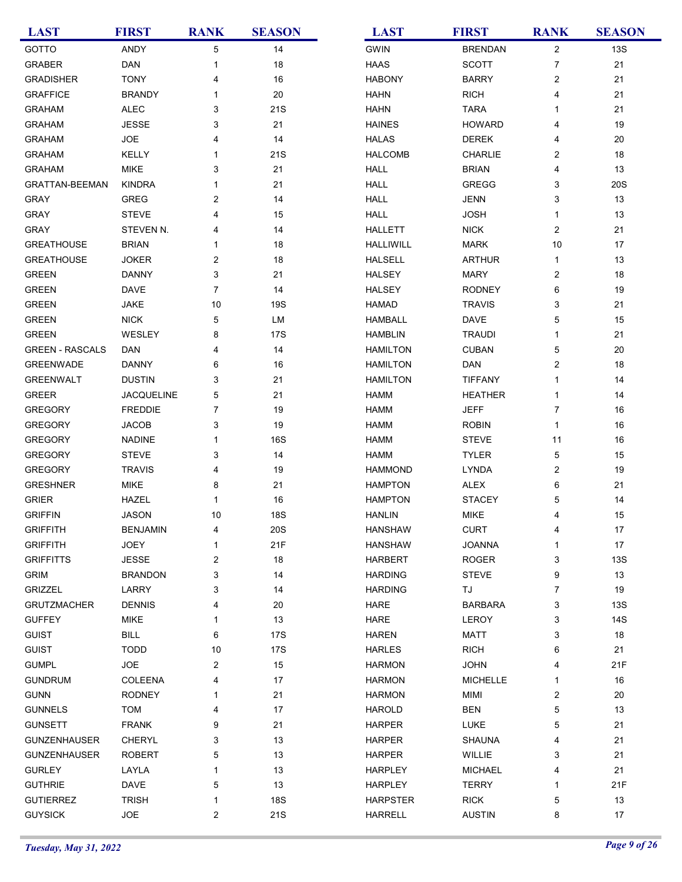| LAST | FIRST | RANK | SEASON |
|---|---|---|---|
| GOTTO | ANDY | 5 | 14 |
| GRABER | DAN | 1 | 18 |
| GRADISHER | TONY | 4 | 16 |
| GRAFFICE | BRANDY | 1 | 20 |
| GRAHAM | ALEC | 3 | 21S |
| GRAHAM | JESSE | 3 | 21 |
| GRAHAM | JOE | 4 | 14 |
| GRAHAM | KELLY | 1 | 21S |
| GRAHAM | MIKE | 3 | 21 |
| GRATTAN-BEEMAN | KINDRA | 1 | 21 |
| GRAY | GREG | 2 | 14 |
| GRAY | STEVE | 4 | 15 |
| GRAY | STEVEN N. | 4 | 14 |
| GREATHOUSE | BRIAN | 1 | 18 |
| GREATHOUSE | JOKER | 2 | 18 |
| GREEN | DANNY | 3 | 21 |
| GREEN | DAVE | 7 | 14 |
| GREEN | JAKE | 10 | 19S |
| GREEN | NICK | 5 | LM |
| GREEN | WESLEY | 8 | 17S |
| GREEN - RASCALS | DAN | 4 | 14 |
| GREENWADE | DANNY | 6 | 16 |
| GREENWALT | DUSTIN | 3 | 21 |
| GREER | JACQUELINE | 5 | 21 |
| GREGORY | FREDDIE | 7 | 19 |
| GREGORY | JACOB | 3 | 19 |
| GREGORY | NADINE | 1 | 16S |
| GREGORY | STEVE | 3 | 14 |
| GREGORY | TRAVIS | 4 | 19 |
| GRESHNER | MIKE | 8 | 21 |
| GRIER | HAZEL | 1 | 16 |
| GRIFFIN | JASON | 10 | 18S |
| GRIFFITH | BENJAMIN | 4 | 20S |
| GRIFFITH | JOEY | 1 | 21F |
| GRIFFITTS | JESSE | 2 | 18 |
| GRIM | BRANDON | 3 | 14 |
| GRIZZEL | LARRY | 3 | 14 |
| GRUTZMACHER | DENNIS | 4 | 20 |
| GUFFEY | MIKE | 1 | 13 |
| GUIST | BILL | 6 | 17S |
| GUIST | TODD | 10 | 17S |
| GUMPL | JOE | 2 | 15 |
| GUNDRUM | COLEENA | 4 | 17 |
| GUNN | RODNEY | 1 | 21 |
| GUNNELS | TOM | 4 | 17 |
| GUNSETT | FRANK | 9 | 21 |
| GUNZENHAUSER | CHERYL | 3 | 13 |
| GUNZENHAUSER | ROBERT | 5 | 13 |
| GURLEY | LAYLA | 1 | 13 |
| GUTHRIE | DAVE | 5 | 13 |
| GUTIERREZ | TRISH | 1 | 18S |
| GUYSICK | JOE | 2 | 21S |
| GWIN | BRENDAN | 2 | 13S |
| HAAS | SCOTT | 7 | 21 |
| HABONY | BARRY | 2 | 21 |
| HAHN | RICH | 4 | 21 |
| HAHN | TARA | 1 | 21 |
| HAINES | HOWARD | 4 | 19 |
| HALAS | DEREK | 4 | 20 |
| HALCOMB | CHARLIE | 2 | 18 |
| HALL | BRIAN | 4 | 13 |
| HALL | GREGG | 3 | 20S |
| HALL | JENN | 3 | 13 |
| HALL | JOSH | 1 | 13 |
| HALLETT | NICK | 2 | 21 |
| HALLIWILL | MARK | 10 | 17 |
| HALSELL | ARTHUR | 1 | 13 |
| HALSEY | MARY | 2 | 18 |
| HALSEY | RODNEY | 6 | 19 |
| HAMAD | TRAVIS | 3 | 21 |
| HAMBALL | DAVE | 5 | 15 |
| HAMBLIN | TRAUDI | 1 | 21 |
| HAMILTON | CUBAN | 5 | 20 |
| HAMILTON | DAN | 2 | 18 |
| HAMILTON | TIFFANY | 1 | 14 |
| HAMM | HEATHER | 1 | 14 |
| HAMM | JEFF | 7 | 16 |
| HAMM | ROBIN | 1 | 16 |
| HAMM | STEVE | 11 | 16 |
| HAMM | TYLER | 5 | 15 |
| HAMMOND | LYNDA | 2 | 19 |
| HAMPTON | ALEX | 6 | 21 |
| HAMPTON | STACEY | 5 | 14 |
| HANLIN | MIKE | 4 | 15 |
| HANSHAW | CURT | 4 | 17 |
| HANSHAW | JOANNA | 1 | 17 |
| HARBERT | ROGER | 3 | 13S |
| HARDING | STEVE | 9 | 13 |
| HARDING | TJ | 7 | 19 |
| HARE | BARBARA | 3 | 13S |
| HARE | LEROY | 3 | 14S |
| HAREN | MATT | 3 | 18 |
| HARLES | RICH | 6 | 21 |
| HARMON | JOHN | 4 | 21F |
| HARMON | MICHELLE | 1 | 16 |
| HARMON | MIMI | 2 | 20 |
| HAROLD | BEN | 5 | 13 |
| HARPER | LUKE | 5 | 21 |
| HARPER | SHAUNA | 4 | 21 |
| HARPER | WILLIE | 3 | 21 |
| HARPLEY | MICHAEL | 4 | 21 |
| HARPLEY | TERRY | 1 | 21F |
| HARPSTER | RICK | 5 | 13 |
| HARRELL | AUSTIN | 8 | 17 |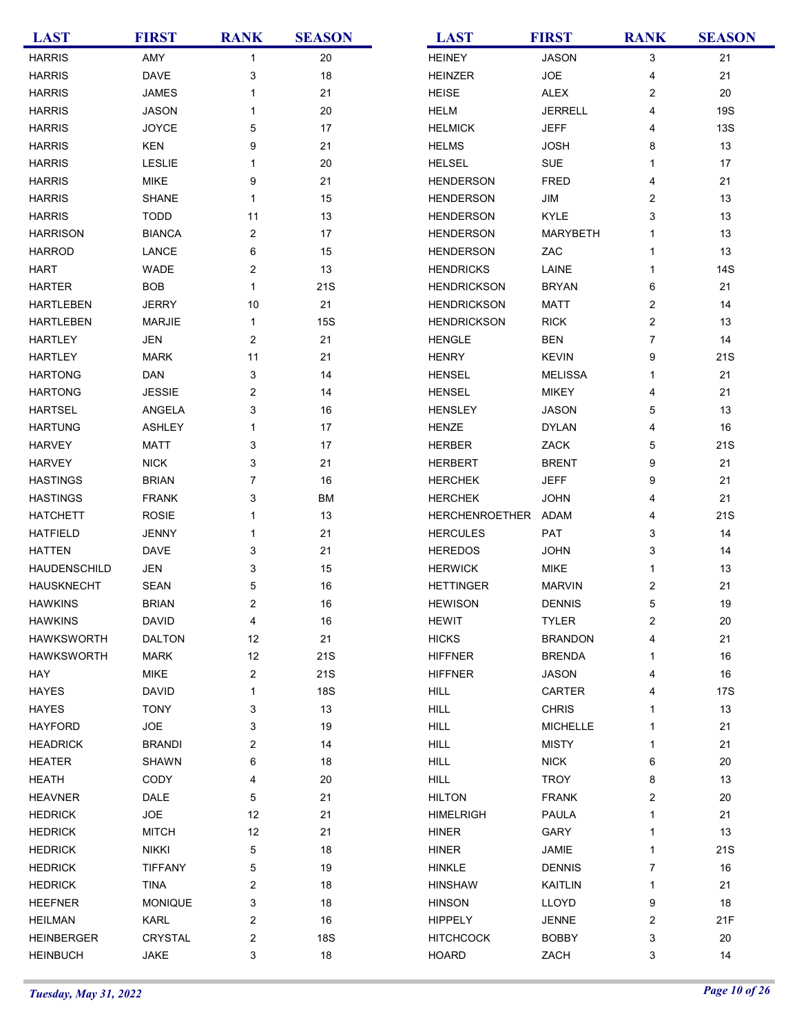| LAST | FIRST | RANK | SEASON |
|---|---|---|---|
| HARRIS | AMY | 1 | 20 |
| HARRIS | DAVE | 3 | 18 |
| HARRIS | JAMES | 1 | 21 |
| HARRIS | JASON | 1 | 20 |
| HARRIS | JOYCE | 5 | 17 |
| HARRIS | KEN | 9 | 21 |
| HARRIS | LESLIE | 1 | 20 |
| HARRIS | MIKE | 9 | 21 |
| HARRIS | SHANE | 1 | 15 |
| HARRIS | TODD | 11 | 13 |
| HARRISON | BIANCA | 2 | 17 |
| HARROD | LANCE | 6 | 15 |
| HART | WADE | 2 | 13 |
| HARTER | BOB | 1 | 21S |
| HARTLEBEN | JERRY | 10 | 21 |
| HARTLEBEN | MARJIE | 1 | 15S |
| HARTLEY | JEN | 2 | 21 |
| HARTLEY | MARK | 11 | 21 |
| HARTONG | DAN | 3 | 14 |
| HARTONG | JESSIE | 2 | 14 |
| HARTSEL | ANGELA | 3 | 16 |
| HARTUNG | ASHLEY | 1 | 17 |
| HARVEY | MATT | 3 | 17 |
| HARVEY | NICK | 3 | 21 |
| HASTINGS | BRIAN | 7 | 16 |
| HASTINGS | FRANK | 3 | BM |
| HATCHETT | ROSIE | 1 | 13 |
| HATFIELD | JENNY | 1 | 21 |
| HATTEN | DAVE | 3 | 21 |
| HAUDENSCHILD | JEN | 3 | 15 |
| HAUSKNECHT | SEAN | 5 | 16 |
| HAWKINS | BRIAN | 2 | 16 |
| HAWKINS | DAVID | 4 | 16 |
| HAWKSWORTH | DALTON | 12 | 21 |
| HAWKSWORTH | MARK | 12 | 21S |
| HAY | MIKE | 2 | 21S |
| HAYES | DAVID | 1 | 18S |
| HAYES | TONY | 3 | 13 |
| HAYFORD | JOE | 3 | 19 |
| HEADRICK | BRANDI | 2 | 14 |
| HEATER | SHAWN | 6 | 18 |
| HEATH | CODY | 4 | 20 |
| HEAVNER | DALE | 5 | 21 |
| HEDRICK | JOE | 12 | 21 |
| HEDRICK | MITCH | 12 | 21 |
| HEDRICK | NIKKI | 5 | 18 |
| HEDRICK | TIFFANY | 5 | 19 |
| HEDRICK | TINA | 2 | 18 |
| HEEFNER | MONIQUE | 3 | 18 |
| HEILMAN | KARL | 2 | 16 |
| HEINBERGER | CRYSTAL | 2 | 18S |
| HEINBUCH | JAKE | 3 | 18 |
| HEINEY | JASON | 3 | 21 |
| HEINZER | JOE | 4 | 21 |
| HEISE | ALEX | 2 | 20 |
| HELM | JERRELL | 4 | 19S |
| HELMICK | JEFF | 4 | 13S |
| HELMS | JOSH | 8 | 13 |
| HELSEL | SUE | 1 | 17 |
| HENDERSON | FRED | 4 | 21 |
| HENDERSON | JIM | 2 | 13 |
| HENDERSON | KYLE | 3 | 13 |
| HENDERSON | MARYBETH | 1 | 13 |
| HENDERSON | ZAC | 1 | 13 |
| HENDRICKS | LAINE | 1 | 14S |
| HENDRICKSON | BRYAN | 6 | 21 |
| HENDRICKSON | MATT | 2 | 14 |
| HENDRICKSON | RICK | 2 | 13 |
| HENGLE | BEN | 7 | 14 |
| HENRY | KEVIN | 9 | 21S |
| HENSEL | MELISSA | 1 | 21 |
| HENSEL | MIKEY | 4 | 21 |
| HENSLEY | JASON | 5 | 13 |
| HENZE | DYLAN | 4 | 16 |
| HERBER | ZACK | 5 | 21S |
| HERBERT | BRENT | 9 | 21 |
| HERCHEK | JEFF | 9 | 21 |
| HERCHEK | JOHN | 4 | 21 |
| HERCHENROETHER | ADAM | 4 | 21S |
| HERCULES | PAT | 3 | 14 |
| HEREDOS | JOHN | 3 | 14 |
| HERWICK | MIKE | 1 | 13 |
| HETTINGER | MARVIN | 2 | 21 |
| HEWISON | DENNIS | 5 | 19 |
| HEWIT | TYLER | 2 | 20 |
| HICKS | BRANDON | 4 | 21 |
| HIFFNER | BRENDA | 1 | 16 |
| HIFFNER | JASON | 4 | 16 |
| HILL | CARTER | 4 | 17S |
| HILL | CHRIS | 1 | 13 |
| HILL | MICHELLE | 1 | 21 |
| HILL | MISTY | 1 | 21 |
| HILL | NICK | 6 | 20 |
| HILL | TROY | 8 | 13 |
| HILTON | FRANK | 2 | 20 |
| HIMELRIGH | PAULA | 1 | 21 |
| HINER | GARY | 1 | 13 |
| HINER | JAMIE | 1 | 21S |
| HINKLE | DENNIS | 7 | 16 |
| HINSHAW | KAITLIN | 1 | 21 |
| HINSON | LLOYD | 9 | 18 |
| HIPPELY | JENNE | 2 | 21F |
| HITCHCOCK | BOBBY | 3 | 20 |
| HOARD | ZACH | 3 | 14 |

*Tuesday, May 31, 2022*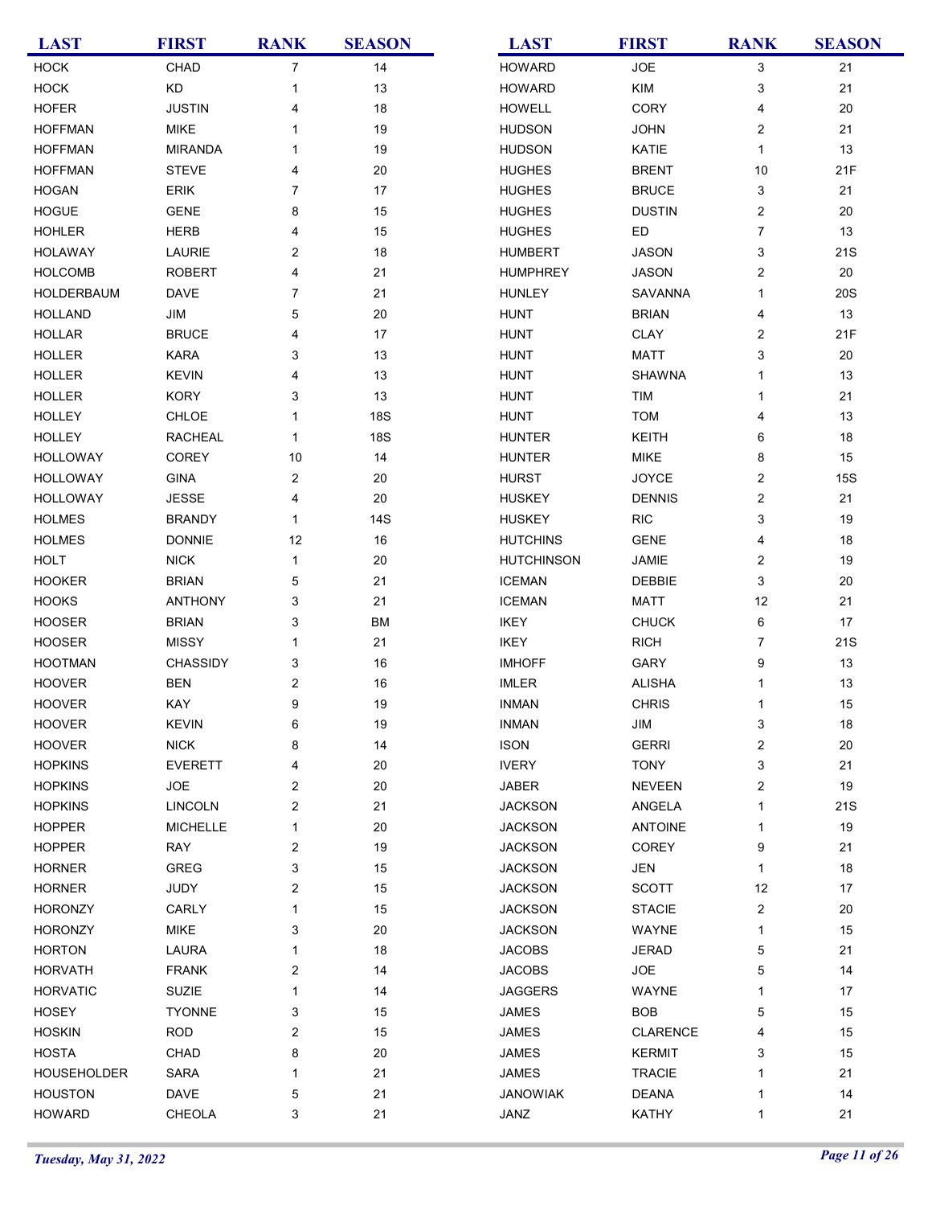| LAST | FIRST | RANK | SEASON |
|---|---|---|---|
| HOCK | CHAD | 7 | 14 |
| HOCK | KD | 1 | 13 |
| HOFER | JUSTIN | 4 | 18 |
| HOFFMAN | MIKE | 1 | 19 |
| HOFFMAN | MIRANDA | 1 | 19 |
| HOFFMAN | STEVE | 4 | 20 |
| HOGAN | ERIK | 7 | 17 |
| HOGUE | GENE | 8 | 15 |
| HOHLER | HERB | 4 | 15 |
| HOLAWAY | LAURIE | 2 | 18 |
| HOLCOMB | ROBERT | 4 | 21 |
| HOLDERBAUM | DAVE | 7 | 21 |
| HOLLAND | JIM | 5 | 20 |
| HOLLAR | BRUCE | 4 | 17 |
| HOLLER | KARA | 3 | 13 |
| HOLLER | KEVIN | 4 | 13 |
| HOLLER | KORY | 3 | 13 |
| HOLLEY | CHLOE | 1 | 18S |
| HOLLEY | RACHEAL | 1 | 18S |
| HOLLOWAY | COREY | 10 | 14 |
| HOLLOWAY | GINA | 2 | 20 |
| HOLLOWAY | JESSE | 4 | 20 |
| HOLMES | BRANDY | 1 | 14S |
| HOLMES | DONNIE | 12 | 16 |
| HOLT | NICK | 1 | 20 |
| HOOKER | BRIAN | 5 | 21 |
| HOOKS | ANTHONY | 3 | 21 |
| HOOSER | BRIAN | 3 | BM |
| HOOSER | MISSY | 1 | 21 |
| HOOTMAN | CHASSIDY | 3 | 16 |
| HOOVER | BEN | 2 | 16 |
| HOOVER | KAY | 9 | 19 |
| HOOVER | KEVIN | 6 | 19 |
| HOOVER | NICK | 8 | 14 |
| HOPKINS | EVERETT | 4 | 20 |
| HOPKINS | JOE | 2 | 20 |
| HOPKINS | LINCOLN | 2 | 21 |
| HOPPER | MICHELLE | 1 | 20 |
| HOPPER | RAY | 2 | 19 |
| HORNER | GREG | 3 | 15 |
| HORNER | JUDY | 2 | 15 |
| HORONZY | CARLY | 1 | 15 |
| HORONZY | MIKE | 3 | 20 |
| HORTON | LAURA | 1 | 18 |
| HORVATH | FRANK | 2 | 14 |
| HORVATIC | SUZIE | 1 | 14 |
| HOSEY | TYONNE | 3 | 15 |
| HOSKIN | ROD | 2 | 15 |
| HOSTA | CHAD | 8 | 20 |
| HOUSEHOLDER | SARA | 1 | 21 |
| HOUSTON | DAVE | 5 | 21 |
| HOWARD | CHEOLA | 3 | 21 |
| HOWARD | JOE | 3 | 21 |
| HOWARD | KIM | 3 | 21 |
| HOWELL | CORY | 4 | 20 |
| HUDSON | JOHN | 2 | 21 |
| HUDSON | KATIE | 1 | 13 |
| HUGHES | BRENT | 10 | 21F |
| HUGHES | BRUCE | 3 | 21 |
| HUGHES | DUSTIN | 2 | 20 |
| HUGHES | ED | 7 | 13 |
| HUMBERT | JASON | 3 | 21S |
| HUMPHREY | JASON | 2 | 20 |
| HUNLEY | SAVANNA | 1 | 20S |
| HUNT | BRIAN | 4 | 13 |
| HUNT | CLAY | 2 | 21F |
| HUNT | MATT | 3 | 20 |
| HUNT | SHAWNA | 1 | 13 |
| HUNT | TIM | 1 | 21 |
| HUNT | TOM | 4 | 13 |
| HUNTER | KEITH | 6 | 18 |
| HUNTER | MIKE | 8 | 15 |
| HURST | JOYCE | 2 | 15S |
| HUSKEY | DENNIS | 2 | 21 |
| HUSKEY | RIC | 3 | 19 |
| HUTCHINS | GENE | 4 | 18 |
| HUTCHINSON | JAMIE | 2 | 19 |
| ICEMAN | DEBBIE | 3 | 20 |
| ICEMAN | MATT | 12 | 21 |
| IKEY | CHUCK | 6 | 17 |
| IKEY | RICH | 7 | 21S |
| IMHOFF | GARY | 9 | 13 |
| IMLER | ALISHA | 1 | 13 |
| INMAN | CHRIS | 1 | 15 |
| INMAN | JIM | 3 | 18 |
| ISON | GERRI | 2 | 20 |
| IVERY | TONY | 3 | 21 |
| JABER | NEVEEN | 2 | 19 |
| JACKSON | ANGELA | 1 | 21S |
| JACKSON | ANTOINE | 1 | 19 |
| JACKSON | COREY | 9 | 21 |
| JACKSON | JEN | 1 | 18 |
| JACKSON | SCOTT | 12 | 17 |
| JACKSON | STACIE | 2 | 20 |
| JACKSON | WAYNE | 1 | 15 |
| JACOBS | JERAD | 5 | 21 |
| JACOBS | JOE | 5 | 14 |
| JAGGERS | WAYNE | 1 | 17 |
| JAMES | BOB | 5 | 15 |
| JAMES | CLARENCE | 4 | 15 |
| JAMES | KERMIT | 3 | 15 |
| JAMES | TRACIE | 1 | 21 |
| JANOWIAK | DEANA | 1 | 14 |
| JANZ | KATHY | 1 | 21 |

*Tuesday, May 31, 2022*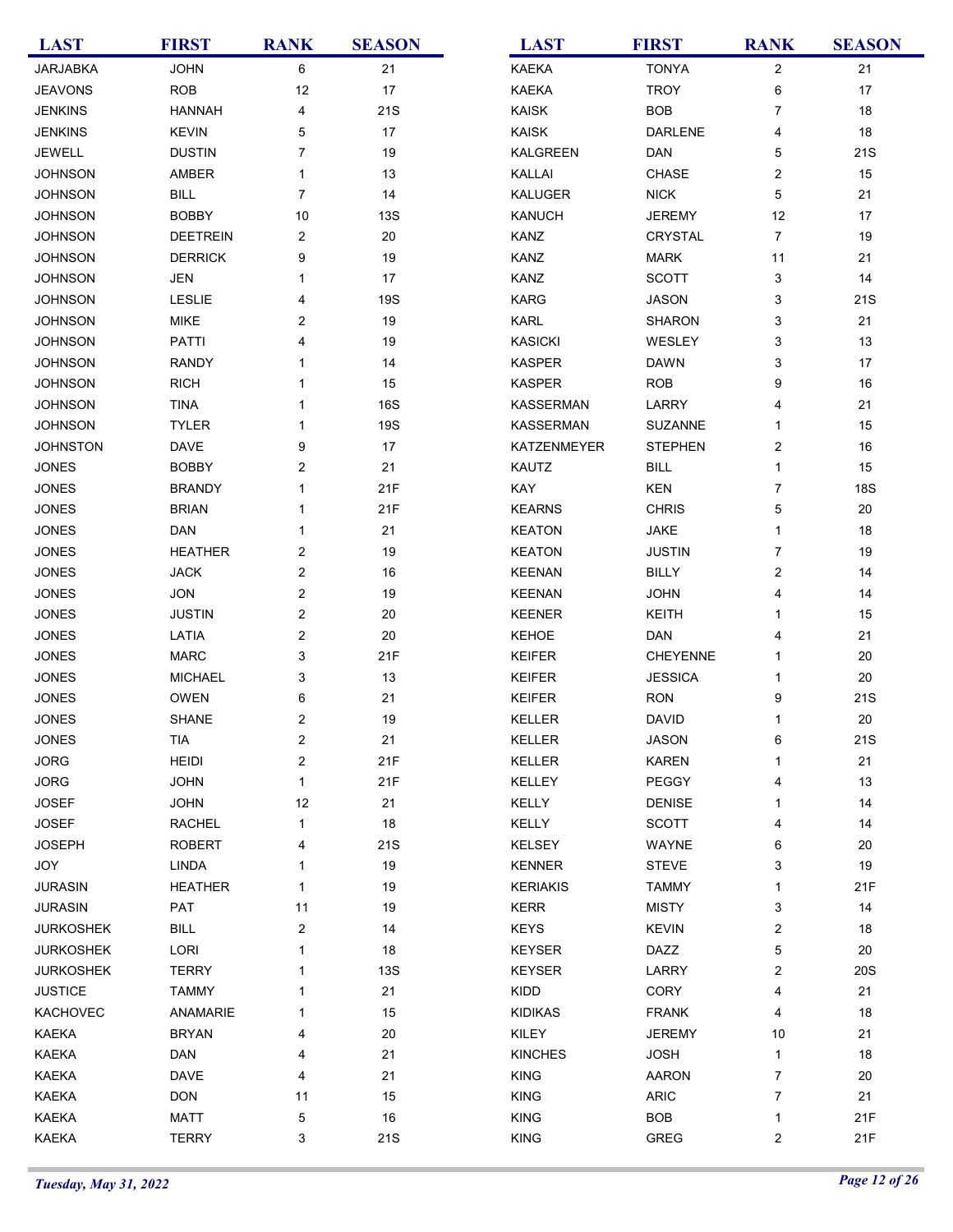| LAST | FIRST | RANK | SEASON |
|---|---|---|---|
| JARJABKA | JOHN | 6 | 21 |
| JEAVONS | ROB | 12 | 17 |
| JENKINS | HANNAH | 4 | 21S |
| JENKINS | KEVIN | 5 | 17 |
| JEWELL | DUSTIN | 7 | 19 |
| JOHNSON | AMBER | 1 | 13 |
| JOHNSON | BILL | 7 | 14 |
| JOHNSON | BOBBY | 10 | 13S |
| JOHNSON | DEETREIN | 2 | 20 |
| JOHNSON | DERRICK | 9 | 19 |
| JOHNSON | JEN | 1 | 17 |
| JOHNSON | LESLIE | 4 | 19S |
| JOHNSON | MIKE | 2 | 19 |
| JOHNSON | PATTI | 4 | 19 |
| JOHNSON | RANDY | 1 | 14 |
| JOHNSON | RICH | 1 | 15 |
| JOHNSON | TINA | 1 | 16S |
| JOHNSON | TYLER | 1 | 19S |
| JOHNSTON | DAVE | 9 | 17 |
| JONES | BOBBY | 2 | 21 |
| JONES | BRANDY | 1 | 21F |
| JONES | BRIAN | 1 | 21F |
| JONES | DAN | 1 | 21 |
| JONES | HEATHER | 2 | 19 |
| JONES | JACK | 2 | 16 |
| JONES | JON | 2 | 19 |
| JONES | JUSTIN | 2 | 20 |
| JONES | LATIA | 2 | 20 |
| JONES | MARC | 3 | 21F |
| JONES | MICHAEL | 3 | 13 |
| JONES | OWEN | 6 | 21 |
| JONES | SHANE | 2 | 19 |
| JONES | TIA | 2 | 21 |
| JORG | HEIDI | 2 | 21F |
| JORG | JOHN | 1 | 21F |
| JOSEF | JOHN | 12 | 21 |
| JOSEF | RACHEL | 1 | 18 |
| JOSEPH | ROBERT | 4 | 21S |
| JOY | LINDA | 1 | 19 |
| JURASIN | HEATHER | 1 | 19 |
| JURASIN | PAT | 11 | 19 |
| JURKOSHEK | BILL | 2 | 14 |
| JURKOSHEK | LORI | 1 | 18 |
| JURKOSHEK | TERRY | 1 | 13S |
| JUSTICE | TAMMY | 1 | 21 |
| KACHOVEC | ANAMARIE | 1 | 15 |
| KAEKA | BRYAN | 4 | 20 |
| KAEKA | DAN | 4 | 21 |
| KAEKA | DAVE | 4 | 21 |
| KAEKA | DON | 11 | 15 |
| KAEKA | MATT | 5 | 16 |
| KAEKA | TERRY | 3 | 21S |
| KAEKA | TONYA | 2 | 21 |
| KAEKA | TROY | 6 | 17 |
| KAISK | BOB | 7 | 18 |
| KAISK | DARLENE | 4 | 18 |
| KALGREEN | DAN | 5 | 21S |
| KALLAI | CHASE | 2 | 15 |
| KALUGER | NICK | 5 | 21 |
| KANUCH | JEREMY | 12 | 17 |
| KANZ | CRYSTAL | 7 | 19 |
| KANZ | MARK | 11 | 21 |
| KANZ | SCOTT | 3 | 14 |
| KARG | JASON | 3 | 21S |
| KARL | SHARON | 3 | 21 |
| KASICKI | WESLEY | 3 | 13 |
| KASPER | DAWN | 3 | 17 |
| KASPER | ROB | 9 | 16 |
| KASSERMAN | LARRY | 4 | 21 |
| KASSERMAN | SUZANNE | 1 | 15 |
| KATZENMEYER | STEPHEN | 2 | 16 |
| KAUTZ | BILL | 1 | 15 |
| KAY | KEN | 7 | 18S |
| KEARNS | CHRIS | 5 | 20 |
| KEATON | JAKE | 1 | 18 |
| KEATON | JUSTIN | 7 | 19 |
| KEENAN | BILLY | 2 | 14 |
| KEENAN | JOHN | 4 | 14 |
| KEENER | KEITH | 1 | 15 |
| KEHOE | DAN | 4 | 21 |
| KEIFER | CHEYENNE | 1 | 20 |
| KEIFER | JESSICA | 1 | 20 |
| KEIFER | RON | 9 | 21S |
| KELLER | DAVID | 1 | 20 |
| KELLER | JASON | 6 | 21S |
| KELLER | KAREN | 1 | 21 |
| KELLEY | PEGGY | 4 | 13 |
| KELLY | DENISE | 1 | 14 |
| KELLY | SCOTT | 4 | 14 |
| KELSEY | WAYNE | 6 | 20 |
| KENNER | STEVE | 3 | 19 |
| KERIAKIS | TAMMY | 1 | 21F |
| KERR | MISTY | 3 | 14 |
| KEYS | KEVIN | 2 | 18 |
| KEYSER | DAZZ | 5 | 20 |
| KEYSER | LARRY | 2 | 20S |
| KIDD | CORY | 4 | 21 |
| KIDIKAS | FRANK | 4 | 18 |
| KILEY | JEREMY | 10 | 21 |
| KINCHES | JOSH | 1 | 18 |
| KING | AARON | 7 | 20 |
| KING | ARIC | 7 | 21 |
| KING | BOB | 1 | 21F |
| KING | GREG | 2 | 21F |

*Tuesday, May 31, 2022*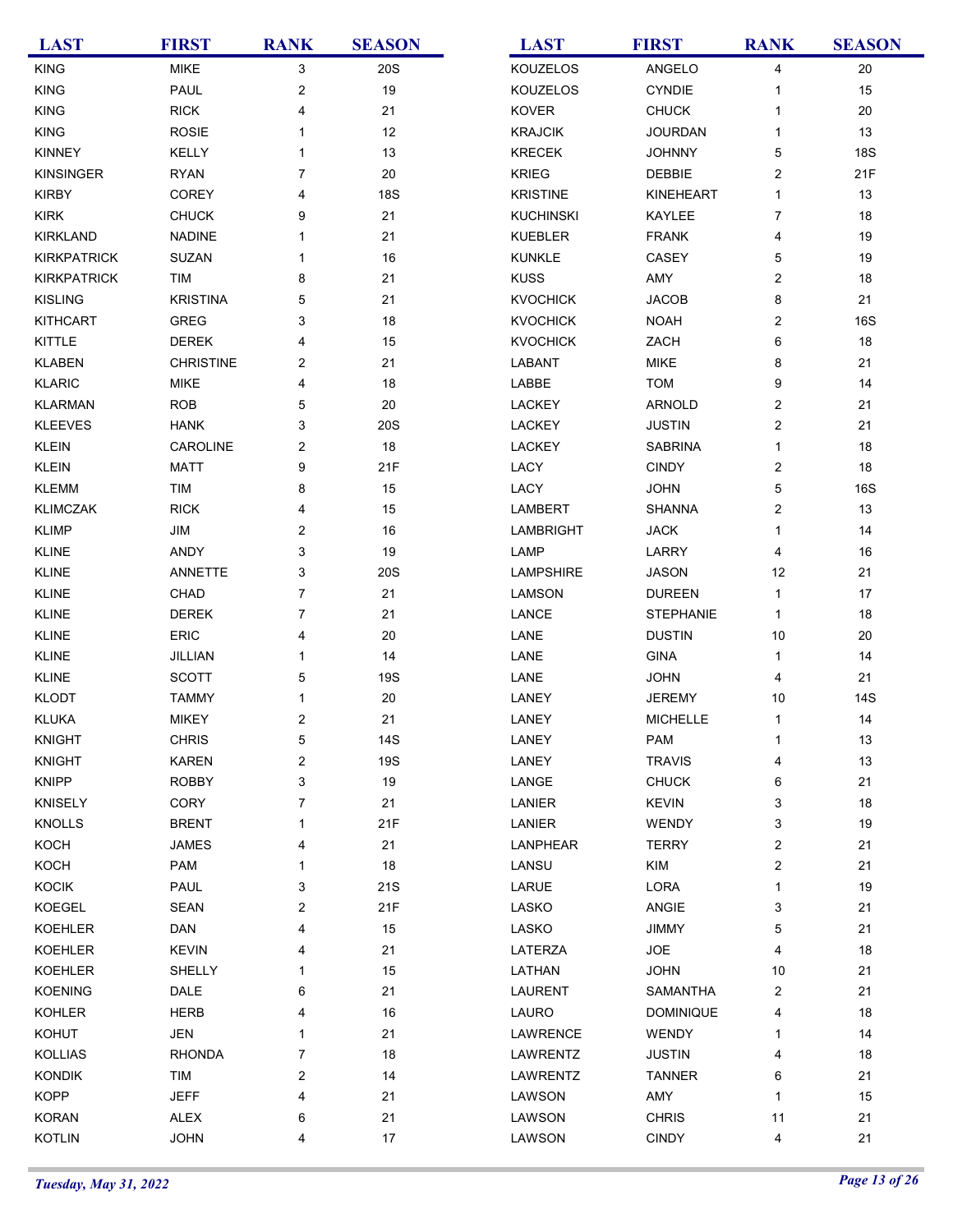| LAST | FIRST | RANK | SEASON |
| --- | --- | --- | --- |
| KING | MIKE | 3 | 20S |
| KING | PAUL | 2 | 19 |
| KING | RICK | 4 | 21 |
| KING | ROSIE | 1 | 12 |
| KINNEY | KELLY | 1 | 13 |
| KINSINGER | RYAN | 7 | 20 |
| KIRBY | COREY | 4 | 18S |
| KIRK | CHUCK | 9 | 21 |
| KIRKLAND | NADINE | 1 | 21 |
| KIRKPATRICK | SUZAN | 1 | 16 |
| KIRKPATRICK | TIM | 8 | 21 |
| KISLING | KRISTINA | 5 | 21 |
| KITHCART | GREG | 3 | 18 |
| KITTLE | DEREK | 4 | 15 |
| KLABEN | CHRISTINE | 2 | 21 |
| KLARIC | MIKE | 4 | 18 |
| KLARMAN | ROB | 5 | 20 |
| KLEEVES | HANK | 3 | 20S |
| KLEIN | CAROLINE | 2 | 18 |
| KLEIN | MATT | 9 | 21F |
| KLEMM | TIM | 8 | 15 |
| KLIMCZAK | RICK | 4 | 15 |
| KLIMP | JIM | 2 | 16 |
| KLINE | ANDY | 3 | 19 |
| KLINE | ANNETTE | 3 | 20S |
| KLINE | CHAD | 7 | 21 |
| KLINE | DEREK | 7 | 21 |
| KLINE | ERIC | 4 | 20 |
| KLINE | JILLIAN | 1 | 14 |
| KLINE | SCOTT | 5 | 19S |
| KLODT | TAMMY | 1 | 20 |
| KLUKA | MIKEY | 2 | 21 |
| KNIGHT | CHRIS | 5 | 14S |
| KNIGHT | KAREN | 2 | 19S |
| KNIPP | ROBBY | 3 | 19 |
| KNISELY | CORY | 7 | 21 |
| KNOLLS | BRENT | 1 | 21F |
| KOCH | JAMES | 4 | 21 |
| KOCH | PAM | 1 | 18 |
| KOCIK | PAUL | 3 | 21S |
| KOEGEL | SEAN | 2 | 21F |
| KOEHLER | DAN | 4 | 15 |
| KOEHLER | KEVIN | 4 | 21 |
| KOEHLER | SHELLY | 1 | 15 |
| KOENING | DALE | 6 | 21 |
| KOHLER | HERB | 4 | 16 |
| KOHUT | JEN | 1 | 21 |
| KOLLIAS | RHONDA | 7 | 18 |
| KONDIK | TIM | 2 | 14 |
| KOPP | JEFF | 4 | 21 |
| KORAN | ALEX | 6 | 21 |
| KOTLIN | JOHN | 4 | 17 |
| KOUZELOS | ANGELO | 4 | 20 |
| KOUZELOS | CYNDIE | 1 | 15 |
| KOVER | CHUCK | 1 | 20 |
| KRAJCIK | JOURDAN | 1 | 13 |
| KRECEK | JOHNNY | 5 | 18S |
| KRIEG | DEBBIE | 2 | 21F |
| KRISTINE | KINEHEART | 1 | 13 |
| KUCHINSKI | KAYLEE | 7 | 18 |
| KUEBLER | FRANK | 4 | 19 |
| KUNKLE | CASEY | 5 | 19 |
| KUSS | AMY | 2 | 18 |
| KVOCHICK | JACOB | 8 | 21 |
| KVOCHICK | NOAH | 2 | 16S |
| KVOCHICK | ZACH | 6 | 18 |
| LABANT | MIKE | 8 | 21 |
| LABBE | TOM | 9 | 14 |
| LACKEY | ARNOLD | 2 | 21 |
| LACKEY | JUSTIN | 2 | 21 |
| LACKEY | SABRINA | 1 | 18 |
| LACY | CINDY | 2 | 18 |
| LACY | JOHN | 5 | 16S |
| LAMBERT | SHANNA | 2 | 13 |
| LAMBRIGHT | JACK | 1 | 14 |
| LAMP | LARRY | 4 | 16 |
| LAMPSHIRE | JASON | 12 | 21 |
| LAMSON | DUREEN | 1 | 17 |
| LANCE | STEPHANIE | 1 | 18 |
| LANE | DUSTIN | 10 | 20 |
| LANE | GINA | 1 | 14 |
| LANE | JOHN | 4 | 21 |
| LANEY | JEREMY | 10 | 14S |
| LANEY | MICHELLE | 1 | 14 |
| LANEY | PAM | 1 | 13 |
| LANEY | TRAVIS | 4 | 13 |
| LANGE | CHUCK | 6 | 21 |
| LANIER | KEVIN | 3 | 18 |
| LANIER | WENDY | 3 | 19 |
| LANPHEAR | TERRY | 2 | 21 |
| LANSU | KIM | 2 | 21 |
| LARUE | LORA | 1 | 19 |
| LASKO | ANGIE | 3 | 21 |
| LASKO | JIMMY | 5 | 21 |
| LATERZA | JOE | 4 | 18 |
| LATHAN | JOHN | 10 | 21 |
| LAURENT | SAMANTHA | 2 | 21 |
| LAURO | DOMINIQUE | 4 | 18 |
| LAWRENCE | WENDY | 1 | 14 |
| LAWRENTZ | JUSTIN | 4 | 18 |
| LAWRENTZ | TANNER | 6 | 21 |
| LAWSON | AMY | 1 | 15 |
| LAWSON | CHRIS | 11 | 21 |
| LAWSON | CINDY | 4 | 21 |

*Tuesday, May 31, 2022*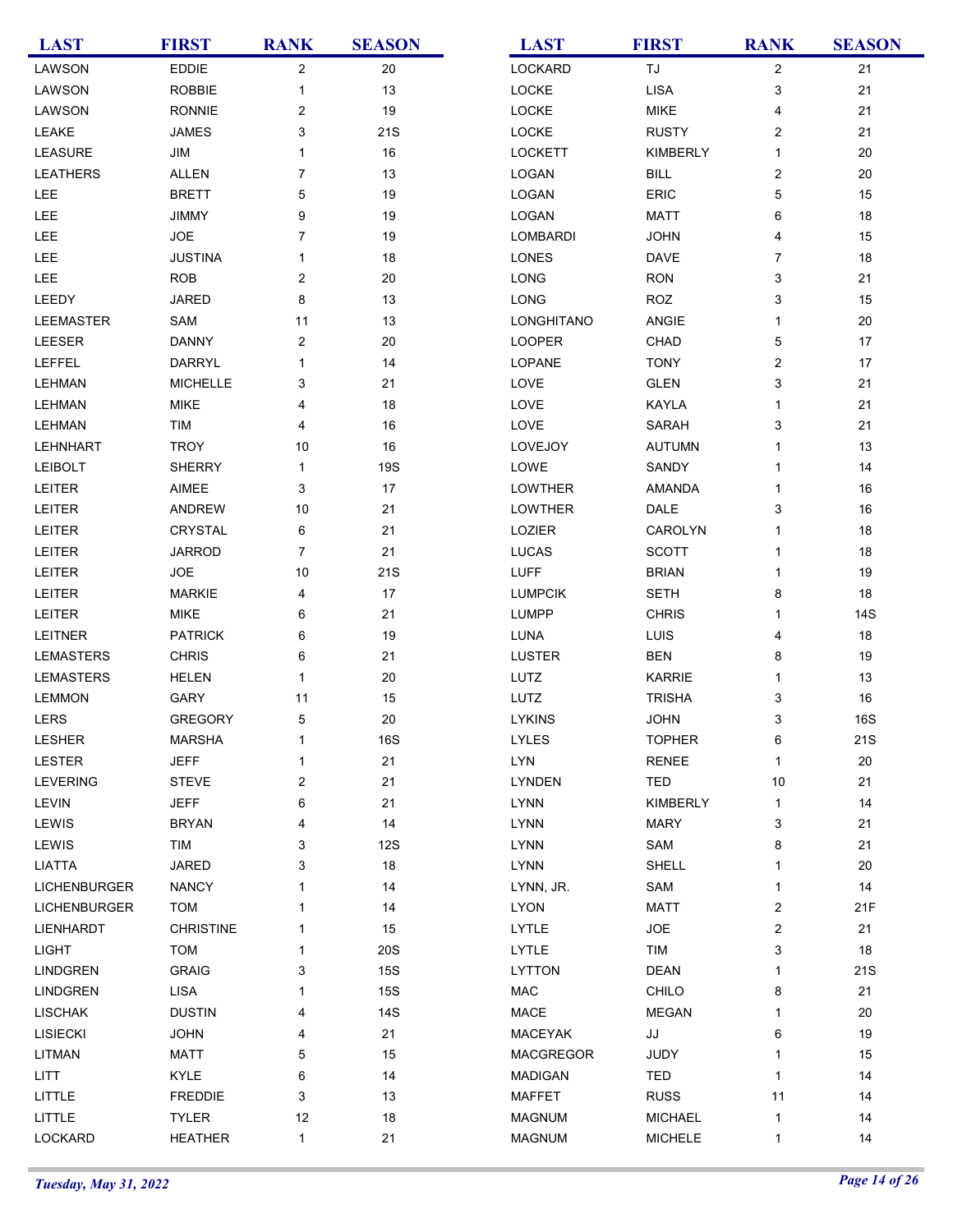| LAST | FIRST | RANK | SEASON |
|---|---|---|---|
| LAWSON | EDDIE | 2 | 20 |
| LAWSON | ROBBIE | 1 | 13 |
| LAWSON | RONNIE | 2 | 19 |
| LEAKE | JAMES | 3 | 21S |
| LEASURE | JIM | 1 | 16 |
| LEATHERS | ALLEN | 7 | 13 |
| LEE | BRETT | 5 | 19 |
| LEE | JIMMY | 9 | 19 |
| LEE | JOE | 7 | 19 |
| LEE | JUSTINA | 1 | 18 |
| LEE | ROB | 2 | 20 |
| LEEDY | JARED | 8 | 13 |
| LEEMASTER | SAM | 11 | 13 |
| LEESER | DANNY | 2 | 20 |
| LEFFEL | DARRYL | 1 | 14 |
| LEHMAN | MICHELLE | 3 | 21 |
| LEHMAN | MIKE | 4 | 18 |
| LEHMAN | TIM | 4 | 16 |
| LEHNHART | TROY | 10 | 16 |
| LEIBOLT | SHERRY | 1 | 19S |
| LEITER | AIMEE | 3 | 17 |
| LEITER | ANDREW | 10 | 21 |
| LEITER | CRYSTAL | 6 | 21 |
| LEITER | JARROD | 7 | 21 |
| LEITER | JOE | 10 | 21S |
| LEITER | MARKIE | 4 | 17 |
| LEITER | MIKE | 6 | 21 |
| LEITNER | PATRICK | 6 | 19 |
| LEMASTERS | CHRIS | 6 | 21 |
| LEMASTERS | HELEN | 1 | 20 |
| LEMMON | GARY | 11 | 15 |
| LERS | GREGORY | 5 | 20 |
| LESHER | MARSHA | 1 | 16S |
| LESTER | JEFF | 1 | 21 |
| LEVERING | STEVE | 2 | 21 |
| LEVIN | JEFF | 6 | 21 |
| LEWIS | BRYAN | 4 | 14 |
| LEWIS | TIM | 3 | 12S |
| LIATTA | JARED | 3 | 18 |
| LICHENBURGER | NANCY | 1 | 14 |
| LICHENBURGER | TOM | 1 | 14 |
| LIENHARDT | CHRISTINE | 1 | 15 |
| LIGHT | TOM | 1 | 20S |
| LINDGREN | GRAIG | 3 | 15S |
| LINDGREN | LISA | 1 | 15S |
| LISCHAK | DUSTIN | 4 | 14S |
| LISIECKI | JOHN | 4 | 21 |
| LITMAN | MATT | 5 | 15 |
| LITT | KYLE | 6 | 14 |
| LITTLE | FREDDIE | 3 | 13 |
| LITTLE | TYLER | 12 | 18 |
| LOCKARD | HEATHER | 1 | 21 |
| LOCKARD | TJ | 2 | 21 |
| LOCKE | LISA | 3 | 21 |
| LOCKE | MIKE | 4 | 21 |
| LOCKE | RUSTY | 2 | 21 |
| LOCKETT | KIMBERLY | 1 | 20 |
| LOGAN | BILL | 2 | 20 |
| LOGAN | ERIC | 5 | 15 |
| LOGAN | MATT | 6 | 18 |
| LOMBARDI | JOHN | 4 | 15 |
| LONES | DAVE | 7 | 18 |
| LONG | RON | 3 | 21 |
| LONG | ROZ | 3 | 15 |
| LONGHITANO | ANGIE | 1 | 20 |
| LOOPER | CHAD | 5 | 17 |
| LOPANE | TONY | 2 | 17 |
| LOVE | GLEN | 3 | 21 |
| LOVE | KAYLA | 1 | 21 |
| LOVE | SARAH | 3 | 21 |
| LOVEJOY | AUTUMN | 1 | 13 |
| LOWE | SANDY | 1 | 14 |
| LOWTHER | AMANDA | 1 | 16 |
| LOWTHER | DALE | 3 | 16 |
| LOZIER | CAROLYN | 1 | 18 |
| LUCAS | SCOTT | 1 | 18 |
| LUFF | BRIAN | 1 | 19 |
| LUMPCIK | SETH | 8 | 18 |
| LUMPP | CHRIS | 1 | 14S |
| LUNA | LUIS | 4 | 18 |
| LUSTER | BEN | 8 | 19 |
| LUTZ | KARRIE | 1 | 13 |
| LUTZ | TRISHA | 3 | 16 |
| LYKINS | JOHN | 3 | 16S |
| LYLES | TOPHER | 6 | 21S |
| LYN | RENEE | 1 | 20 |
| LYNDEN | TED | 10 | 21 |
| LYNN | KIMBERLY | 1 | 14 |
| LYNN | MARY | 3 | 21 |
| LYNN | SAM | 8 | 21 |
| LYNN | SHELL | 1 | 20 |
| LYNN, JR. | SAM | 1 | 14 |
| LYON | MATT | 2 | 21F |
| LYTLE | JOE | 2 | 21 |
| LYTLE | TIM | 3 | 18 |
| LYTTON | DEAN | 1 | 21S |
| MAC | CHILO | 8 | 21 |
| MACE | MEGAN | 1 | 20 |
| MACEYAK | JJ | 6 | 19 |
| MACGREGOR | JUDY | 1 | 15 |
| MADIGAN | TED | 1 | 14 |
| MAFFET | RUSS | 11 | 14 |
| MAGNUM | MICHAEL | 1 | 14 |
| MAGNUM | MICHELE | 1 | 14 |

*Tuesday, May 31, 2022*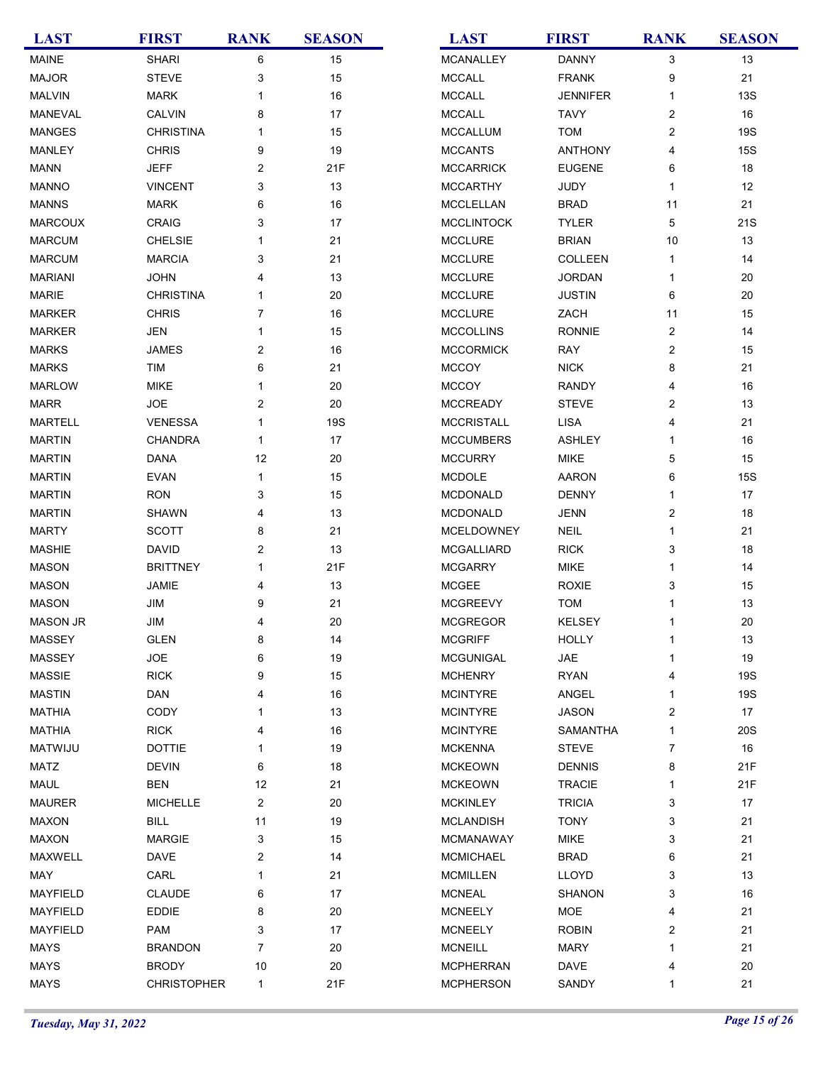| LAST | FIRST | RANK | SEASON |
|---|---|---|---|
| MAINE | SHARI | 6 | 15 |
| MAJOR | STEVE | 3 | 15 |
| MALVIN | MARK | 1 | 16 |
| MANEVAL | CALVIN | 8 | 17 |
| MANGES | CHRISTINA | 1 | 15 |
| MANLEY | CHRIS | 9 | 19 |
| MANN | JEFF | 2 | 21F |
| MANNO | VINCENT | 3 | 13 |
| MANNS | MARK | 6 | 16 |
| MARCOUX | CRAIG | 3 | 17 |
| MARCUM | CHELSIE | 1 | 21 |
| MARCUM | MARCIA | 3 | 21 |
| MARIANI | JOHN | 4 | 13 |
| MARIE | CHRISTINA | 1 | 20 |
| MARKER | CHRIS | 7 | 16 |
| MARKER | JEN | 1 | 15 |
| MARKS | JAMES | 2 | 16 |
| MARKS | TIM | 6 | 21 |
| MARLOW | MIKE | 1 | 20 |
| MARR | JOE | 2 | 20 |
| MARTELL | VENESSA | 1 | 19S |
| MARTIN | CHANDRA | 1 | 17 |
| MARTIN | DANA | 12 | 20 |
| MARTIN | EVAN | 1 | 15 |
| MARTIN | RON | 3 | 15 |
| MARTIN | SHAWN | 4 | 13 |
| MARTY | SCOTT | 8 | 21 |
| MASHIE | DAVID | 2 | 13 |
| MASON | BRITTNEY | 1 | 21F |
| MASON | JAMIE | 4 | 13 |
| MASON | JIM | 9 | 21 |
| MASON JR | JIM | 4 | 20 |
| MASSEY | GLEN | 8 | 14 |
| MASSEY | JOE | 6 | 19 |
| MASSIE | RICK | 9 | 15 |
| MASTIN | DAN | 4 | 16 |
| MATHIA | CODY | 1 | 13 |
| MATHIA | RICK | 4 | 16 |
| MATWIJU | DOTTIE | 1 | 19 |
| MATZ | DEVIN | 6 | 18 |
| MAUL | BEN | 12 | 21 |
| MAURER | MICHELLE | 2 | 20 |
| MAXON | BILL | 11 | 19 |
| MAXON | MARGIE | 3 | 15 |
| MAXWELL | DAVE | 2 | 14 |
| MAY | CARL | 1 | 21 |
| MAYFIELD | CLAUDE | 6 | 17 |
| MAYFIELD | EDDIE | 8 | 20 |
| MAYFIELD | PAM | 3 | 17 |
| MAYS | BRANDON | 7 | 20 |
| MAYS | BRODY | 10 | 20 |
| MAYS | CHRISTOPHER | 1 | 21F |
| MCANALLEY | DANNY | 3 | 13 |
| MCCALL | FRANK | 9 | 21 |
| MCCALL | JENNIFER | 1 | 13S |
| MCCALL | TAVY | 2 | 16 |
| MCCALLUM | TOM | 2 | 19S |
| MCCANTS | ANTHONY | 4 | 15S |
| MCCARRICK | EUGENE | 6 | 18 |
| MCCARTHY | JUDY | 1 | 12 |
| MCCLELLAN | BRAD | 11 | 21 |
| MCCLINTOCK | TYLER | 5 | 21S |
| MCCLURE | BRIAN | 10 | 13 |
| MCCLURE | COLLEEN | 1 | 14 |
| MCCLURE | JORDAN | 1 | 20 |
| MCCLURE | JUSTIN | 6 | 20 |
| MCCLURE | ZACH | 11 | 15 |
| MCCOLLINS | RONNIE | 2 | 14 |
| MCCORMICK | RAY | 2 | 15 |
| MCCOY | NICK | 8 | 21 |
| MCCOY | RANDY | 4 | 16 |
| MCCREADY | STEVE | 2 | 13 |
| MCCRISTALL | LISA | 4 | 21 |
| MCCUMBERS | ASHLEY | 1 | 16 |
| MCCURRY | MIKE | 5 | 15 |
| MCDOLE | AARON | 6 | 15S |
| MCDONALD | DENNY | 1 | 17 |
| MCDONALD | JENN | 2 | 18 |
| MCELDOWNEY | NEIL | 1 | 21 |
| MCGALLIARD | RICK | 3 | 18 |
| MCGARRY | MIKE | 1 | 14 |
| MCGEE | ROXIE | 3 | 15 |
| MCGREEVY | TOM | 1 | 13 |
| MCGREGOR | KELSEY | 1 | 20 |
| MCGRIFF | HOLLY | 1 | 13 |
| MCGUNIGAL | JAE | 1 | 19 |
| MCHENRY | RYAN | 4 | 19S |
| MCINTYRE | ANGEL | 1 | 19S |
| MCINTYRE | JASON | 2 | 17 |
| MCINTYRE | SAMANTHA | 1 | 20S |
| MCKENNA | STEVE | 7 | 16 |
| MCKEOWN | DENNIS | 8 | 21F |
| MCKEOWN | TRACIE | 1 | 21F |
| MCKINLEY | TRICIA | 3 | 17 |
| MCLANDISH | TONY | 3 | 21 |
| MCMANAWAY | MIKE | 3 | 21 |
| MCMICHAEL | BRAD | 6 | 21 |
| MCMILLEN | LLOYD | 3 | 13 |
| MCNEAL | SHANON | 3 | 16 |
| MCNEELY | MOE | 4 | 21 |
| MCNEELY | ROBIN | 2 | 21 |
| MCNEILL | MARY | 1 | 21 |
| MCPHERRAN | DAVE | 4 | 20 |
| MCPHERSON | SANDY | 1 | 21 |

*Tuesday, May 31, 2022*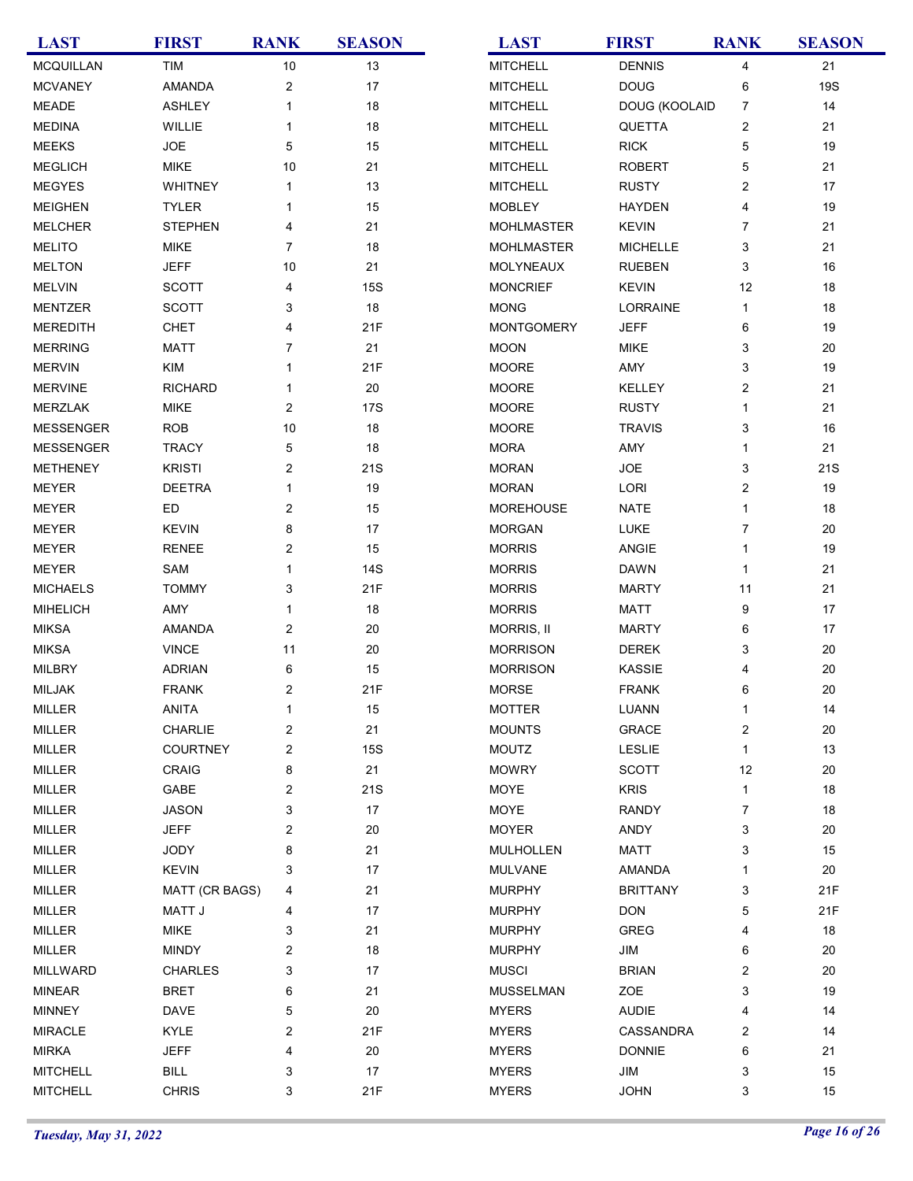| LAST | FIRST | RANK | SEASON |
|---|---|---|---|
| MCQUILLAN | TIM | 10 | 13 |
| MCVANEY | AMANDA | 2 | 17 |
| MEADE | ASHLEY | 1 | 18 |
| MEDINA | WILLIE | 1 | 18 |
| MEEKS | JOE | 5 | 15 |
| MEGLICH | MIKE | 10 | 21 |
| MEGYES | WHITNEY | 1 | 13 |
| MEIGHEN | TYLER | 1 | 15 |
| MELCHER | STEPHEN | 4 | 21 |
| MELITO | MIKE | 7 | 18 |
| MELTON | JEFF | 10 | 21 |
| MELVIN | SCOTT | 4 | 15S |
| MENTZER | SCOTT | 3 | 18 |
| MEREDITH | CHET | 4 | 21F |
| MERRING | MATT | 7 | 21 |
| MERVIN | KIM | 1 | 21F |
| MERVINE | RICHARD | 1 | 20 |
| MERZLAK | MIKE | 2 | 17S |
| MESSENGER | ROB | 10 | 18 |
| MESSENGER | TRACY | 5 | 18 |
| METHENEY | KRISTI | 2 | 21S |
| MEYER | DEETRA | 1 | 19 |
| MEYER | ED | 2 | 15 |
| MEYER | KEVIN | 8 | 17 |
| MEYER | RENEE | 2 | 15 |
| MEYER | SAM | 1 | 14S |
| MICHAELS | TOMMY | 3 | 21F |
| MIHELICH | AMY | 1 | 18 |
| MIKSA | AMANDA | 2 | 20 |
| MIKSA | VINCE | 11 | 20 |
| MILBRY | ADRIAN | 6 | 15 |
| MILJAK | FRANK | 2 | 21F |
| MILLER | ANITA | 1 | 15 |
| MILLER | CHARLIE | 2 | 21 |
| MILLER | COURTNEY | 2 | 15S |
| MILLER | CRAIG | 8 | 21 |
| MILLER | GABE | 2 | 21S |
| MILLER | JASON | 3 | 17 |
| MILLER | JEFF | 2 | 20 |
| MILLER | JODY | 8 | 21 |
| MILLER | KEVIN | 3 | 17 |
| MILLER | MATT (CR BAGS) | 4 | 21 |
| MILLER | MATT J | 4 | 17 |
| MILLER | MIKE | 3 | 21 |
| MILLER | MINDY | 2 | 18 |
| MILLWARD | CHARLES | 3 | 17 |
| MINEAR | BRET | 6 | 21 |
| MINNEY | DAVE | 5 | 20 |
| MIRACLE | KYLE | 2 | 21F |
| MIRKA | JEFF | 4 | 20 |
| MITCHELL | BILL | 3 | 17 |
| MITCHELL | CHRIS | 3 | 21F |
| MITCHELL | DENNIS | 4 | 21 |
| MITCHELL | DOUG | 6 | 19S |
| MITCHELL | DOUG (KOOLAID | 7 | 14 |
| MITCHELL | QUETTA | 2 | 21 |
| MITCHELL | RICK | 5 | 19 |
| MITCHELL | ROBERT | 5 | 21 |
| MITCHELL | RUSTY | 2 | 17 |
| MOBLEY | HAYDEN | 4 | 19 |
| MOHLMASTER | KEVIN | 7 | 21 |
| MOHLMASTER | MICHELLE | 3 | 21 |
| MOLYNEAUX | RUEBEN | 3 | 16 |
| MONCRIEF | KEVIN | 12 | 18 |
| MONG | LORRAINE | 1 | 18 |
| MONTGOMERY | JEFF | 6 | 19 |
| MOON | MIKE | 3 | 20 |
| MOORE | AMY | 3 | 19 |
| MOORE | KELLEY | 2 | 21 |
| MOORE | RUSTY | 1 | 21 |
| MOORE | TRAVIS | 3 | 16 |
| MORA | AMY | 1 | 21 |
| MORAN | JOE | 3 | 21S |
| MORAN | LORI | 2 | 19 |
| MOREHOUSE | NATE | 1 | 18 |
| MORGAN | LUKE | 7 | 20 |
| MORRIS | ANGIE | 1 | 19 |
| MORRIS | DAWN | 1 | 21 |
| MORRIS | MARTY | 11 | 21 |
| MORRIS | MATT | 9 | 17 |
| MORRIS, II | MARTY | 6 | 17 |
| MORRISON | DEREK | 3 | 20 |
| MORRISON | KASSIE | 4 | 20 |
| MORSE | FRANK | 6 | 20 |
| MOTTER | LUANN | 1 | 14 |
| MOUNTS | GRACE | 2 | 20 |
| MOUTZ | LESLIE | 1 | 13 |
| MOWRY | SCOTT | 12 | 20 |
| MOYE | KRIS | 1 | 18 |
| MOYE | RANDY | 7 | 18 |
| MOYER | ANDY | 3 | 20 |
| MULHOLLEN | MATT | 3 | 15 |
| MULVANE | AMANDA | 1 | 20 |
| MURPHY | BRITTANY | 3 | 21F |
| MURPHY | DON | 5 | 21F |
| MURPHY | GREG | 4 | 18 |
| MURPHY | JIM | 6 | 20 |
| MUSCI | BRIAN | 2 | 20 |
| MUSSELMAN | ZOE | 3 | 19 |
| MYERS | AUDIE | 4 | 14 |
| MYERS | CASSANDRA | 2 | 14 |
| MYERS | DONNIE | 6 | 21 |
| MYERS | JIM | 3 | 15 |
| MYERS | JOHN | 3 | 15 |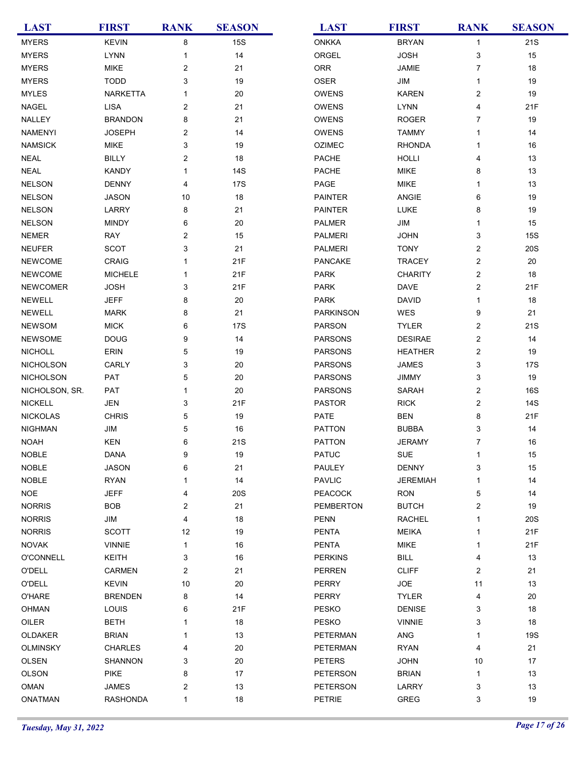| LAST | FIRST | RANK | SEASON |
|---|---|---|---|
| MYERS | KEVIN | 8 | 15S |
| MYERS | LYNN | 1 | 14 |
| MYERS | MIKE | 2 | 21 |
| MYERS | TODD | 3 | 19 |
| MYLES | NARKETTA | 1 | 20 |
| NAGEL | LISA | 2 | 21 |
| NALLEY | BRANDON | 8 | 21 |
| NAMENYI | JOSEPH | 2 | 14 |
| NAMSICK | MIKE | 3 | 19 |
| NEAL | BILLY | 2 | 18 |
| NEAL | KANDY | 1 | 14S |
| NELSON | DENNY | 4 | 17S |
| NELSON | JASON | 10 | 18 |
| NELSON | LARRY | 8 | 21 |
| NELSON | MINDY | 6 | 20 |
| NEMER | RAY | 2 | 15 |
| NEUFER | SCOT | 3 | 21 |
| NEWCOME | CRAIG | 1 | 21F |
| NEWCOME | MICHELE | 1 | 21F |
| NEWCOMER | JOSH | 3 | 21F |
| NEWELL | JEFF | 8 | 20 |
| NEWELL | MARK | 8 | 21 |
| NEWSOM | MICK | 6 | 17S |
| NEWSOME | DOUG | 9 | 14 |
| NICHOLL | ERIN | 5 | 19 |
| NICHOLSON | CARLY | 3 | 20 |
| NICHOLSON | PAT | 5 | 20 |
| NICHOLSON, SR. | PAT | 1 | 20 |
| NICKELL | JEN | 3 | 21F |
| NICKOLAS | CHRIS | 5 | 19 |
| NIGHMAN | JIM | 5 | 16 |
| NOAH | KEN | 6 | 21S |
| NOBLE | DANA | 9 | 19 |
| NOBLE | JASON | 6 | 21 |
| NOBLE | RYAN | 1 | 14 |
| NOE | JEFF | 4 | 20S |
| NORRIS | BOB | 2 | 21 |
| NORRIS | JIM | 4 | 18 |
| NORRIS | SCOTT | 12 | 19 |
| NOVAK | VINNIE | 1 | 16 |
| O'CONNELL | KEITH | 3 | 16 |
| O'DELL | CARMEN | 2 | 21 |
| O'DELL | KEVIN | 10 | 20 |
| O'HARE | BRENDEN | 8 | 14 |
| OHMAN | LOUIS | 6 | 21F |
| OILER | BETH | 1 | 18 |
| OLDAKER | BRIAN | 1 | 13 |
| OLMINSKY | CHARLES | 4 | 20 |
| OLSEN | SHANNON | 3 | 20 |
| OLSON | PIKE | 8 | 17 |
| OMAN | JAMES | 2 | 13 |
| ONATMAN | RASHONDA | 1 | 18 |
| ONKKA | BRYAN | 1 | 21S |
| ORGEL | JOSH | 3 | 15 |
| ORR | JAMIE | 7 | 18 |
| OSER | JIM | 1 | 19 |
| OWENS | KAREN | 2 | 19 |
| OWENS | LYNN | 4 | 21F |
| OWENS | ROGER | 7 | 19 |
| OWENS | TAMMY | 1 | 14 |
| OZIMEC | RHONDA | 1 | 16 |
| PACHE | HOLLI | 4 | 13 |
| PACHE | MIKE | 8 | 13 |
| PAGE | MIKE | 1 | 13 |
| PAINTER | ANGIE | 6 | 19 |
| PAINTER | LUKE | 8 | 19 |
| PALMER | JIM | 1 | 15 |
| PALMERI | JOHN | 3 | 15S |
| PALMERI | TONY | 2 | 20S |
| PANCAKE | TRACEY | 2 | 20 |
| PARK | CHARITY | 2 | 18 |
| PARK | DAVE | 2 | 21F |
| PARK | DAVID | 1 | 18 |
| PARKINSON | WES | 9 | 21 |
| PARSON | TYLER | 2 | 21S |
| PARSONS | DESIRAE | 2 | 14 |
| PARSONS | HEATHER | 2 | 19 |
| PARSONS | JAMES | 3 | 17S |
| PARSONS | JIMMY | 3 | 19 |
| PARSONS | SARAH | 2 | 16S |
| PASTOR | RICK | 2 | 14S |
| PATE | BEN | 8 | 21F |
| PATTON | BUBBA | 3 | 14 |
| PATTON | JERAMY | 7 | 16 |
| PATUC | SUE | 1 | 15 |
| PAULEY | DENNY | 3 | 15 |
| PAVLIC | JEREMIAH | 1 | 14 |
| PEACOCK | RON | 5 | 14 |
| PEMBERTON | BUTCH | 2 | 19 |
| PENN | RACHEL | 1 | 20S |
| PENTA | MEIKA | 1 | 21F |
| PENTA | MIKE | 1 | 21F |
| PERKINS | BILL | 4 | 13 |
| PERREN | CLIFF | 2 | 21 |
| PERRY | JOE | 11 | 13 |
| PERRY | TYLER | 4 | 20 |
| PESKO | DENISE | 3 | 18 |
| PESKO | VINNIE | 3 | 18 |
| PETERMAN | ANG | 1 | 19S |
| PETERMAN | RYAN | 4 | 21 |
| PETERS | JOHN | 10 | 17 |
| PETERSON | BRIAN | 1 | 13 |
| PETERSON | LARRY | 3 | 13 |
| PETRIE | GREG | 3 | 19 |

*Tuesday, May 31, 2022*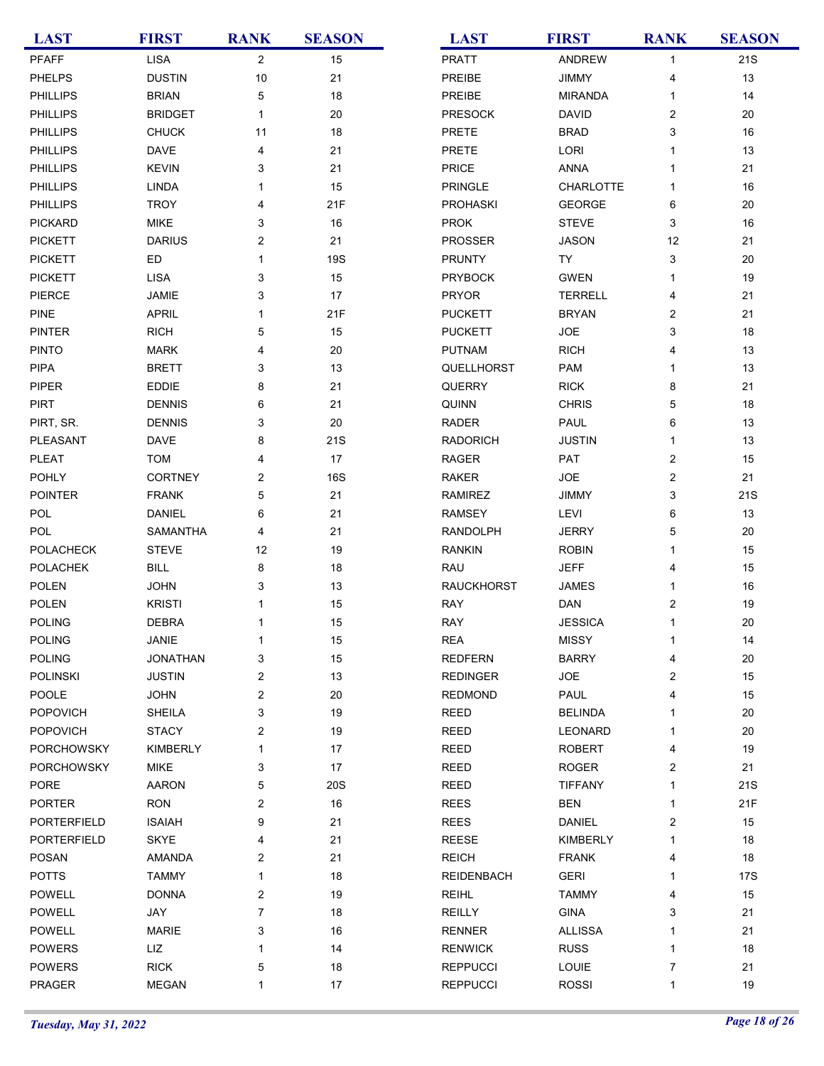| LAST | FIRST | RANK | SEASON |
|---|---|---|---|
| PFAFF | LISA | 2 | 15 |
| PHELPS | DUSTIN | 10 | 21 |
| PHILLIPS | BRIAN | 5 | 18 |
| PHILLIPS | BRIDGET | 1 | 20 |
| PHILLIPS | CHUCK | 11 | 18 |
| PHILLIPS | DAVE | 4 | 21 |
| PHILLIPS | KEVIN | 3 | 21 |
| PHILLIPS | LINDA | 1 | 15 |
| PHILLIPS | TROY | 4 | 21F |
| PICKARD | MIKE | 3 | 16 |
| PICKETT | DARIUS | 2 | 21 |
| PICKETT | ED | 1 | 19S |
| PICKETT | LISA | 3 | 15 |
| PIERCE | JAMIE | 3 | 17 |
| PINE | APRIL | 1 | 21F |
| PINTER | RICH | 5 | 15 |
| PINTO | MARK | 4 | 20 |
| PIPA | BRETT | 3 | 13 |
| PIPER | EDDIE | 8 | 21 |
| PIRT | DENNIS | 6 | 21 |
| PIRT, SR. | DENNIS | 3 | 20 |
| PLEASANT | DAVE | 8 | 21S |
| PLEAT | TOM | 4 | 17 |
| POHLY | CORTNEY | 2 | 16S |
| POINTER | FRANK | 5 | 21 |
| POL | DANIEL | 6 | 21 |
| POL | SAMANTHA | 4 | 21 |
| POLACHECK | STEVE | 12 | 19 |
| POLACHEK | BILL | 8 | 18 |
| POLEN | JOHN | 3 | 13 |
| POLEN | KRISTI | 1 | 15 |
| POLING | DEBRA | 1 | 15 |
| POLING | JANIE | 1 | 15 |
| POLING | JONATHAN | 3 | 15 |
| POLINSKI | JUSTIN | 2 | 13 |
| POOLE | JOHN | 2 | 20 |
| POPOVICH | SHEILA | 3 | 19 |
| POPOVICH | STACY | 2 | 19 |
| PORCHOWSKY | KIMBERLY | 1 | 17 |
| PORCHOWSKY | MIKE | 3 | 17 |
| PORE | AARON | 5 | 20S |
| PORTER | RON | 2 | 16 |
| PORTERFIELD | ISAIAH | 9 | 21 |
| PORTERFIELD | SKYE | 4 | 21 |
| POSAN | AMANDA | 2 | 21 |
| POTTS | TAMMY | 1 | 18 |
| POWELL | DONNA | 2 | 19 |
| POWELL | JAY | 7 | 18 |
| POWELL | MARIE | 3 | 16 |
| POWERS | LIZ | 1 | 14 |
| POWERS | RICK | 5 | 18 |
| PRAGER | MEGAN | 1 | 17 |
| PRATT | ANDREW | 1 | 21S |
| PREIBE | JIMMY | 4 | 13 |
| PREIBE | MIRANDA | 1 | 14 |
| PRESOCK | DAVID | 2 | 20 |
| PRETE | BRAD | 3 | 16 |
| PRETE | LORI | 1 | 13 |
| PRICE | ANNA | 1 | 21 |
| PRINGLE | CHARLOTTE | 1 | 16 |
| PROHASKI | GEORGE | 6 | 20 |
| PROK | STEVE | 3 | 16 |
| PROSSER | JASON | 12 | 21 |
| PRUNTY | TY | 3 | 20 |
| PRYBOCK | GWEN | 1 | 19 |
| PRYOR | TERRELL | 4 | 21 |
| PUCKETT | BRYAN | 2 | 21 |
| PUCKETT | JOE | 3 | 18 |
| PUTNAM | RICH | 4 | 13 |
| QUELLHORST | PAM | 1 | 13 |
| QUERRY | RICK | 8 | 21 |
| QUINN | CHRIS | 5 | 18 |
| RADER | PAUL | 6 | 13 |
| RADORICH | JUSTIN | 1 | 13 |
| RAGER | PAT | 2 | 15 |
| RAKER | JOE | 2 | 21 |
| RAMIREZ | JIMMY | 3 | 21S |
| RAMSEY | LEVI | 6 | 13 |
| RANDOLPH | JERRY | 5 | 20 |
| RANKIN | ROBIN | 1 | 15 |
| RAU | JEFF | 4 | 15 |
| RAUCKHORST | JAMES | 1 | 16 |
| RAY | DAN | 2 | 19 |
| RAY | JESSICA | 1 | 20 |
| REA | MISSY | 1 | 14 |
| REDFERN | BARRY | 4 | 20 |
| REDINGER | JOE | 2 | 15 |
| REDMOND | PAUL | 4 | 15 |
| REED | BELINDA | 1 | 20 |
| REED | LEONARD | 1 | 20 |
| REED | ROBERT | 4 | 19 |
| REED | ROGER | 2 | 21 |
| REED | TIFFANY | 1 | 21S |
| REES | BEN | 1 | 21F |
| REES | DANIEL | 2 | 15 |
| REESE | KIMBERLY | 1 | 18 |
| REICH | FRANK | 4 | 18 |
| REIDENBACH | GERI | 1 | 17S |
| REIHL | TAMMY | 4 | 15 |
| REILLY | GINA | 3 | 21 |
| RENNER | ALLISSA | 1 | 21 |
| RENWICK | RUSS | 1 | 18 |
| REPPUCCI | LOUIE | 7 | 21 |
| REPPUCCI | ROSSI | 1 | 19 |

*Tuesday, May 31, 2022*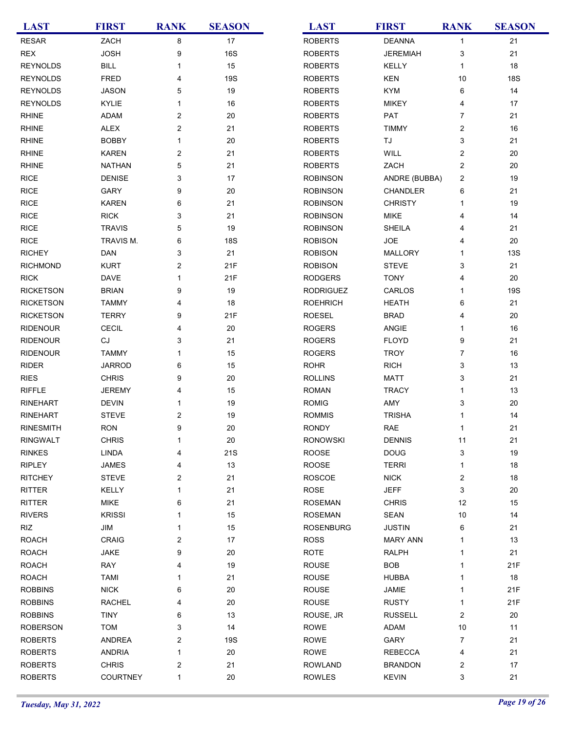| LAST | FIRST | RANK | SEASON |
|---|---|---|---|
| RESAR | ZACH | 8 | 17 |
| REX | JOSH | 9 | 16S |
| REYNOLDS | BILL | 1 | 15 |
| REYNOLDS | FRED | 4 | 19S |
| REYNOLDS | JASON | 5 | 19 |
| REYNOLDS | KYLIE | 1 | 16 |
| RHINE | ADAM | 2 | 20 |
| RHINE | ALEX | 2 | 21 |
| RHINE | BOBBY | 1 | 20 |
| RHINE | KAREN | 2 | 21 |
| RHINE | NATHAN | 5 | 21 |
| RICE | DENISE | 3 | 17 |
| RICE | GARY | 9 | 20 |
| RICE | KAREN | 6 | 21 |
| RICE | RICK | 3 | 21 |
| RICE | TRAVIS | 5 | 19 |
| RICE | TRAVIS M. | 6 | 18S |
| RICHEY | DAN | 3 | 21 |
| RICHMOND | KURT | 2 | 21F |
| RICK | DAVE | 1 | 21F |
| RICKETSON | BRIAN | 9 | 19 |
| RICKETSON | TAMMY | 4 | 18 |
| RICKETSON | TERRY | 9 | 21F |
| RIDENOUR | CECIL | 4 | 20 |
| RIDENOUR | CJ | 3 | 21 |
| RIDENOUR | TAMMY | 1 | 15 |
| RIDER | JARROD | 6 | 15 |
| RIES | CHRIS | 9 | 20 |
| RIFFLE | JEREMY | 4 | 15 |
| RINEHART | DEVIN | 1 | 19 |
| RINEHART | STEVE | 2 | 19 |
| RINESMITH | RON | 9 | 20 |
| RINGWALT | CHRIS | 1 | 20 |
| RINKES | LINDA | 4 | 21S |
| RIPLEY | JAMES | 4 | 13 |
| RITCHEY | STEVE | 2 | 21 |
| RITTER | KELLY | 1 | 21 |
| RITTER | MIKE | 6 | 21 |
| RIVERS | KRISSI | 1 | 15 |
| RIZ | JIM | 1 | 15 |
| ROACH | CRAIG | 2 | 17 |
| ROACH | JAKE | 9 | 20 |
| ROACH | RAY | 4 | 19 |
| ROACH | TAMI | 1 | 21 |
| ROBBINS | NICK | 6 | 20 |
| ROBBINS | RACHEL | 4 | 20 |
| ROBBINS | TINY | 6 | 13 |
| ROBERSON | TOM | 3 | 14 |
| ROBERTS | ANDREA | 2 | 19S |
| ROBERTS | ANDRIA | 1 | 20 |
| ROBERTS | CHRIS | 2 | 21 |
| ROBERTS | COURTNEY | 1 | 20 |
| ROBERTS | DEANNA | 1 | 21 |
| ROBERTS | JEREMIAH | 3 | 21 |
| ROBERTS | KELLY | 1 | 18 |
| ROBERTS | KEN | 10 | 18S |
| ROBERTS | KYM | 6 | 14 |
| ROBERTS | MIKEY | 4 | 17 |
| ROBERTS | PAT | 7 | 21 |
| ROBERTS | TIMMY | 2 | 16 |
| ROBERTS | TJ | 3 | 21 |
| ROBERTS | WILL | 2 | 20 |
| ROBERTS | ZACH | 2 | 20 |
| ROBINSON | ANDRE (BUBBA) | 2 | 19 |
| ROBINSON | CHANDLER | 6 | 21 |
| ROBINSON | CHRISTY | 1 | 19 |
| ROBINSON | MIKE | 4 | 14 |
| ROBINSON | SHEILA | 4 | 21 |
| ROBISON | JOE | 4 | 20 |
| ROBISON | MALLORY | 1 | 13S |
| ROBISON | STEVE | 3 | 21 |
| RODGERS | TONY | 4 | 20 |
| RODRIGUEZ | CARLOS | 1 | 19S |
| ROEHRICH | HEATH | 6 | 21 |
| ROESEL | BRAD | 4 | 20 |
| ROGERS | ANGIE | 1 | 16 |
| ROGERS | FLOYD | 9 | 21 |
| ROGERS | TROY | 7 | 16 |
| ROHR | RICH | 3 | 13 |
| ROLLINS | MATT | 3 | 21 |
| ROMAN | TRACY | 1 | 13 |
| ROMIG | AMY | 3 | 20 |
| ROMMIS | TRISHA | 1 | 14 |
| RONDY | RAE | 1 | 21 |
| RONOWSKI | DENNIS | 11 | 21 |
| ROOSE | DOUG | 3 | 19 |
| ROOSE | TERRI | 1 | 18 |
| ROSCOE | NICK | 2 | 18 |
| ROSE | JEFF | 3 | 20 |
| ROSEMAN | CHRIS | 12 | 15 |
| ROSEMAN | SEAN | 10 | 14 |
| ROSENBURG | JUSTIN | 6 | 21 |
| ROSS | MARY ANN | 1 | 13 |
| ROTE | RALPH | 1 | 21 |
| ROUSE | BOB | 1 | 21F |
| ROUSE | HUBBA | 1 | 18 |
| ROUSE | JAMIE | 1 | 21F |
| ROUSE | RUSTY | 1 | 21F |
| ROUSE, JR | RUSSELL | 2 | 20 |
| ROWE | ADAM | 10 | 11 |
| ROWE | GARY | 7 | 21 |
| ROWE | REBECCA | 4 | 21 |
| ROWLAND | BRANDON | 2 | 17 |
| ROWLES | KEVIN | 3 | 21 |

*Tuesday, May 31, 2022*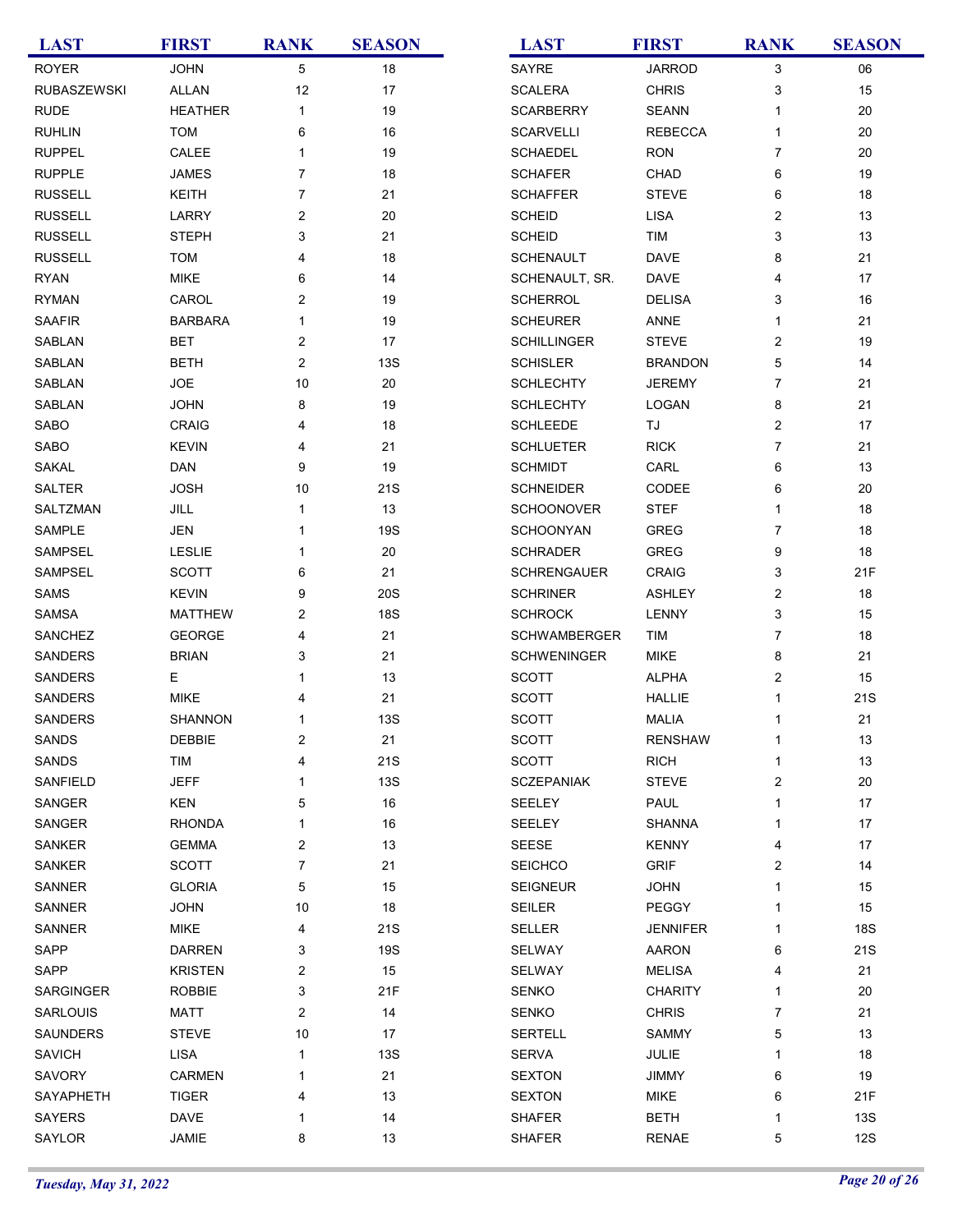| LAST | FIRST | RANK | SEASON |
|---|---|---|---|
| ROYER | JOHN | 5 | 18 |
| RUBASZEWSKI | ALLAN | 12 | 17 |
| RUDE | HEATHER | 1 | 19 |
| RUHLIN | TOM | 6 | 16 |
| RUPPEL | CALEE | 1 | 19 |
| RUPPLE | JAMES | 7 | 18 |
| RUSSELL | KEITH | 7 | 21 |
| RUSSELL | LARRY | 2 | 20 |
| RUSSELL | STEPH | 3 | 21 |
| RUSSELL | TOM | 4 | 18 |
| RYAN | MIKE | 6 | 14 |
| RYMAN | CAROL | 2 | 19 |
| SAAFIR | BARBARA | 1 | 19 |
| SABLAN | BET | 2 | 17 |
| SABLAN | BETH | 2 | 13S |
| SABLAN | JOE | 10 | 20 |
| SABLAN | JOHN | 8 | 19 |
| SABO | CRAIG | 4 | 18 |
| SABO | KEVIN | 4 | 21 |
| SAKAL | DAN | 9 | 19 |
| SALTER | JOSH | 10 | 21S |
| SALTZMAN | JILL | 1 | 13 |
| SAMPLE | JEN | 1 | 19S |
| SAMPSEL | LESLIE | 1 | 20 |
| SAMPSEL | SCOTT | 6 | 21 |
| SAMS | KEVIN | 9 | 20S |
| SAMSA | MATTHEW | 2 | 18S |
| SANCHEZ | GEORGE | 4 | 21 |
| SANDERS | BRIAN | 3 | 21 |
| SANDERS | E | 1 | 13 |
| SANDERS | MIKE | 4 | 21 |
| SANDERS | SHANNON | 1 | 13S |
| SANDS | DEBBIE | 2 | 21 |
| SANDS | TIM | 4 | 21S |
| SANFIELD | JEFF | 1 | 13S |
| SANGER | KEN | 5 | 16 |
| SANGER | RHONDA | 1 | 16 |
| SANKER | GEMMA | 2 | 13 |
| SANKER | SCOTT | 7 | 21 |
| SANNER | GLORIA | 5 | 15 |
| SANNER | JOHN | 10 | 18 |
| SANNER | MIKE | 4 | 21S |
| SAPP | DARREN | 3 | 19S |
| SAPP | KRISTEN | 2 | 15 |
| SARGINGER | ROBBIE | 3 | 21F |
| SARLOUIS | MATT | 2 | 14 |
| SAUNDERS | STEVE | 10 | 17 |
| SAVICH | LISA | 1 | 13S |
| SAVORY | CARMEN | 1 | 21 |
| SAYAPHETH | TIGER | 4 | 13 |
| SAYERS | DAVE | 1 | 14 |
| SAYLOR | JAMIE | 8 | 13 |
| SAYRE | JARROD | 3 | 06 |
| SCALERA | CHRIS | 3 | 15 |
| SCARBERRY | SEANN | 1 | 20 |
| SCARVELLI | REBECCA | 1 | 20 |
| SCHAEDEL | RON | 7 | 20 |
| SCHAFER | CHAD | 6 | 19 |
| SCHAFFER | STEVE | 6 | 18 |
| SCHEID | LISA | 2 | 13 |
| SCHEID | TIM | 3 | 13 |
| SCHENAULT | DAVE | 8 | 21 |
| SCHENAULT, SR. | DAVE | 4 | 17 |
| SCHERROL | DELISA | 3 | 16 |
| SCHEURER | ANNE | 1 | 21 |
| SCHILLINGER | STEVE | 2 | 19 |
| SCHISLER | BRANDON | 5 | 14 |
| SCHLECHTY | JEREMY | 7 | 21 |
| SCHLECHTY | LOGAN | 8 | 21 |
| SCHLEEDE | TJ | 2 | 17 |
| SCHLUETER | RICK | 7 | 21 |
| SCHMIDT | CARL | 6 | 13 |
| SCHNEIDER | CODEE | 6 | 20 |
| SCHOONOVER | STEF | 1 | 18 |
| SCHOONYAN | GREG | 7 | 18 |
| SCHRADER | GREG | 9 | 18 |
| SCHRENGAUER | CRAIG | 3 | 21F |
| SCHRINER | ASHLEY | 2 | 18 |
| SCHROCK | LENNY | 3 | 15 |
| SCHWAMBERGER | TIM | 7 | 18 |
| SCHWENINGER | MIKE | 8 | 21 |
| SCOTT | ALPHA | 2 | 15 |
| SCOTT | HALLIE | 1 | 21S |
| SCOTT | MALIA | 1 | 21 |
| SCOTT | RENSHAW | 1 | 13 |
| SCOTT | RICH | 1 | 13 |
| SCZEPANIAK | STEVE | 2 | 20 |
| SEELEY | PAUL | 1 | 17 |
| SEELEY | SHANNA | 1 | 17 |
| SEESE | KENNY | 4 | 17 |
| SEICHCO | GRIF | 2 | 14 |
| SEIGNEUR | JOHN | 1 | 15 |
| SEILER | PEGGY | 1 | 15 |
| SELLER | JENNIFER | 1 | 18S |
| SELWAY | AARON | 6 | 21S |
| SELWAY | MELISA | 4 | 21 |
| SENKO | CHARITY | 1 | 20 |
| SENKO | CHRIS | 7 | 21 |
| SERTELL | SAMMY | 5 | 13 |
| SERVA | JULIE | 1 | 18 |
| SEXTON | JIMMY | 6 | 19 |
| SEXTON | MIKE | 6 | 21F |
| SHAFER | BETH | 1 | 13S |
| SHAFER | RENAE | 5 | 12S |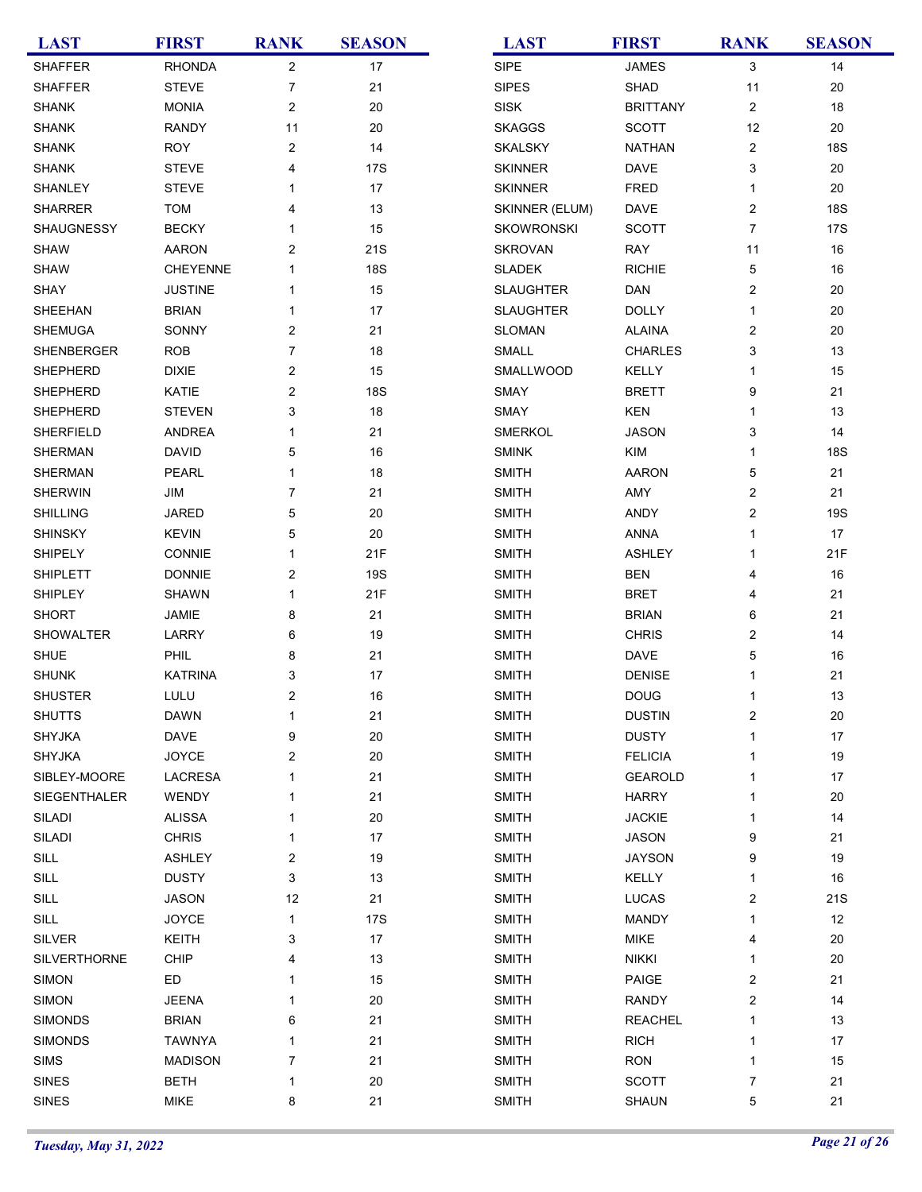| LAST | FIRST | RANK | SEASON |
|---|---|---|---|
| SHAFFER | RHONDA | 2 | 17 |
| SHAFFER | STEVE | 7 | 21 |
| SHANK | MONIA | 2 | 20 |
| SHANK | RANDY | 11 | 20 |
| SHANK | ROY | 2 | 14 |
| SHANK | STEVE | 4 | 17S |
| SHANLEY | STEVE | 1 | 17 |
| SHARRER | TOM | 4 | 13 |
| SHAUGNESSY | BECKY | 1 | 15 |
| SHAW | AARON | 2 | 21S |
| SHAW | CHEYENNE | 1 | 18S |
| SHAY | JUSTINE | 1 | 15 |
| SHEEHAN | BRIAN | 1 | 17 |
| SHEMUGA | SONNY | 2 | 21 |
| SHENBERGER | ROB | 7 | 18 |
| SHEPHERD | DIXIE | 2 | 15 |
| SHEPHERD | KATIE | 2 | 18S |
| SHEPHERD | STEVEN | 3 | 18 |
| SHERFIELD | ANDREA | 1 | 21 |
| SHERMAN | DAVID | 5 | 16 |
| SHERMAN | PEARL | 1 | 18 |
| SHERWIN | JIM | 7 | 21 |
| SHILLING | JARED | 5 | 20 |
| SHINSKY | KEVIN | 5 | 20 |
| SHIPELY | CONNIE | 1 | 21F |
| SHIPLETT | DONNIE | 2 | 19S |
| SHIPLEY | SHAWN | 1 | 21F |
| SHORT | JAMIE | 8 | 21 |
| SHOWALTER | LARRY | 6 | 19 |
| SHUE | PHIL | 8 | 21 |
| SHUNK | KATRINA | 3 | 17 |
| SHUSTER | LULU | 2 | 16 |
| SHUTTS | DAWN | 1 | 21 |
| SHYJKA | DAVE | 9 | 20 |
| SHYJKA | JOYCE | 2 | 20 |
| SIBLEY-MOORE | LACRESA | 1 | 21 |
| SIEGENTHALER | WENDY | 1 | 21 |
| SILADI | ALISSA | 1 | 20 |
| SILADI | CHRIS | 1 | 17 |
| SILL | ASHLEY | 2 | 19 |
| SILL | DUSTY | 3 | 13 |
| SILL | JASON | 12 | 21 |
| SILL | JOYCE | 1 | 17S |
| SILVER | KEITH | 3 | 17 |
| SILVERTHORNE | CHIP | 4 | 13 |
| SIMON | ED | 1 | 15 |
| SIMON | JEENA | 1 | 20 |
| SIMONDS | BRIAN | 6 | 21 |
| SIMONDS | TAWNYA | 1 | 21 |
| SIMS | MADISON | 7 | 21 |
| SINES | BETH | 1 | 20 |
| SINES | MIKE | 8 | 21 |
| SIPE | JAMES | 3 | 14 |
| SIPES | SHAD | 11 | 20 |
| SISK | BRITTANY | 2 | 18 |
| SKAGGS | SCOTT | 12 | 20 |
| SKALSKY | NATHAN | 2 | 18S |
| SKINNER | DAVE | 3 | 20 |
| SKINNER | FRED | 1 | 20 |
| SKINNER (ELUM) | DAVE | 2 | 18S |
| SKOWRONSKI | SCOTT | 7 | 17S |
| SKROVAN | RAY | 11 | 16 |
| SLADEK | RICHIE | 5 | 16 |
| SLAUGHTER | DAN | 2 | 20 |
| SLAUGHTER | DOLLY | 1 | 20 |
| SLOMAN | ALAINA | 2 | 20 |
| SMALL | CHARLES | 3 | 13 |
| SMALLWOOD | KELLY | 1 | 15 |
| SMAY | BRETT | 9 | 21 |
| SMAY | KEN | 1 | 13 |
| SMERKOL | JASON | 3 | 14 |
| SMINK | KIM | 1 | 18S |
| SMITH | AARON | 5 | 21 |
| SMITH | AMY | 2 | 21 |
| SMITH | ANDY | 2 | 19S |
| SMITH | ANNA | 1 | 17 |
| SMITH | ASHLEY | 1 | 21F |
| SMITH | BEN | 4 | 16 |
| SMITH | BRET | 4 | 21 |
| SMITH | BRIAN | 6 | 21 |
| SMITH | CHRIS | 2 | 14 |
| SMITH | DAVE | 5 | 16 |
| SMITH | DENISE | 1 | 21 |
| SMITH | DOUG | 1 | 13 |
| SMITH | DUSTIN | 2 | 20 |
| SMITH | DUSTY | 1 | 17 |
| SMITH | FELICIA | 1 | 19 |
| SMITH | GEAROLD | 1 | 17 |
| SMITH | HARRY | 1 | 20 |
| SMITH | JACKIE | 1 | 14 |
| SMITH | JASON | 9 | 21 |
| SMITH | JAYSON | 9 | 19 |
| SMITH | KELLY | 1 | 16 |
| SMITH | LUCAS | 2 | 21S |
| SMITH | MANDY | 1 | 12 |
| SMITH | MIKE | 4 | 20 |
| SMITH | NIKKI | 1 | 20 |
| SMITH | PAIGE | 2 | 21 |
| SMITH | RANDY | 2 | 14 |
| SMITH | REACHEL | 1 | 13 |
| SMITH | RICH | 1 | 17 |
| SMITH | RON | 1 | 15 |
| SMITH | SCOTT | 7 | 21 |
| SMITH | SHAUN | 5 | 21 |

*Tuesday, May 31, 2022*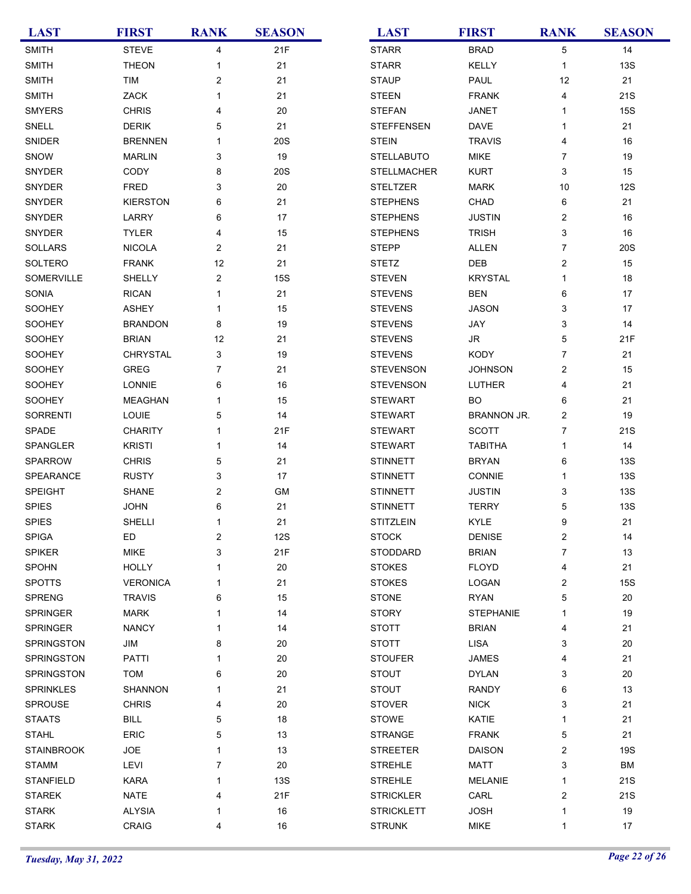| LAST | FIRST | RANK | SEASON |
|---|---|---|---|
| SMITH | STEVE | 4 | 21F |
| SMITH | THEON | 1 | 21 |
| SMITH | TIM | 2 | 21 |
| SMITH | ZACK | 1 | 21 |
| SMYERS | CHRIS | 4 | 20 |
| SNELL | DERIK | 5 | 21 |
| SNIDER | BRENNEN | 1 | 20S |
| SNOW | MARLIN | 3 | 19 |
| SNYDER | CODY | 8 | 20S |
| SNYDER | FRED | 3 | 20 |
| SNYDER | KIERSTON | 6 | 21 |
| SNYDER | LARRY | 6 | 17 |
| SNYDER | TYLER | 4 | 15 |
| SOLLARS | NICOLA | 2 | 21 |
| SOLTERO | FRANK | 12 | 21 |
| SOMERVILLE | SHELLY | 2 | 15S |
| SONIA | RICAN | 1 | 21 |
| SOOHEY | ASHEY | 1 | 15 |
| SOOHEY | BRANDON | 8 | 19 |
| SOOHEY | BRIAN | 12 | 21 |
| SOOHEY | CHRYSTAL | 3 | 19 |
| SOOHEY | GREG | 7 | 21 |
| SOOHEY | LONNIE | 6 | 16 |
| SOOHEY | MEAGHAN | 1 | 15 |
| SORRENTI | LOUIE | 5 | 14 |
| SPADE | CHARITY | 1 | 21F |
| SPANGLER | KRISTI | 1 | 14 |
| SPARROW | CHRIS | 5 | 21 |
| SPEARANCE | RUSTY | 3 | 17 |
| SPEIGHT | SHANE | 2 | GM |
| SPIES | JOHN | 6 | 21 |
| SPIES | SHELLI | 1 | 21 |
| SPIGA | ED | 2 | 12S |
| SPIKER | MIKE | 3 | 21F |
| SPOHN | HOLLY | 1 | 20 |
| SPOTTS | VERONICA | 1 | 21 |
| SPRENG | TRAVIS | 6 | 15 |
| SPRINGER | MARK | 1 | 14 |
| SPRINGER | NANCY | 1 | 14 |
| SPRINGSTON | JIM | 8 | 20 |
| SPRINGSTON | PATTI | 1 | 20 |
| SPRINGSTON | TOM | 6 | 20 |
| SPRINKLES | SHANNON | 1 | 21 |
| SPROUSE | CHRIS | 4 | 20 |
| STAATS | BILL | 5 | 18 |
| STAHL | ERIC | 5 | 13 |
| STAINBROOK | JOE | 1 | 13 |
| STAMM | LEVI | 7 | 20 |
| STANFIELD | KARA | 1 | 13S |
| STAREK | NATE | 4 | 21F |
| STARK | ALYSIA | 1 | 16 |
| STARK | CRAIG | 4 | 16 |
| STARR | BRAD | 5 | 14 |
| STARR | KELLY | 1 | 13S |
| STAUP | PAUL | 12 | 21 |
| STEEN | FRANK | 4 | 21S |
| STEFAN | JANET | 1 | 15S |
| STEFFENSEN | DAVE | 1 | 21 |
| STEIN | TRAVIS | 4 | 16 |
| STELLABUTO | MIKE | 7 | 19 |
| STELLMACHER | KURT | 3 | 15 |
| STELTZER | MARK | 10 | 12S |
| STEPHENS | CHAD | 6 | 21 |
| STEPHENS | JUSTIN | 2 | 16 |
| STEPHENS | TRISH | 3 | 16 |
| STEPP | ALLEN | 7 | 20S |
| STETZ | DEB | 2 | 15 |
| STEVEN | KRYSTAL | 1 | 18 |
| STEVENS | BEN | 6 | 17 |
| STEVENS | JASON | 3 | 17 |
| STEVENS | JAY | 3 | 14 |
| STEVENS | JR | 5 | 21F |
| STEVENS | KODY | 7 | 21 |
| STEVENSON | JOHNSON | 2 | 15 |
| STEVENSON | LUTHER | 4 | 21 |
| STEWART | BO | 6 | 21 |
| STEWART | BRANNON JR. | 2 | 19 |
| STEWART | SCOTT | 7 | 21S |
| STEWART | TABITHA | 1 | 14 |
| STINNETT | BRYAN | 6 | 13S |
| STINNETT | CONNIE | 1 | 13S |
| STINNETT | JUSTIN | 3 | 13S |
| STINNETT | TERRY | 5 | 13S |
| STITZLEIN | KYLE | 9 | 21 |
| STOCK | DENISE | 2 | 14 |
| STODDARD | BRIAN | 7 | 13 |
| STOKES | FLOYD | 4 | 21 |
| STOKES | LOGAN | 2 | 15S |
| STONE | RYAN | 5 | 20 |
| STORY | STEPHANIE | 1 | 19 |
| STOTT | BRIAN | 4 | 21 |
| STOTT | LISA | 3 | 20 |
| STOUFER | JAMES | 4 | 21 |
| STOUT | DYLAN | 3 | 20 |
| STOUT | RANDY | 6 | 13 |
| STOVER | NICK | 3 | 21 |
| STOWE | KATIE | 1 | 21 |
| STRANGE | FRANK | 5 | 21 |
| STREETER | DAISON | 2 | 19S |
| STREHLE | MATT | 3 | BM |
| STREHLE | MELANIE | 1 | 21S |
| STRICKLER | CARL | 2 | 21S |
| STRICKLETT | JOSH | 1 | 19 |
| STRUNK | MIKE | 1 | 17 |

*Tuesday, May 31, 2022*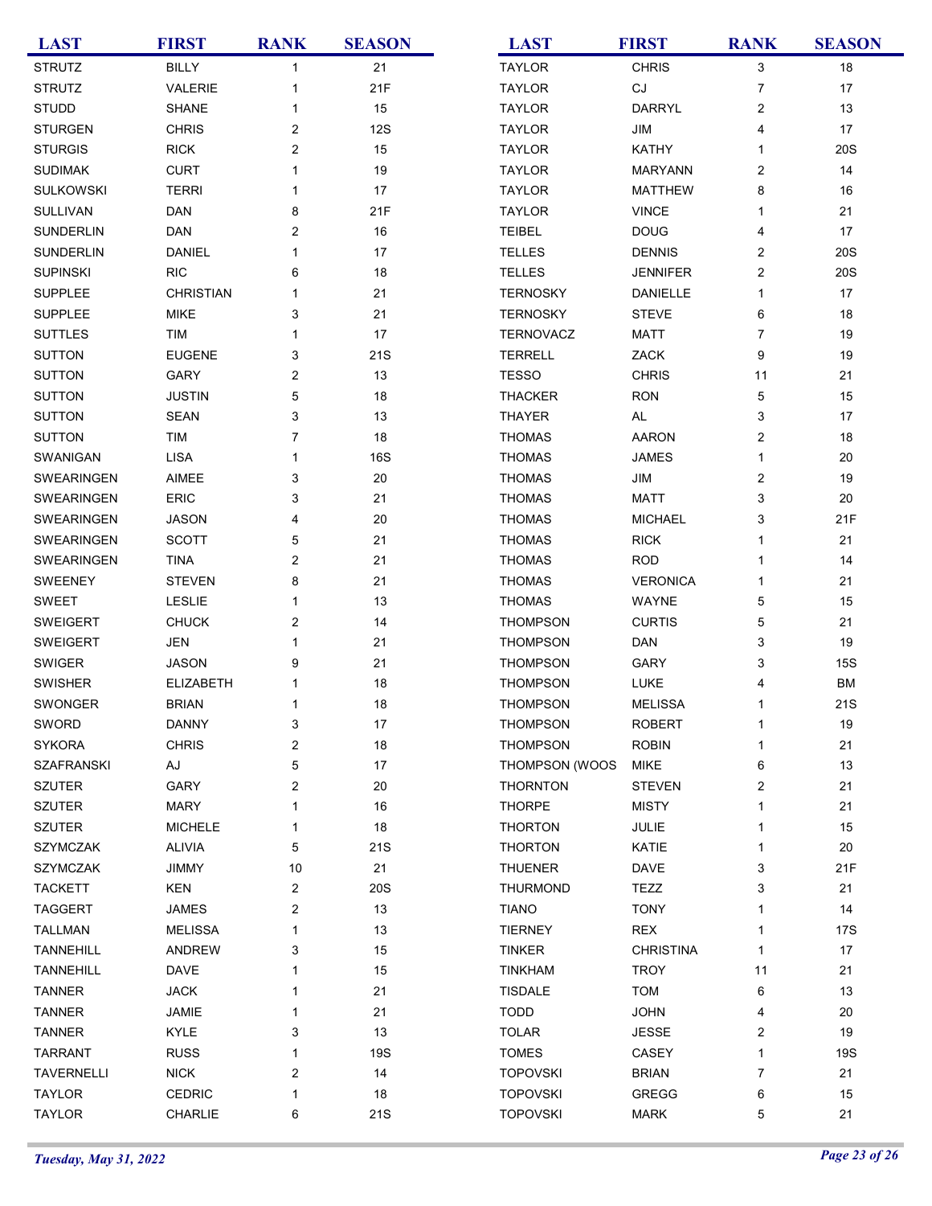| LAST | FIRST | RANK | SEASON |
|---|---|---|---|
| STRUTZ | BILLY | 1 | 21 |
| STRUTZ | VALERIE | 1 | 21F |
| STUDD | SHANE | 1 | 15 |
| STURGEN | CHRIS | 2 | 12S |
| STURGIS | RICK | 2 | 15 |
| SUDIMAK | CURT | 1 | 19 |
| SULKOWSKI | TERRI | 1 | 17 |
| SULLIVAN | DAN | 8 | 21F |
| SUNDERLIN | DAN | 2 | 16 |
| SUNDERLIN | DANIEL | 1 | 17 |
| SUPINSKI | RIC | 6 | 18 |
| SUPPLEE | CHRISTIAN | 1 | 21 |
| SUPPLEE | MIKE | 3 | 21 |
| SUTTLES | TIM | 1 | 17 |
| SUTTON | EUGENE | 3 | 21S |
| SUTTON | GARY | 2 | 13 |
| SUTTON | JUSTIN | 5 | 18 |
| SUTTON | SEAN | 3 | 13 |
| SUTTON | TIM | 7 | 18 |
| SWANIGAN | LISA | 1 | 16S |
| SWEARINGEN | AIMEE | 3 | 20 |
| SWEARINGEN | ERIC | 3 | 21 |
| SWEARINGEN | JASON | 4 | 20 |
| SWEARINGEN | SCOTT | 5 | 21 |
| SWEARINGEN | TINA | 2 | 21 |
| SWEENEY | STEVEN | 8 | 21 |
| SWEET | LESLIE | 1 | 13 |
| SWEIGERT | CHUCK | 2 | 14 |
| SWEIGERT | JEN | 1 | 21 |
| SWIGER | JASON | 9 | 21 |
| SWISHER | ELIZABETH | 1 | 18 |
| SWONGER | BRIAN | 1 | 18 |
| SWORD | DANNY | 3 | 17 |
| SYKORA | CHRIS | 2 | 18 |
| SZAFRANSKI | AJ | 5 | 17 |
| SZUTER | GARY | 2 | 20 |
| SZUTER | MARY | 1 | 16 |
| SZUTER | MICHELE | 1 | 18 |
| SZYMCZAK | ALIVIA | 5 | 21S |
| SZYMCZAK | JIMMY | 10 | 21 |
| TACKETT | KEN | 2 | 20S |
| TAGGERT | JAMES | 2 | 13 |
| TALLMAN | MELISSA | 1 | 13 |
| TANNEHILL | ANDREW | 3 | 15 |
| TANNEHILL | DAVE | 1 | 15 |
| TANNER | JACK | 1 | 21 |
| TANNER | JAMIE | 1 | 21 |
| TANNER | KYLE | 3 | 13 |
| TARRANT | RUSS | 1 | 19S |
| TAVERNELLI | NICK | 2 | 14 |
| TAYLOR | CEDRIC | 1 | 18 |
| TAYLOR | CHARLIE | 6 | 21S |
| TAYLOR | CHRIS | 3 | 18 |
| TAYLOR | CJ | 7 | 17 |
| TAYLOR | DARRYL | 2 | 13 |
| TAYLOR | JIM | 4 | 17 |
| TAYLOR | KATHY | 1 | 20S |
| TAYLOR | MARYANN | 2 | 14 |
| TAYLOR | MATTHEW | 8 | 16 |
| TAYLOR | VINCE | 1 | 21 |
| TEIBEL | DOUG | 4 | 17 |
| TELLES | DENNIS | 2 | 20S |
| TELLES | JENNIFER | 2 | 20S |
| TERNOSKY | DANIELLE | 1 | 17 |
| TERNOSKY | STEVE | 6 | 18 |
| TERNOVACZ | MATT | 7 | 19 |
| TERRELL | ZACK | 9 | 19 |
| TESSO | CHRIS | 11 | 21 |
| THACKER | RON | 5 | 15 |
| THAYER | AL | 3 | 17 |
| THOMAS | AARON | 2 | 18 |
| THOMAS | JAMES | 1 | 20 |
| THOMAS | JIM | 2 | 19 |
| THOMAS | MATT | 3 | 20 |
| THOMAS | MICHAEL | 3 | 21F |
| THOMAS | RICK | 1 | 21 |
| THOMAS | ROD | 1 | 14 |
| THOMAS | VERONICA | 1 | 21 |
| THOMAS | WAYNE | 5 | 15 |
| THOMPSON | CURTIS | 5 | 21 |
| THOMPSON | DAN | 3 | 19 |
| THOMPSON | GARY | 3 | 15S |
| THOMPSON | LUKE | 4 | BM |
| THOMPSON | MELISSA | 1 | 21S |
| THOMPSON | ROBERT | 1 | 19 |
| THOMPSON | ROBIN | 1 | 21 |
| THOMPSON (WOOS | MIKE | 6 | 13 |
| THORNTON | STEVEN | 2 | 21 |
| THORPE | MISTY | 1 | 21 |
| THORTON | JULIE | 1 | 15 |
| THORTON | KATIE | 1 | 20 |
| THUENER | DAVE | 3 | 21F |
| THURMOND | TEZZ | 3 | 21 |
| TIANO | TONY | 1 | 14 |
| TIERNEY | REX | 1 | 17S |
| TINKER | CHRISTINA | 1 | 17 |
| TINKHAM | TROY | 11 | 21 |
| TISDALE | TOM | 6 | 13 |
| TODD | JOHN | 4 | 20 |
| TOLAR | JESSE | 2 | 19 |
| TOMES | CASEY | 1 | 19S |
| TOPOVSKI | BRIAN | 7 | 21 |
| TOPOVSKI | GREGG | 6 | 15 |
| TOPOVSKI | MARK | 5 | 21 |

*Tuesday, May 31, 2022*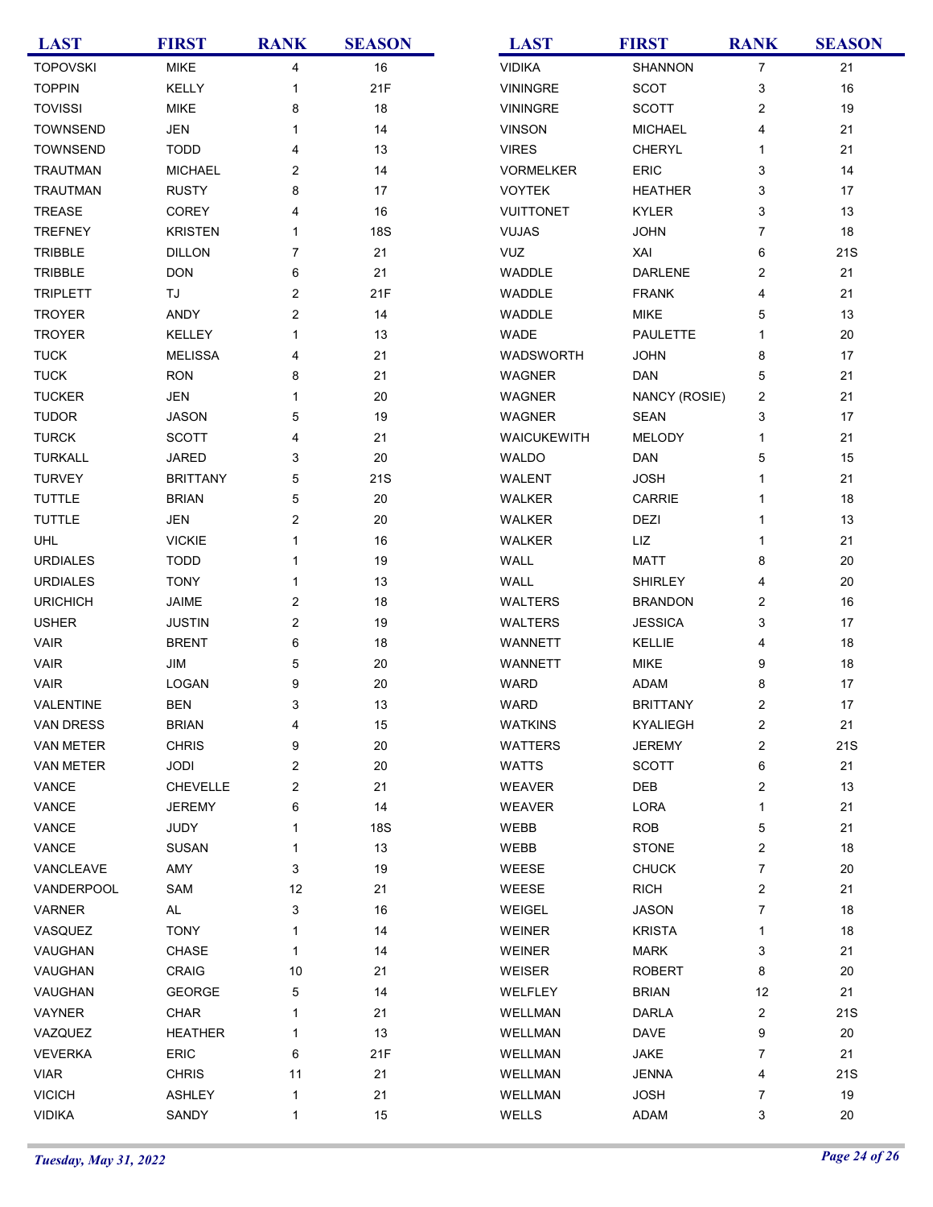| LAST | FIRST | RANK | SEASON |
|---|---|---|---|
| TOPOVSKI | MIKE | 4 | 16 |
| TOPPIN | KELLY | 1 | 21F |
| TOVISSI | MIKE | 8 | 18 |
| TOWNSEND | JEN | 1 | 14 |
| TOWNSEND | TODD | 4 | 13 |
| TRAUTMAN | MICHAEL | 2 | 14 |
| TRAUTMAN | RUSTY | 8 | 17 |
| TREASE | COREY | 4 | 16 |
| TREFNEY | KRISTEN | 1 | 18S |
| TRIBBLE | DILLON | 7 | 21 |
| TRIBBLE | DON | 6 | 21 |
| TRIPLETT | TJ | 2 | 21F |
| TROYER | ANDY | 2 | 14 |
| TROYER | KELLEY | 1 | 13 |
| TUCK | MELISSA | 4 | 21 |
| TUCK | RON | 8 | 21 |
| TUCKER | JEN | 1 | 20 |
| TUDOR | JASON | 5 | 19 |
| TURCK | SCOTT | 4 | 21 |
| TURKALL | JARED | 3 | 20 |
| TURVEY | BRITTANY | 5 | 21S |
| TUTTLE | BRIAN | 5 | 20 |
| TUTTLE | JEN | 2 | 20 |
| UHL | VICKIE | 1 | 16 |
| URDIALES | TODD | 1 | 19 |
| URDIALES | TONY | 1 | 13 |
| URICHICH | JAIME | 2 | 18 |
| USHER | JUSTIN | 2 | 19 |
| VAIR | BRENT | 6 | 18 |
| VAIR | JIM | 5 | 20 |
| VAIR | LOGAN | 9 | 20 |
| VALENTINE | BEN | 3 | 13 |
| VAN DRESS | BRIAN | 4 | 15 |
| VAN METER | CHRIS | 9 | 20 |
| VAN METER | JODI | 2 | 20 |
| VANCE | CHEVELLE | 2 | 21 |
| VANCE | JEREMY | 6 | 14 |
| VANCE | JUDY | 1 | 18S |
| VANCE | SUSAN | 1 | 13 |
| VANCLEAVE | AMY | 3 | 19 |
| VANDERPOOL | SAM | 12 | 21 |
| VARNER | AL | 3 | 16 |
| VASQUEZ | TONY | 1 | 14 |
| VAUGHAN | CHASE | 1 | 14 |
| VAUGHAN | CRAIG | 10 | 21 |
| VAUGHAN | GEORGE | 5 | 14 |
| VAYNER | CHAR | 1 | 21 |
| VAZQUEZ | HEATHER | 1 | 13 |
| VEVERKA | ERIC | 6 | 21F |
| VIAR | CHRIS | 11 | 21 |
| VICICH | ASHLEY | 1 | 21 |
| VIDIKA | SANDY | 1 | 15 |
| VIDIKA | SHANNON | 7 | 21 |
| VININGRE | SCOT | 3 | 16 |
| VININGRE | SCOTT | 2 | 19 |
| VINSON | MICHAEL | 4 | 21 |
| VIRES | CHERYL | 1 | 21 |
| VORMELKER | ERIC | 3 | 14 |
| VOYTEK | HEATHER | 3 | 17 |
| VUITTONET | KYLER | 3 | 13 |
| VUJAS | JOHN | 7 | 18 |
| VUZ | XAI | 6 | 21S |
| WADDLE | DARLENE | 2 | 21 |
| WADDLE | FRANK | 4 | 21 |
| WADDLE | MIKE | 5 | 13 |
| WADE | PAULETTE | 1 | 20 |
| WADSWORTH | JOHN | 8 | 17 |
| WAGNER | DAN | 5 | 21 |
| WAGNER | NANCY (ROSIE) | 2 | 21 |
| WAGNER | SEAN | 3 | 17 |
| WAICUKEWITH | MELODY | 1 | 21 |
| WALDO | DAN | 5 | 15 |
| WALENT | JOSH | 1 | 21 |
| WALKER | CARRIE | 1 | 18 |
| WALKER | DEZI | 1 | 13 |
| WALKER | LIZ | 1 | 21 |
| WALL | MATT | 8 | 20 |
| WALL | SHIRLEY | 4 | 20 |
| WALTERS | BRANDON | 2 | 16 |
| WALTERS | JESSICA | 3 | 17 |
| WANNETT | KELLIE | 4 | 18 |
| WANNETT | MIKE | 9 | 18 |
| WARD | ADAM | 8 | 17 |
| WARD | BRITTANY | 2 | 17 |
| WATKINS | KYALIEGH | 2 | 21 |
| WATTERS | JEREMY | 2 | 21S |
| WATTS | SCOTT | 6 | 21 |
| WEAVER | DEB | 2 | 13 |
| WEAVER | LORA | 1 | 21 |
| WEBB | ROB | 5 | 21 |
| WEBB | STONE | 2 | 18 |
| WEESE | CHUCK | 7 | 20 |
| WEESE | RICH | 2 | 21 |
| WEIGEL | JASON | 7 | 18 |
| WEINER | KRISTA | 1 | 18 |
| WEINER | MARK | 3 | 21 |
| WEISER | ROBERT | 8 | 20 |
| WELFLEY | BRIAN | 12 | 21 |
| WELLMAN | DARLA | 2 | 21S |
| WELLMAN | DAVE | 9 | 20 |
| WELLMAN | JAKE | 7 | 21 |
| WELLMAN | JENNA | 4 | 21S |
| WELLMAN | JOSH | 7 | 19 |
| WELLS | ADAM | 3 | 20 |

*Tuesday, May 31, 2022*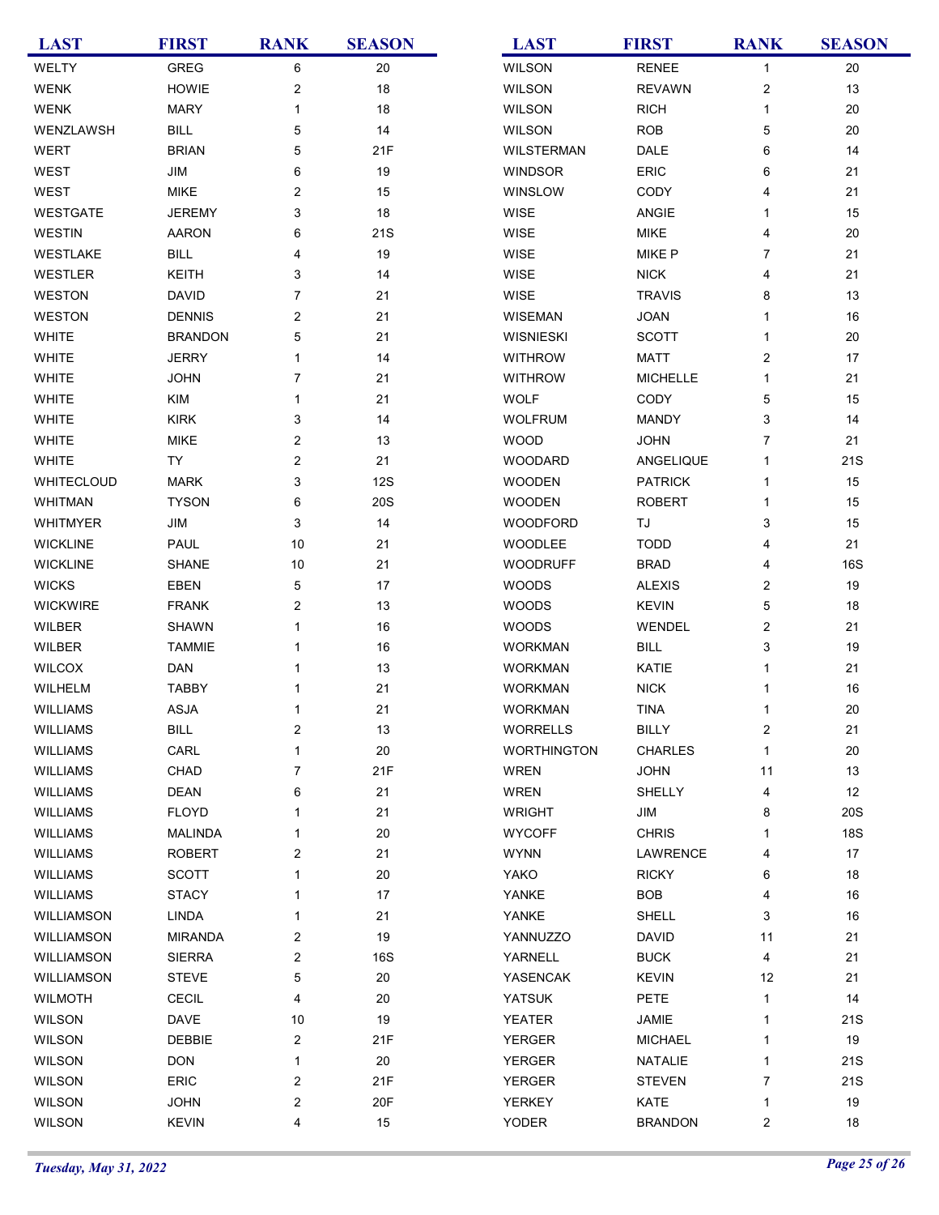| LAST | FIRST | RANK | SEASON |
|---|---|---|---|
| WELTY | GREG | 6 | 20 |
| WENK | HOWIE | 2 | 18 |
| WENK | MARY | 1 | 18 |
| WENZLAWSH | BILL | 5 | 14 |
| WERT | BRIAN | 5 | 21F |
| WEST | JIM | 6 | 19 |
| WEST | MIKE | 2 | 15 |
| WESTGATE | JEREMY | 3 | 18 |
| WESTIN | AARON | 6 | 21S |
| WESTLAKE | BILL | 4 | 19 |
| WESTLER | KEITH | 3 | 14 |
| WESTON | DAVID | 7 | 21 |
| WESTON | DENNIS | 2 | 21 |
| WHITE | BRANDON | 5 | 21 |
| WHITE | JERRY | 1 | 14 |
| WHITE | JOHN | 7 | 21 |
| WHITE | KIM | 1 | 21 |
| WHITE | KIRK | 3 | 14 |
| WHITE | MIKE | 2 | 13 |
| WHITE | TY | 2 | 21 |
| WHITECLOUD | MARK | 3 | 12S |
| WHITMAN | TYSON | 6 | 20S |
| WHITMYER | JIM | 3 | 14 |
| WICKLINE | PAUL | 10 | 21 |
| WICKLINE | SHANE | 10 | 21 |
| WICKS | EBEN | 5 | 17 |
| WICKWIRE | FRANK | 2 | 13 |
| WILBER | SHAWN | 1 | 16 |
| WILBER | TAMMIE | 1 | 16 |
| WILCOX | DAN | 1 | 13 |
| WILHELM | TABBY | 1 | 21 |
| WILLIAMS | ASJA | 1 | 21 |
| WILLIAMS | BILL | 2 | 13 |
| WILLIAMS | CARL | 1 | 20 |
| WILLIAMS | CHAD | 7 | 21F |
| WILLIAMS | DEAN | 6 | 21 |
| WILLIAMS | FLOYD | 1 | 21 |
| WILLIAMS | MALINDA | 1 | 20 |
| WILLIAMS | ROBERT | 2 | 21 |
| WILLIAMS | SCOTT | 1 | 20 |
| WILLIAMS | STACY | 1 | 17 |
| WILLIAMSON | LINDA | 1 | 21 |
| WILLIAMSON | MIRANDA | 2 | 19 |
| WILLIAMSON | SIERRA | 2 | 16S |
| WILLIAMSON | STEVE | 5 | 20 |
| WILMOTH | CECIL | 4 | 20 |
| WILSON | DAVE | 10 | 19 |
| WILSON | DEBBIE | 2 | 21F |
| WILSON | DON | 1 | 20 |
| WILSON | ERIC | 2 | 21F |
| WILSON | JOHN | 2 | 20F |
| WILSON | KEVIN | 4 | 15 |
| WILSON | RENEE | 1 | 20 |
| WILSON | REVAWN | 2 | 13 |
| WILSON | RICH | 1 | 20 |
| WILSON | ROB | 5 | 20 |
| WILSTERMAN | DALE | 6 | 14 |
| WINDSOR | ERIC | 6 | 21 |
| WINSLOW | CODY | 4 | 21 |
| WISE | ANGIE | 1 | 15 |
| WISE | MIKE | 4 | 20 |
| WISE | MIKE P | 7 | 21 |
| WISE | NICK | 4 | 21 |
| WISE | TRAVIS | 8 | 13 |
| WISEMAN | JOAN | 1 | 16 |
| WISNIESKI | SCOTT | 1 | 20 |
| WITHROW | MATT | 2 | 17 |
| WITHROW | MICHELLE | 1 | 21 |
| WOLF | CODY | 5 | 15 |
| WOLFRUM | MANDY | 3 | 14 |
| WOOD | JOHN | 7 | 21 |
| WOODARD | ANGELIQUE | 1 | 21S |
| WOODEN | PATRICK | 1 | 15 |
| WOODEN | ROBERT | 1 | 15 |
| WOODFORD | TJ | 3 | 15 |
| WOODLEE | TODD | 4 | 21 |
| WOODRUFF | BRAD | 4 | 16S |
| WOODS | ALEXIS | 2 | 19 |
| WOODS | KEVIN | 5 | 18 |
| WOODS | WENDEL | 2 | 21 |
| WORKMAN | BILL | 3 | 19 |
| WORKMAN | KATIE | 1 | 21 |
| WORKMAN | NICK | 1 | 16 |
| WORKMAN | TINA | 1 | 20 |
| WORRELLS | BILLY | 2 | 21 |
| WORTHINGTON | CHARLES | 1 | 20 |
| WREN | JOHN | 11 | 13 |
| WREN | SHELLY | 4 | 12 |
| WRIGHT | JIM | 8 | 20S |
| WYCOFF | CHRIS | 1 | 18S |
| WYNN | LAWRENCE | 4 | 17 |
| YAKO | RICKY | 6 | 18 |
| YANKE | BOB | 4 | 16 |
| YANKE | SHELL | 3 | 16 |
| YANNUZZO | DAVID | 11 | 21 |
| YARNELL | BUCK | 4 | 21 |
| YASENCAK | KEVIN | 12 | 21 |
| YATSUK | PETE | 1 | 14 |
| YEATER | JAMIE | 1 | 21S |
| YERGER | MICHAEL | 1 | 19 |
| YERGER | NATALIE | 1 | 21S |
| YERGER | STEVEN | 7 | 21S |
| YERKEY | KATE | 1 | 19 |
| YODER | BRANDON | 2 | 18 |

*Tuesday, May 31, 2022*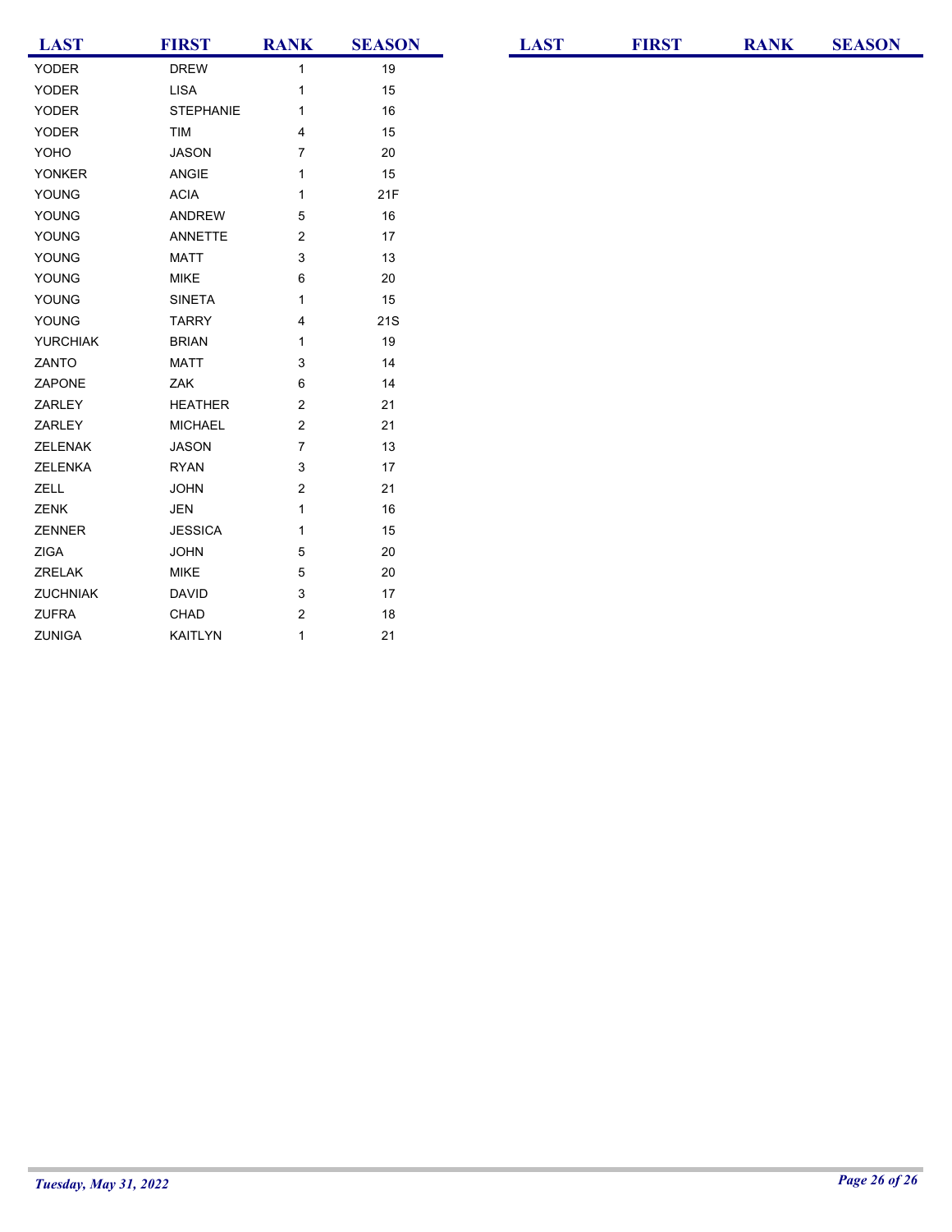| LAST | FIRST | RANK | SEASON |
| --- | --- | --- | --- |
| YODER | DREW | 1 | 19 |
| YODER | LISA | 1 | 15 |
| YODER | STEPHANIE | 1 | 16 |
| YODER | TIM | 4 | 15 |
| YOHO | JASON | 7 | 20 |
| YONKER | ANGIE | 1 | 15 |
| YOUNG | ACIA | 1 | 21F |
| YOUNG | ANDREW | 5 | 16 |
| YOUNG | ANNETTE | 2 | 17 |
| YOUNG | MATT | 3 | 13 |
| YOUNG | MIKE | 6 | 20 |
| YOUNG | SINETA | 1 | 15 |
| YOUNG | TARRY | 4 | 21S |
| YURCHIAK | BRIAN | 1 | 19 |
| ZANTO | MATT | 3 | 14 |
| ZAPONE | ZAK | 6 | 14 |
| ZARLEY | HEATHER | 2 | 21 |
| ZARLEY | MICHAEL | 2 | 21 |
| ZELENAK | JASON | 7 | 13 |
| ZELENKA | RYAN | 3 | 17 |
| ZELL | JOHN | 2 | 21 |
| ZENK | JEN | 1 | 16 |
| ZENNER | JESSICA | 1 | 15 |
| ZIGA | JOHN | 5 | 20 |
| ZRELAK | MIKE | 5 | 20 |
| ZUCHNIAK | DAVID | 3 | 17 |
| ZUFRA | CHAD | 2 | 18 |
| ZUNIGA | KAITLYN | 1 | 21 |

*Tuesday, May 31, 2022*